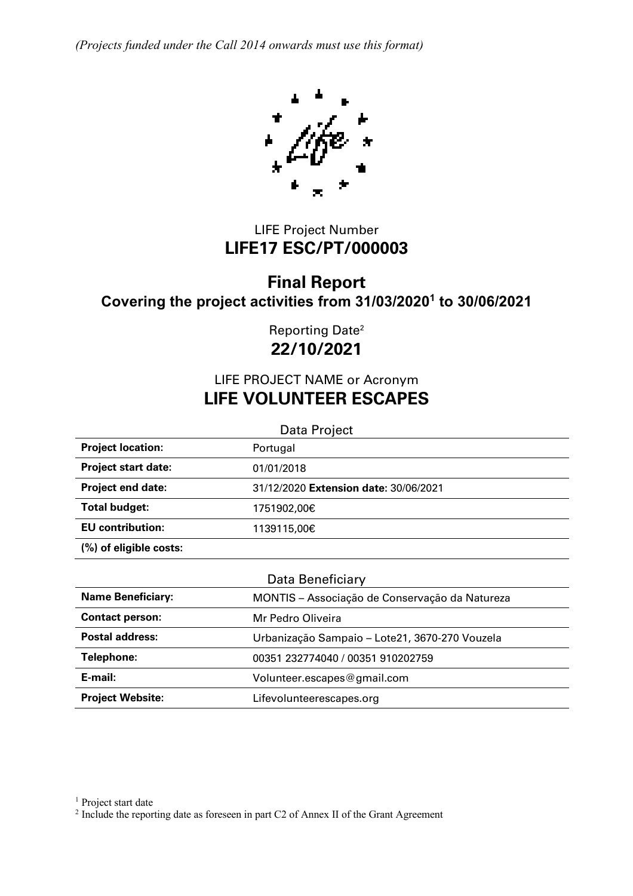*(Projects funded under the Call 2014 onwards must use this format)*

LIFE Project Number

**LIFE17 ESC/PT/000003**

# Final Report

## Covering the project activities from 31/03/2020[1] to 30/06/2021

Reporting Date[2]

**22/10/2021**

LIFE PROJECT NAME or Acronym

# LIFE VOLUNTEER ESCAPES

Data Project

| | |
|---|---|
| **Project location:** | Portugal |
| **Project start date:** | 01/01/2018 |
| **Project end date:** | 31/12/2020 **Extension date:** 30/06/2021 |
| **Total budget:** | 1751902,00€ |
| **EU contribution:** | 1139115,00€ |
| **(%) of eligible costs:** | |

Data Beneficiary

| | |
|---|---|
| **Name Beneficiary:** | MONTIS – Associação de Conservação da Natureza |
| **Contact person:** | Mr Pedro Oliveira |
| **Postal address:** | Urbanização Sampaio – Lote21, 3670-270 Vouzela |
| **Telephone:** | 00351 232774040 / 00351 910202759 |
| **E-mail:** | Volunteer.escapes@gmail.com |
| **Project Website:** | Lifevolunteerescapes.org |

[1] Project start date

[2] Include the reporting date as foreseen in part C2 of Annex II of the Grant Agreement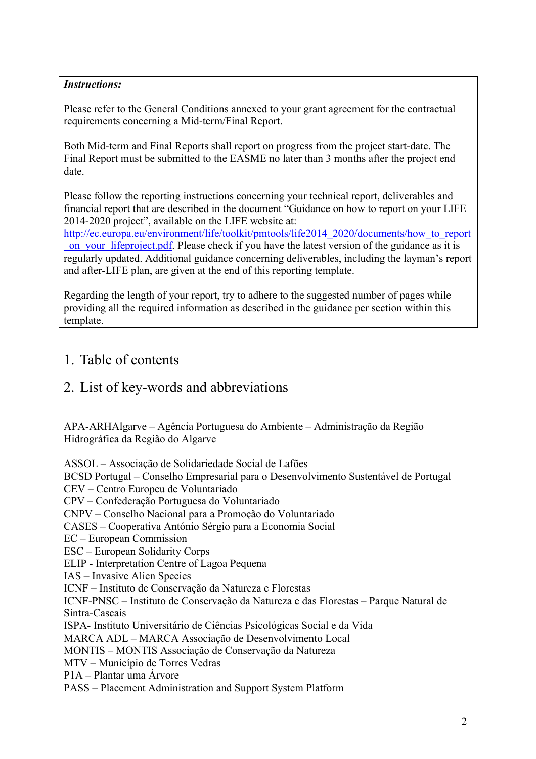***Instructions:***

Please refer to the General Conditions annexed to your grant agreement for the contractual requirements concerning a Mid-term/Final Report.

Both Mid-term and Final Reports shall report on progress from the project start-date. The Final Report must be submitted to the EASME no later than 3 months after the project end date.

Please follow the reporting instructions concerning your technical report, deliverables and financial report that are described in the document "Guidance on how to report on your LIFE 2014-2020 project", available on the LIFE website at: [http://ec.europa.eu/environment/life/toolkit/pmtools/life2014_2020/documents/how_to_report_on_your_lifeproject.pdf](http://ec.europa.eu/environment/life/toolkit/pmtools/life2014_2020/documents/how_to_report_on_your_lifeproject.pdf). Please check if you have the latest version of the guidance as it is regularly updated. Additional guidance concerning deliverables, including the layman's report and after-LIFE plan, are given at the end of this reporting template.

Regarding the length of your report, try to adhere to the suggested number of pages while providing all the required information as described in the guidance per section within this template.

# 1. Table of contents

# 2. List of key-words and abbreviations

APA-ARHAlgarve – Agência Portuguesa do Ambiente – Administração da Região Hidrográfica da Região do Algarve

ASSOL – Associação de Solidariedade Social de Lafões
BCSD Portugal – Conselho Empresarial para o Desenvolvimento Sustentável de Portugal
CEV – Centro Europeu de Voluntariado
CPV – Confederação Portuguesa do Voluntariado
CNPV – Conselho Nacional para a Promoção do Voluntariado
CASES – Cooperativa António Sérgio para a Economia Social
EC – European Commission
ESC – European Solidarity Corps
ELIP - Interpretation Centre of Lagoa Pequena
IAS – Invasive Alien Species
ICNF – Instituto de Conservação da Natureza e Florestas
ICNF-PNSC – Instituto de Conservação da Natureza e das Florestas – Parque Natural de Sintra-Cascais
ISPA- Instituto Universitário de Ciências Psicológicas Social e da Vida
MARCA ADL – MARCA Associação de Desenvolvimento Local
MONTIS – MONTIS Associação de Conservação da Natureza
MTV – Município de Torres Vedras
P1A – Plantar uma Árvore
PASS – Placement Administration and Support System Platform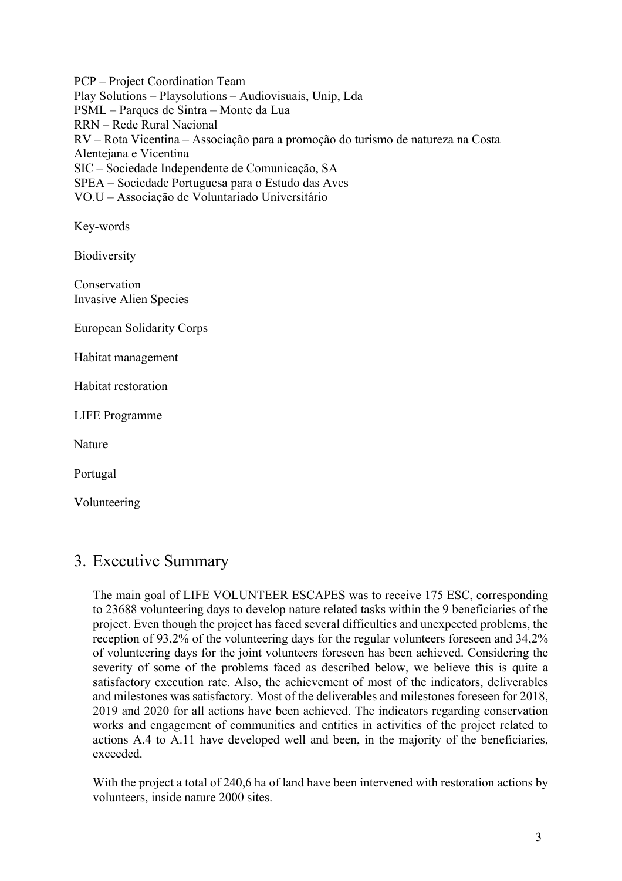PCP – Project Coordination Team
Play Solutions – Playsolutions – Audiovisuais, Unip, Lda
PSML – Parques de Sintra – Monte da Lua
RRN – Rede Rural Nacional
RV – Rota Vicentina – Associação para a promoção do turismo de natureza na Costa Alentejana e Vicentina
SIC – Sociedade Independente de Comunicação, SA
SPEA – Sociedade Portuguesa para o Estudo das Aves
VO.U – Associação de Voluntariado Universitário

Key-words

Biodiversity

Conservation
Invasive Alien Species

European Solidarity Corps

Habitat management

Habitat restoration

LIFE Programme

Nature

Portugal

Volunteering

# 3. Executive Summary

The main goal of LIFE VOLUNTEER ESCAPES was to receive 175 ESC, corresponding to 23688 volunteering days to develop nature related tasks within the 9 beneficiaries of the project. Even though the project has faced several difficulties and unexpected problems, the reception of 93,2% of the volunteering days for the regular volunteers foreseen and 34,2% of volunteering days for the joint volunteers foreseen has been achieved. Considering the severity of some of the problems faced as described below, we believe this is quite a satisfactory execution rate. Also, the achievement of most of the indicators, deliverables and milestones was satisfactory. Most of the deliverables and milestones foreseen for 2018, 2019 and 2020 for all actions have been achieved. The indicators regarding conservation works and engagement of communities and entities in activities of the project related to actions A.4 to A.11 have developed well and been, in the majority of the beneficiaries, exceeded.

With the project a total of 240,6 ha of land have been intervened with restoration actions by volunteers, inside nature 2000 sites.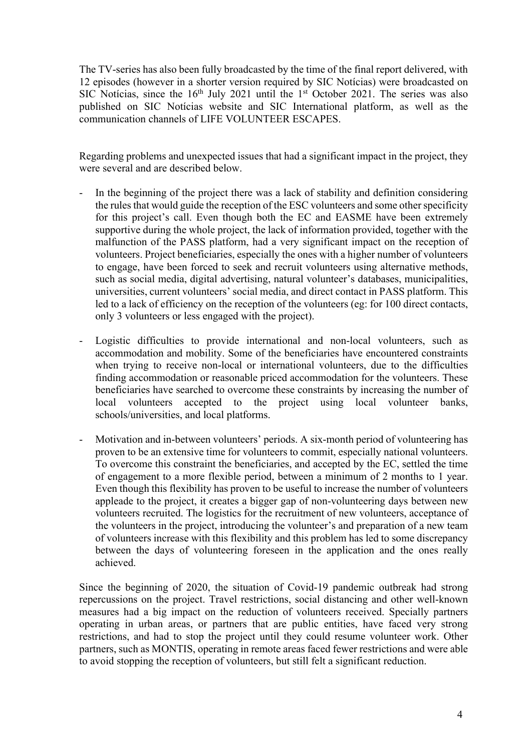The TV-series has also been fully broadcasted by the time of the final report delivered, with 12 episodes (however in a shorter version required by SIC Notícias) were broadcasted on SIC Notícias, since the 16th July 2021 until the 1st October 2021. The series was also published on SIC Notícias website and SIC International platform, as well as the communication channels of LIFE VOLUNTEER ESCAPES.

Regarding problems and unexpected issues that had a significant impact in the project, they were several and are described below.

- In the beginning of the project there was a lack of stability and definition considering the rules that would guide the reception of the ESC volunteers and some other specificity for this project's call. Even though both the EC and EASME have been extremely supportive during the whole project, the lack of information provided, together with the malfunction of the PASS platform, had a very significant impact on the reception of volunteers. Project beneficiaries, especially the ones with a higher number of volunteers to engage, have been forced to seek and recruit volunteers using alternative methods, such as social media, digital advertising, natural volunteer's databases, municipalities, universities, current volunteers' social media, and direct contact in PASS platform. This led to a lack of efficiency on the reception of the volunteers (eg: for 100 direct contacts, only 3 volunteers or less engaged with the project).
- Logistic difficulties to provide international and non-local volunteers, such as accommodation and mobility. Some of the beneficiaries have encountered constraints when trying to receive non-local or international volunteers, due to the difficulties finding accommodation or reasonable priced accommodation for the volunteers. These beneficiaries have searched to overcome these constraints by increasing the number of local volunteers accepted to the project using local volunteer banks, schools/universities, and local platforms.
- Motivation and in-between volunteers' periods. A six-month period of volunteering has proven to be an extensive time for volunteers to commit, especially national volunteers. To overcome this constraint the beneficiaries, and accepted by the EC, settled the time of engagement to a more flexible period, between a minimum of 2 months to 1 year. Even though this flexibility has proven to be useful to increase the number of volunteers appleade to the project, it creates a bigger gap of non-volunteering days between new volunteers recruited. The logistics for the recruitment of new volunteers, acceptance of the volunteers in the project, introducing the volunteer's and preparation of a new team of volunteers increase with this flexibility and this problem has led to some discrepancy between the days of volunteering foreseen in the application and the ones really achieved.

Since the beginning of 2020, the situation of Covid-19 pandemic outbreak had strong repercussions on the project. Travel restrictions, social distancing and other well-known measures had a big impact on the reduction of volunteers received. Specially partners operating in urban areas, or partners that are public entities, have faced very strong restrictions, and had to stop the project until they could resume volunteer work. Other partners, such as MONTIS, operating in remote areas faced fewer restrictions and were able to avoid stopping the reception of volunteers, but still felt a significant reduction.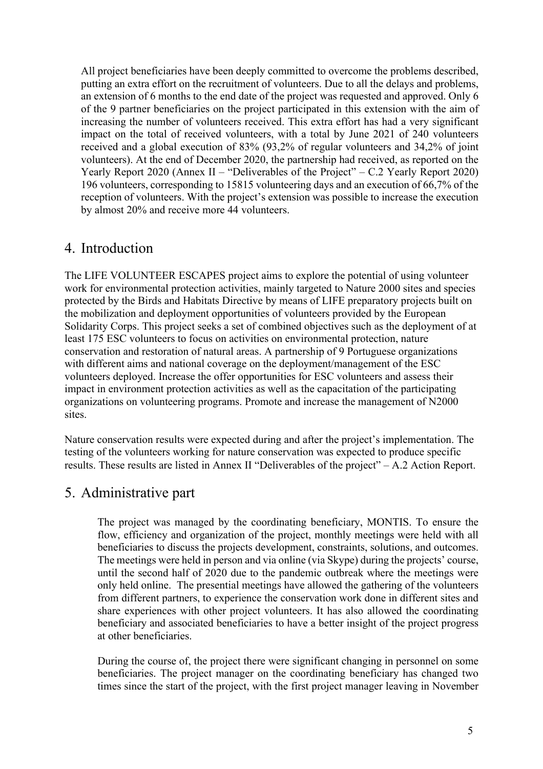All project beneficiaries have been deeply committed to overcome the problems described, putting an extra effort on the recruitment of volunteers. Due to all the delays and problems, an extension of 6 months to the end date of the project was requested and approved. Only 6 of the 9 partner beneficiaries on the project participated in this extension with the aim of increasing the number of volunteers received. This extra effort has had a very significant impact on the total of received volunteers, with a total by June 2021 of 240 volunteers received and a global execution of 83% (93,2% of regular volunteers and 34,2% of joint volunteers). At the end of December 2020, the partnership had received, as reported on the Yearly Report 2020 (Annex II – "Deliverables of the Project" – C.2 Yearly Report 2020) 196 volunteers, corresponding to 15815 volunteering days and an execution of 66,7% of the reception of volunteers. With the project's extension was possible to increase the execution by almost 20% and receive more 44 volunteers.

# 4. Introduction

The LIFE VOLUNTEER ESCAPES project aims to explore the potential of using volunteer work for environmental protection activities, mainly targeted to Nature 2000 sites and species protected by the Birds and Habitats Directive by means of LIFE preparatory projects built on the mobilization and deployment opportunities of volunteers provided by the European Solidarity Corps. This project seeks a set of combined objectives such as the deployment of at least 175 ESC volunteers to focus on activities on environmental protection, nature conservation and restoration of natural areas. A partnership of 9 Portuguese organizations with different aims and national coverage on the deployment/management of the ESC volunteers deployed. Increase the offer opportunities for ESC volunteers and assess their impact in environment protection activities as well as the capacitation of the participating organizations on volunteering programs. Promote and increase the management of N2000 sites.

Nature conservation results were expected during and after the project's implementation. The testing of the volunteers working for nature conservation was expected to produce specific results. These results are listed in Annex II "Deliverables of the project" – A.2 Action Report.

# 5. Administrative part

The project was managed by the coordinating beneficiary, MONTIS. To ensure the flow, efficiency and organization of the project, monthly meetings were held with all beneficiaries to discuss the projects development, constraints, solutions, and outcomes. The meetings were held in person and via online (via Skype) during the projects' course, until the second half of 2020 due to the pandemic outbreak where the meetings were only held online. The presential meetings have allowed the gathering of the volunteers from different partners, to experience the conservation work done in different sites and share experiences with other project volunteers. It has also allowed the coordinating beneficiary and associated beneficiaries to have a better insight of the project progress at other beneficiaries.

During the course of, the project there were significant changing in personnel on some beneficiaries. The project manager on the coordinating beneficiary has changed two times since the start of the project, with the first project manager leaving in November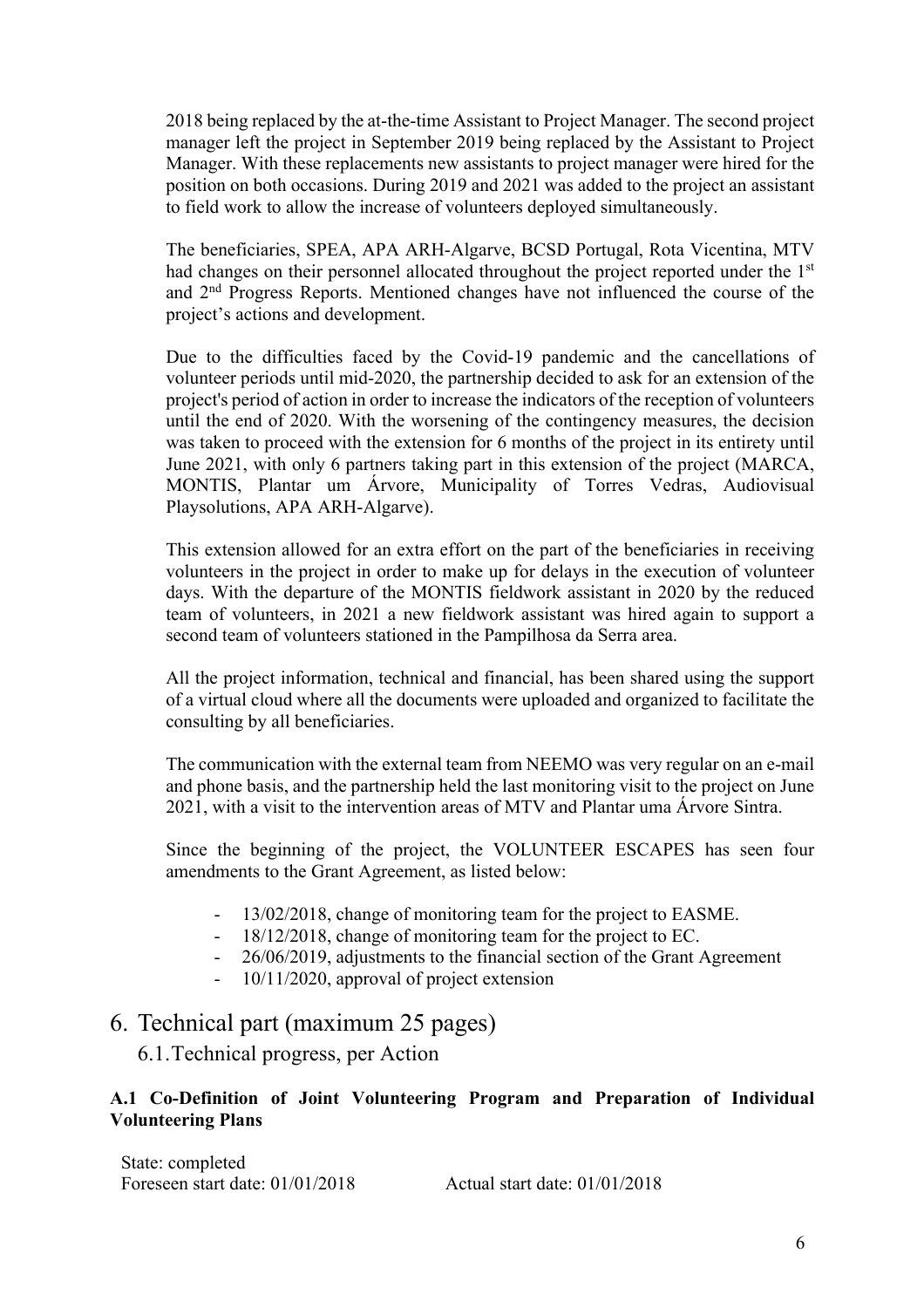2018 being replaced by the at-the-time Assistant to Project Manager. The second project manager left the project in September 2019 being replaced by the Assistant to Project Manager. With these replacements new assistants to project manager were hired for the position on both occasions. During 2019 and 2021 was added to the project an assistant to field work to allow the increase of volunteers deployed simultaneously.

The beneficiaries, SPEA, APA ARH-Algarve, BCSD Portugal, Rota Vicentina, MTV had changes on their personnel allocated throughout the project reported under the 1st and 2nd Progress Reports. Mentioned changes have not influenced the course of the project's actions and development.

Due to the difficulties faced by the Covid-19 pandemic and the cancellations of volunteer periods until mid-2020, the partnership decided to ask for an extension of the project's period of action in order to increase the indicators of the reception of volunteers until the end of 2020. With the worsening of the contingency measures, the decision was taken to proceed with the extension for 6 months of the project in its entirety until June 2021, with only 6 partners taking part in this extension of the project (MARCA, MONTIS, Plantar um Árvore, Municipality of Torres Vedras, Audiovisual Playsolutions, APA ARH-Algarve).

This extension allowed for an extra effort on the part of the beneficiaries in receiving volunteers in the project in order to make up for delays in the execution of volunteer days. With the departure of the MONTIS fieldwork assistant in 2020 by the reduced team of volunteers, in 2021 a new fieldwork assistant was hired again to support a second team of volunteers stationed in the Pampilhosa da Serra area.

All the project information, technical and financial, has been shared using the support of a virtual cloud where all the documents were uploaded and organized to facilitate the consulting by all beneficiaries.

The communication with the external team from NEEMO was very regular on an e-mail and phone basis, and the partnership held the last monitoring visit to the project on June 2021, with a visit to the intervention areas of MTV and Plantar uma Árvore Sintra.

Since the beginning of the project, the VOLUNTEER ESCAPES has seen four amendments to the Grant Agreement, as listed below:

- 13/02/2018, change of monitoring team for the project to EASME.
- 18/12/2018, change of monitoring team for the project to EC.
- 26/06/2019, adjustments to the financial section of the Grant Agreement
- 10/11/2020, approval of project extension

# 6. Technical part (maximum 25 pages)

## 6.1. Technical progress, per Action

**A.1 Co-Definition of Joint Volunteering Program and Preparation of Individual Volunteering Plans**

State: completed

Foreseen start date: 01/01/2018 Actual start date: 01/01/2018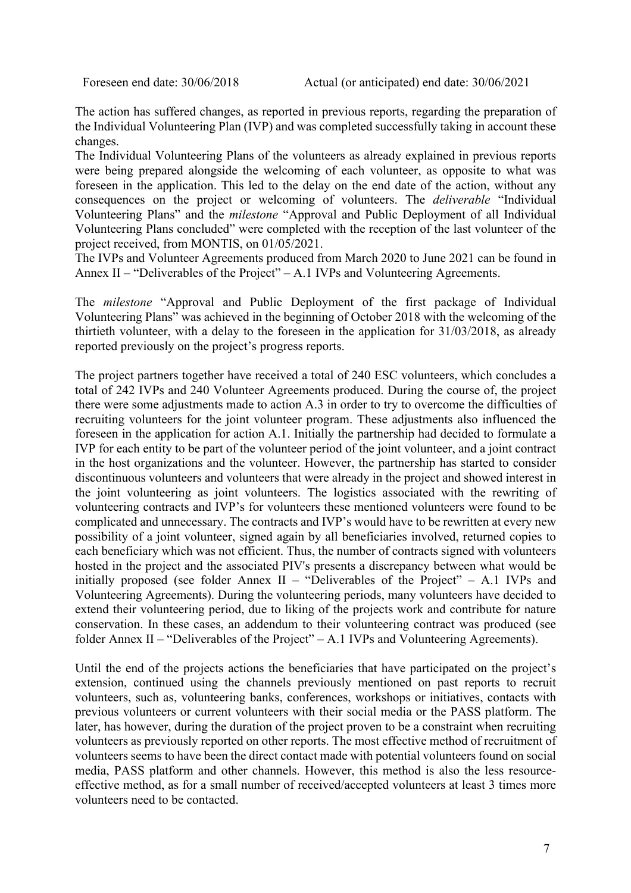Foreseen end date: 30/06/2018 Actual (or anticipated) end date: 30/06/2021

The action has suffered changes, as reported in previous reports, regarding the preparation of the Individual Volunteering Plan (IVP) and was completed successfully taking in account these changes.

The Individual Volunteering Plans of the volunteers as already explained in previous reports were being prepared alongside the welcoming of each volunteer, as opposite to what was foreseen in the application. This led to the delay on the end date of the action, without any consequences on the project or welcoming of volunteers. The *deliverable* "Individual Volunteering Plans" and the *milestone* "Approval and Public Deployment of all Individual Volunteering Plans concluded" were completed with the reception of the last volunteer of the project received, from MONTIS, on 01/05/2021.

The IVPs and Volunteer Agreements produced from March 2020 to June 2021 can be found in Annex II – "Deliverables of the Project" – A.1 IVPs and Volunteering Agreements.

The *milestone* "Approval and Public Deployment of the first package of Individual Volunteering Plans" was achieved in the beginning of October 2018 with the welcoming of the thirtieth volunteer, with a delay to the foreseen in the application for 31/03/2018, as already reported previously on the project's progress reports.

The project partners together have received a total of 240 ESC volunteers, which concludes a total of 242 IVPs and 240 Volunteer Agreements produced. During the course of, the project there were some adjustments made to action A.3 in order to try to overcome the difficulties of recruiting volunteers for the joint volunteer program. These adjustments also influenced the foreseen in the application for action A.1. Initially the partnership had decided to formulate a IVP for each entity to be part of the volunteer period of the joint volunteer, and a joint contract in the host organizations and the volunteer. However, the partnership has started to consider discontinuous volunteers and volunteers that were already in the project and showed interest in the joint volunteering as joint volunteers. The logistics associated with the rewriting of volunteering contracts and IVP's for volunteers these mentioned volunteers were found to be complicated and unnecessary. The contracts and IVP's would have to be rewritten at every new possibility of a joint volunteer, signed again by all beneficiaries involved, returned copies to each beneficiary which was not efficient. Thus, the number of contracts signed with volunteers hosted in the project and the associated PIV's presents a discrepancy between what would be initially proposed (see folder Annex II – "Deliverables of the Project" – A.1 IVPs and Volunteering Agreements). During the volunteering periods, many volunteers have decided to extend their volunteering period, due to liking of the projects work and contribute for nature conservation. In these cases, an addendum to their volunteering contract was produced (see folder Annex II – "Deliverables of the Project" – A.1 IVPs and Volunteering Agreements).

Until the end of the projects actions the beneficiaries that have participated on the project's extension, continued using the channels previously mentioned on past reports to recruit volunteers, such as, volunteering banks, conferences, workshops or initiatives, contacts with previous volunteers or current volunteers with their social media or the PASS platform. The later, has however, during the duration of the project proven to be a constraint when recruiting volunteers as previously reported on other reports. The most effective method of recruitment of volunteers seems to have been the direct contact made with potential volunteers found on social media, PASS platform and other channels. However, this method is also the less resource-effective method, as for a small number of received/accepted volunteers at least 3 times more volunteers need to be contacted.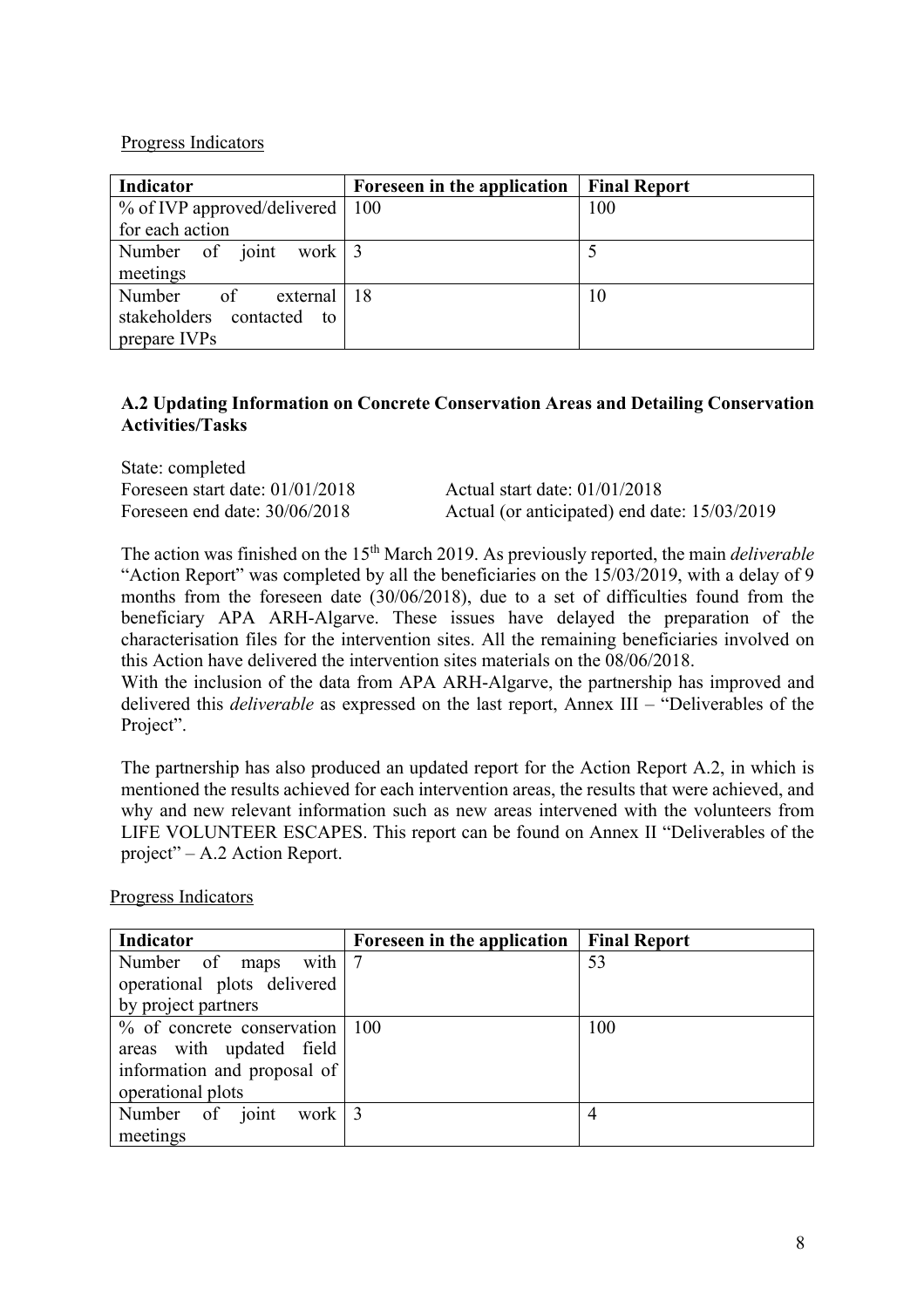Progress Indicators

| Indicator | Foreseen in the application | Final Report |
|---|---|---|
| % of IVP approved/delivered for each action | 100 | 100 |
| Number of joint work meetings | 3 | 5 |
| Number of external stakeholders contacted to prepare IVPs | 18 | 10 |

### A.2 Updating Information on Concrete Conservation Areas and Detailing Conservation Activities/Tasks

State: completed

Foreseen start date: 01/01/2018 Actual start date: 01/01/2018

Foreseen end date: 30/06/2018 Actual (or anticipated) end date: 15/03/2019

The action was finished on the 15th March 2019. As previously reported, the main *deliverable* "Action Report" was completed by all the beneficiaries on the 15/03/2019, with a delay of 9 months from the foreseen date (30/06/2018), due to a set of difficulties found from the beneficiary APA ARH-Algarve. These issues have delayed the preparation of the characterisation files for the intervention sites. All the remaining beneficiaries involved on this Action have delivered the intervention sites materials on the 08/06/2018.
With the inclusion of the data from APA ARH-Algarve, the partnership has improved and delivered this *deliverable* as expressed on the last report, Annex III – "Deliverables of the Project".

The partnership has also produced an updated report for the Action Report A.2, in which is mentioned the results achieved for each intervention areas, the results that were achieved, and why and new relevant information such as new areas intervened with the volunteers from LIFE VOLUNTEER ESCAPES. This report can be found on Annex II "Deliverables of the project" – A.2 Action Report.

Progress Indicators

| Indicator | Foreseen in the application | Final Report |
|---|---|---|
| Number of maps with operational plots delivered by project partners | 7 | 53 |
| % of concrete conservation areas with updated field information and proposal of operational plots | 100 | 100 |
| Number of joint work meetings | 3 | 4 |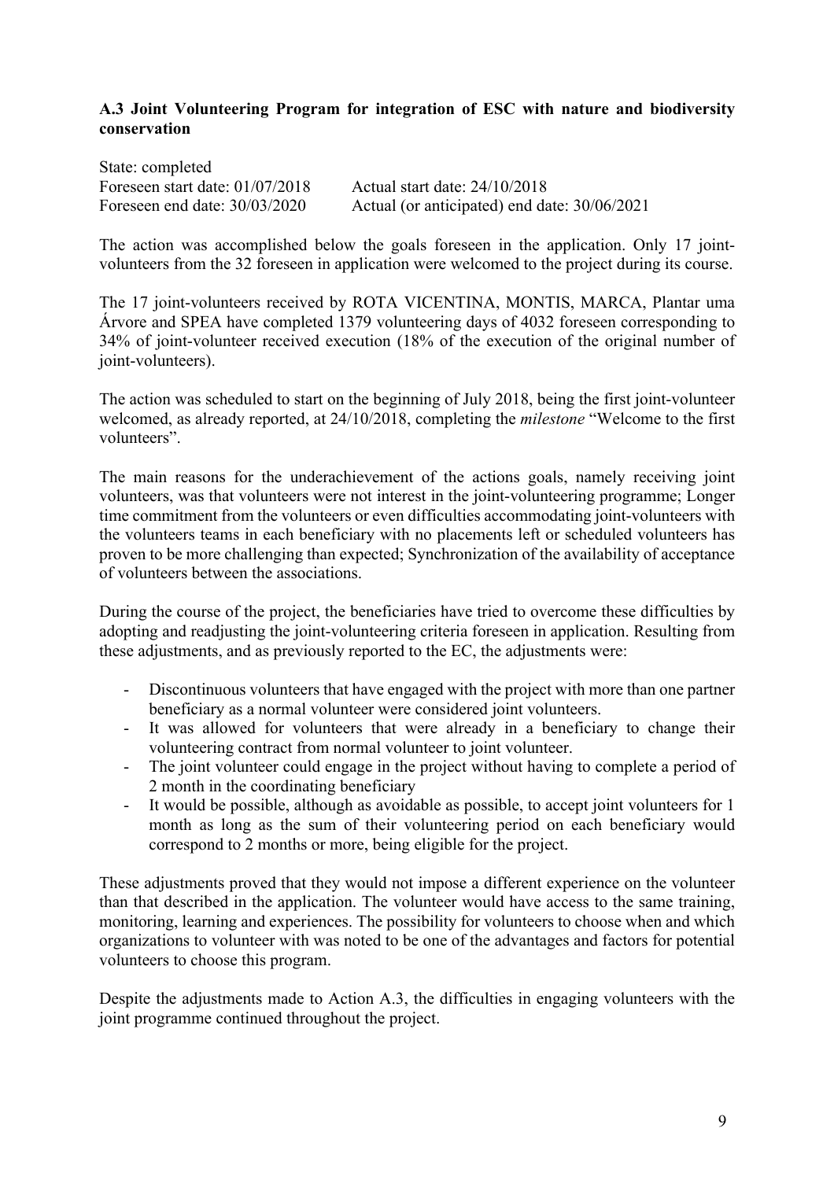**A.3 Joint Volunteering Program for integration of ESC with nature and biodiversity conservation**

State: completed
Foreseen start date: 01/07/2018 Actual start date: 24/10/2018
Foreseen end date: 30/03/2020 Actual (or anticipated) end date: 30/06/2021

The action was accomplished below the goals foreseen in the application. Only 17 joint-volunteers from the 32 foreseen in application were welcomed to the project during its course.

The 17 joint-volunteers received by ROTA VICENTINA, MONTIS, MARCA, Plantar uma Árvore and SPEA have completed 1379 volunteering days of 4032 foreseen corresponding to 34% of joint-volunteer received execution (18% of the execution of the original number of joint-volunteers).

The action was scheduled to start on the beginning of July 2018, being the first joint-volunteer welcomed, as already reported, at 24/10/2018, completing the *milestone* "Welcome to the first volunteers".

The main reasons for the underachievement of the actions goals, namely receiving joint volunteers, was that volunteers were not interest in the joint-volunteering programme; Longer time commitment from the volunteers or even difficulties accommodating joint-volunteers with the volunteers teams in each beneficiary with no placements left or scheduled volunteers has proven to be more challenging than expected; Synchronization of the availability of acceptance of volunteers between the associations.

During the course of the project, the beneficiaries have tried to overcome these difficulties by adopting and readjusting the joint-volunteering criteria foreseen in application. Resulting from these adjustments, and as previously reported to the EC, the adjustments were:

- Discontinuous volunteers that have engaged with the project with more than one partner beneficiary as a normal volunteer were considered joint volunteers.
- It was allowed for volunteers that were already in a beneficiary to change their volunteering contract from normal volunteer to joint volunteer.
- The joint volunteer could engage in the project without having to complete a period of 2 month in the coordinating beneficiary
- It would be possible, although as avoidable as possible, to accept joint volunteers for 1 month as long as the sum of their volunteering period on each beneficiary would correspond to 2 months or more, being eligible for the project.

These adjustments proved that they would not impose a different experience on the volunteer than that described in the application. The volunteer would have access to the same training, monitoring, learning and experiences. The possibility for volunteers to choose when and which organizations to volunteer with was noted to be one of the advantages and factors for potential volunteers to choose this program.

Despite the adjustments made to Action A.3, the difficulties in engaging volunteers with the joint programme continued throughout the project.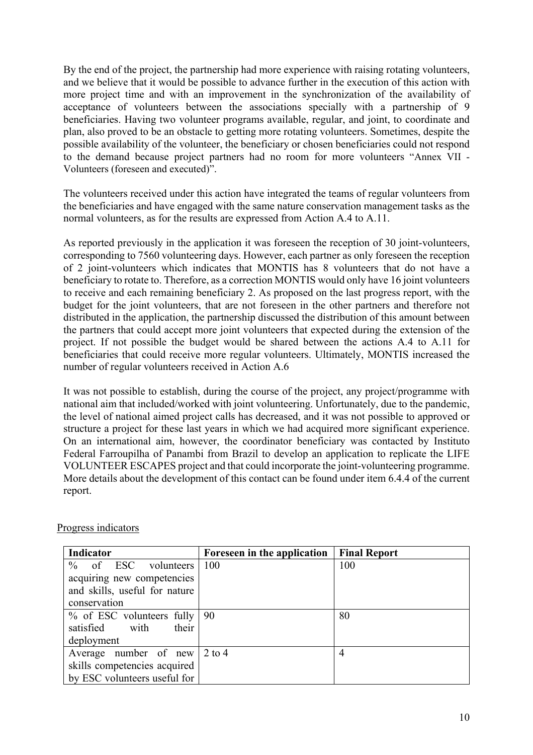By the end of the project, the partnership had more experience with raising rotating volunteers, and we believe that it would be possible to advance further in the execution of this action with more project time and with an improvement in the synchronization of the availability of acceptance of volunteers between the associations specially with a partnership of 9 beneficiaries. Having two volunteer programs available, regular, and joint, to coordinate and plan, also proved to be an obstacle to getting more rotating volunteers. Sometimes, despite the possible availability of the volunteer, the beneficiary or chosen beneficiaries could not respond to the demand because project partners had no room for more volunteers "Annex VII - Volunteers (foreseen and executed)".

The volunteers received under this action have integrated the teams of regular volunteers from the beneficiaries and have engaged with the same nature conservation management tasks as the normal volunteers, as for the results are expressed from Action A.4 to A.11.

As reported previously in the application it was foreseen the reception of 30 joint-volunteers, corresponding to 7560 volunteering days. However, each partner as only foreseen the reception of 2 joint-volunteers which indicates that MONTIS has 8 volunteers that do not have a beneficiary to rotate to. Therefore, as a correction MONTIS would only have 16 joint volunteers to receive and each remaining beneficiary 2. As proposed on the last progress report, with the budget for the joint volunteers, that are not foreseen in the other partners and therefore not distributed in the application, the partnership discussed the distribution of this amount between the partners that could accept more joint volunteers that expected during the extension of the project. If not possible the budget would be shared between the actions A.4 to A.11 for beneficiaries that could receive more regular volunteers. Ultimately, MONTIS increased the number of regular volunteers received in Action A.6

It was not possible to establish, during the course of the project, any project/programme with national aim that included/worked with joint volunteering. Unfortunately, due to the pandemic, the level of national aimed project calls has decreased, and it was not possible to approved or structure a project for these last years in which we had acquired more significant experience. On an international aim, however, the coordinator beneficiary was contacted by Instituto Federal Farroupilha of Panambi from Brazil to develop an application to replicate the LIFE VOLUNTEER ESCAPES project and that could incorporate the joint-volunteering programme. More details about the development of this contact can be found under item 6.4.4 of the current report.

Progress indicators

| Indicator | Foreseen in the application | Final Report |
|---|---|---|
| % of ESC volunteers acquiring new competencies and skills, useful for nature conservation | 100 | 100 |
| % of ESC volunteers fully satisfied with their deployment | 90 | 80 |
| Average number of new skills competencies acquired by ESC volunteers useful for | 2 to 4 | 4 |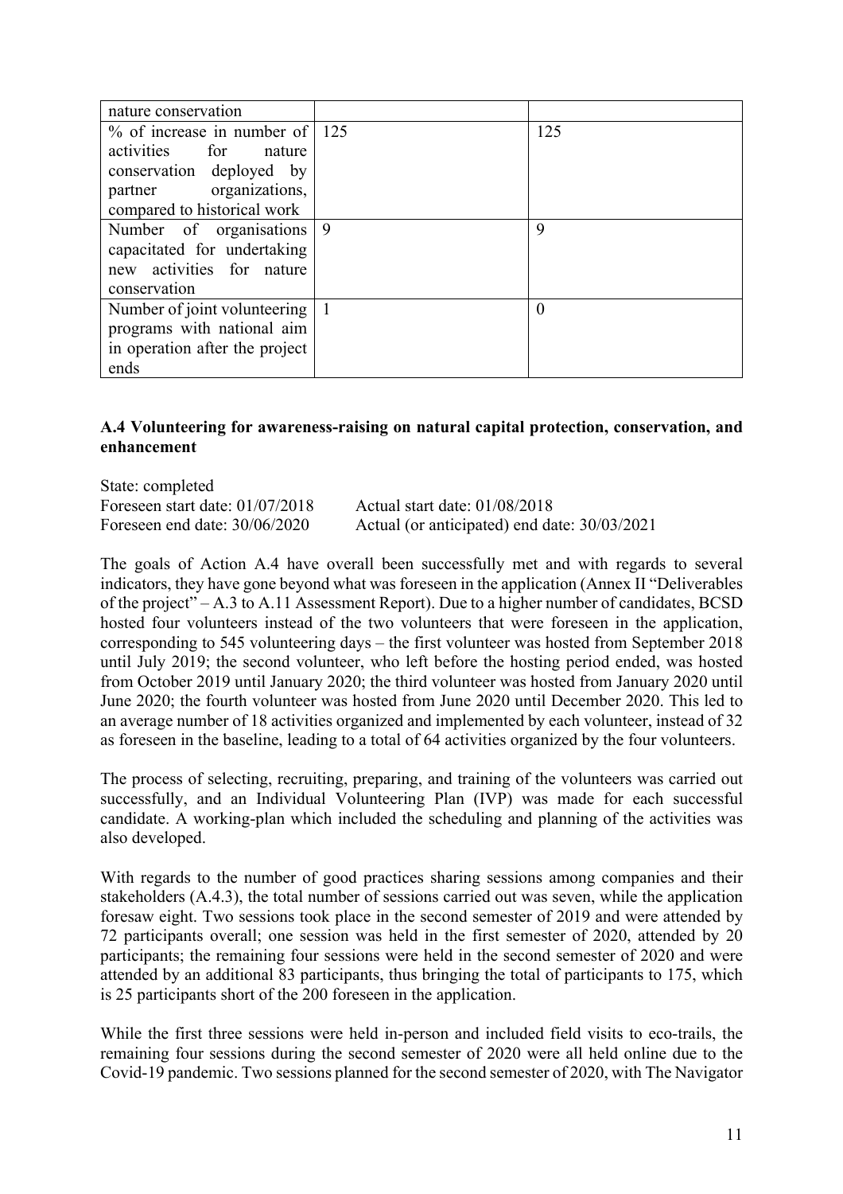| | | |
|---|---|---|
| nature conservation | | |
| % of increase in number of activities for nature conservation deployed by partner organizations, compared to historical work | 125 | 125 |
| Number of organisations capacitated for undertaking new activities for nature conservation | 9 | 9 |
| Number of joint volunteering programs with national aim in operation after the project ends | 1 | 0 |

**A.4 Volunteering for awareness-raising on natural capital protection, conservation, and enhancement**

State: completed
Foreseen start date: 01/07/2018 Actual start date: 01/08/2018
Foreseen end date: 30/06/2020 Actual (or anticipated) end date: 30/03/2021

The goals of Action A.4 have overall been successfully met and with regards to several indicators, they have gone beyond what was foreseen in the application (Annex II "Deliverables of the project" – A.3 to A.11 Assessment Report). Due to a higher number of candidates, BCSD hosted four volunteers instead of the two volunteers that were foreseen in the application, corresponding to 545 volunteering days – the first volunteer was hosted from September 2018 until July 2019; the second volunteer, who left before the hosting period ended, was hosted from October 2019 until January 2020; the third volunteer was hosted from January 2020 until June 2020; the fourth volunteer was hosted from June 2020 until December 2020. This led to an average number of 18 activities organized and implemented by each volunteer, instead of 32 as foreseen in the baseline, leading to a total of 64 activities organized by the four volunteers.

The process of selecting, recruiting, preparing, and training of the volunteers was carried out successfully, and an Individual Volunteering Plan (IVP) was made for each successful candidate. A working-plan which included the scheduling and planning of the activities was also developed.

With regards to the number of good practices sharing sessions among companies and their stakeholders (A.4.3), the total number of sessions carried out was seven, while the application foresaw eight. Two sessions took place in the second semester of 2019 and were attended by 72 participants overall; one session was held in the first semester of 2020, attended by 20 participants; the remaining four sessions were held in the second semester of 2020 and were attended by an additional 83 participants, thus bringing the total of participants to 175, which is 25 participants short of the 200 foreseen in the application.

While the first three sessions were held in-person and included field visits to eco-trails, the remaining four sessions during the second semester of 2020 were all held online due to the Covid-19 pandemic. Two sessions planned for the second semester of 2020, with The Navigator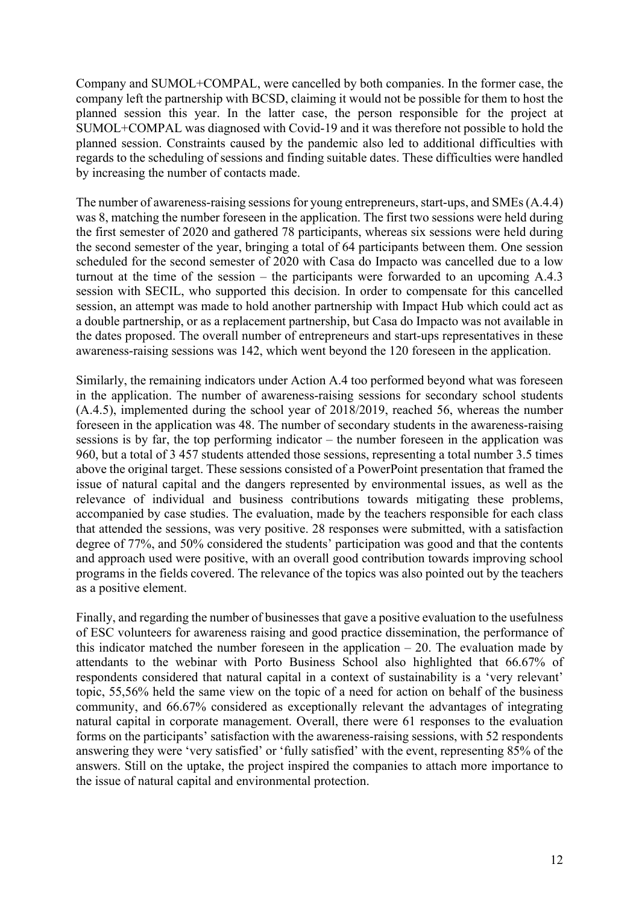Company and SUMOL+COMPAL, were cancelled by both companies. In the former case, the company left the partnership with BCSD, claiming it would not be possible for them to host the planned session this year. In the latter case, the person responsible for the project at SUMOL+COMPAL was diagnosed with Covid-19 and it was therefore not possible to hold the planned session. Constraints caused by the pandemic also led to additional difficulties with regards to the scheduling of sessions and finding suitable dates. These difficulties were handled by increasing the number of contacts made.

The number of awareness-raising sessions for young entrepreneurs, start-ups, and SMEs (A.4.4) was 8, matching the number foreseen in the application. The first two sessions were held during the first semester of 2020 and gathered 78 participants, whereas six sessions were held during the second semester of the year, bringing a total of 64 participants between them. One session scheduled for the second semester of 2020 with Casa do Impacto was cancelled due to a low turnout at the time of the session – the participants were forwarded to an upcoming A.4.3 session with SECIL, who supported this decision. In order to compensate for this cancelled session, an attempt was made to hold another partnership with Impact Hub which could act as a double partnership, or as a replacement partnership, but Casa do Impacto was not available in the dates proposed. The overall number of entrepreneurs and start-ups representatives in these awareness-raising sessions was 142, which went beyond the 120 foreseen in the application.

Similarly, the remaining indicators under Action A.4 too performed beyond what was foreseen in the application. The number of awareness-raising sessions for secondary school students (A.4.5), implemented during the school year of 2018/2019, reached 56, whereas the number foreseen in the application was 48. The number of secondary students in the awareness-raising sessions is by far, the top performing indicator – the number foreseen in the application was 960, but a total of 3 457 students attended those sessions, representing a total number 3.5 times above the original target. These sessions consisted of a PowerPoint presentation that framed the issue of natural capital and the dangers represented by environmental issues, as well as the relevance of individual and business contributions towards mitigating these problems, accompanied by case studies. The evaluation, made by the teachers responsible for each class that attended the sessions, was very positive. 28 responses were submitted, with a satisfaction degree of 77%, and 50% considered the students' participation was good and that the contents and approach used were positive, with an overall good contribution towards improving school programs in the fields covered. The relevance of the topics was also pointed out by the teachers as a positive element.

Finally, and regarding the number of businesses that gave a positive evaluation to the usefulness of ESC volunteers for awareness raising and good practice dissemination, the performance of this indicator matched the number foreseen in the application – 20. The evaluation made by attendants to the webinar with Porto Business School also highlighted that 66.67% of respondents considered that natural capital in a context of sustainability is a 'very relevant' topic, 55,56% held the same view on the topic of a need for action on behalf of the business community, and 66.67% considered as exceptionally relevant the advantages of integrating natural capital in corporate management. Overall, there were 61 responses to the evaluation forms on the participants' satisfaction with the awareness-raising sessions, with 52 respondents answering they were 'very satisfied' or 'fully satisfied' with the event, representing 85% of the answers. Still on the uptake, the project inspired the companies to attach more importance to the issue of natural capital and environmental protection.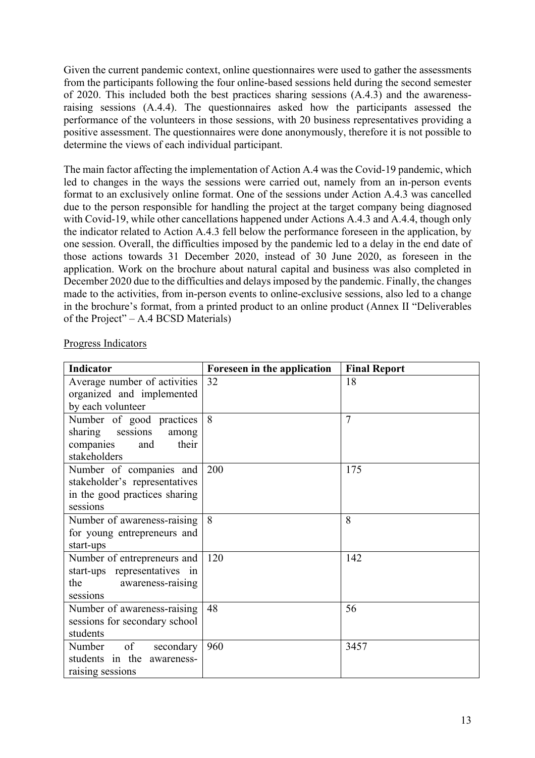Given the current pandemic context, online questionnaires were used to gather the assessments from the participants following the four online-based sessions held during the second semester of 2020. This included both the best practices sharing sessions (A.4.3) and the awareness-raising sessions (A.4.4). The questionnaires asked how the participants assessed the performance of the volunteers in those sessions, with 20 business representatives providing a positive assessment. The questionnaires were done anonymously, therefore it is not possible to determine the views of each individual participant.

The main factor affecting the implementation of Action A.4 was the Covid-19 pandemic, which led to changes in the ways the sessions were carried out, namely from an in-person events format to an exclusively online format. One of the sessions under Action A.4.3 was cancelled due to the person responsible for handling the project at the target company being diagnosed with Covid-19, while other cancellations happened under Actions A.4.3 and A.4.4, though only the indicator related to Action A.4.3 fell below the performance foreseen in the application, by one session. Overall, the difficulties imposed by the pandemic led to a delay in the end date of those actions towards 31 December 2020, instead of 30 June 2020, as foreseen in the application. Work on the brochure about natural capital and business was also completed in December 2020 due to the difficulties and delays imposed by the pandemic. Finally, the changes made to the activities, from in-person events to online-exclusive sessions, also led to a change in the brochure's format, from a printed product to an online product (Annex II "Deliverables of the Project" – A.4 BCSD Materials)

Progress Indicators

| Indicator | Foreseen in the application | Final Report |
|---|---|---|
| Average number of activities organized and implemented by each volunteer | 32 | 18 |
| Number of good practices sharing sessions among companies and their stakeholders | 8 | 7 |
| Number of companies and stakeholder's representatives in the good practices sharing sessions | 200 | 175 |
| Number of awareness-raising for young entrepreneurs and start-ups | 8 | 8 |
| Number of entrepreneurs and start-ups representatives in the awareness-raising sessions | 120 | 142 |
| Number of awareness-raising sessions for secondary school students | 48 | 56 |
| Number of secondary students in the awareness-raising sessions | 960 | 3457 |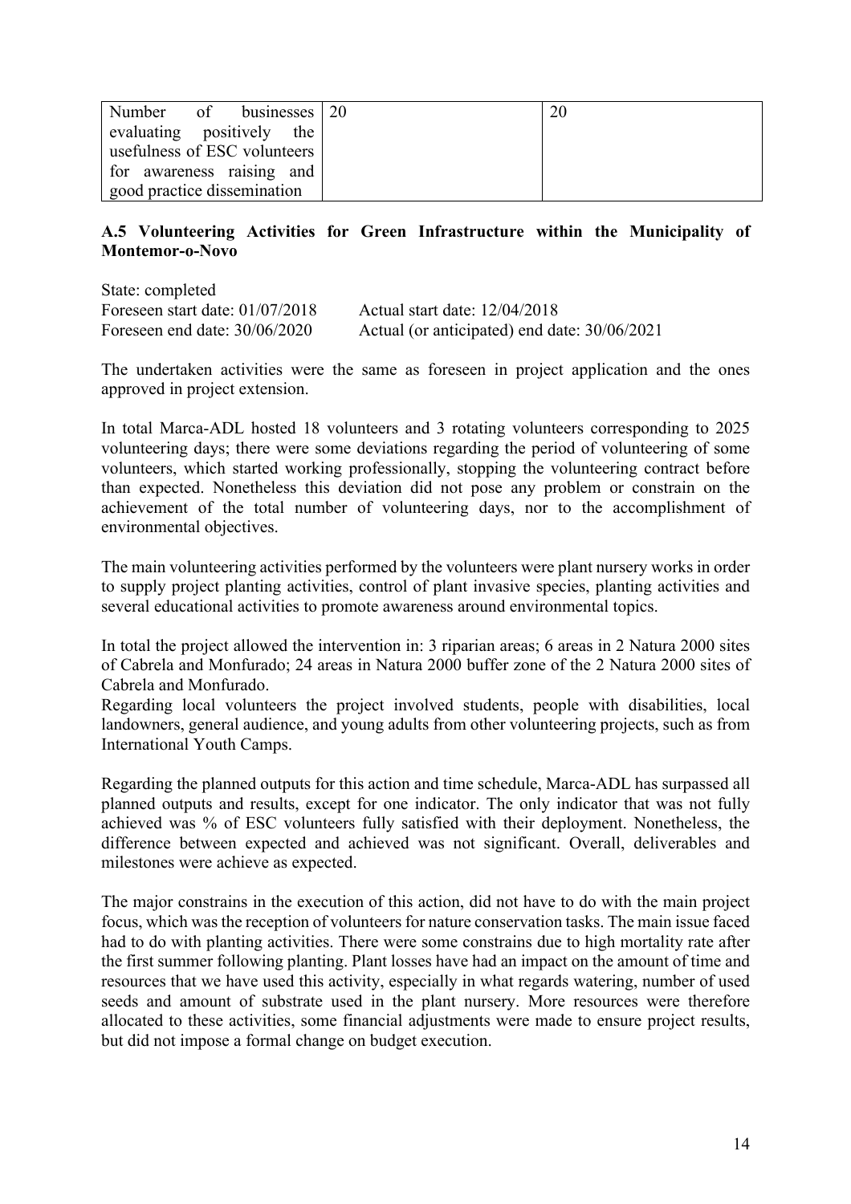| Number of businesses evaluating positively the usefulness of ESC volunteers for awareness raising and good practice dissemination | 20 | 20 |
|---|---|---|

### A.5 Volunteering Activities for Green Infrastructure within the Municipality of Montemor-o-Novo

State: completed
Foreseen start date: 01/07/2018 Actual start date: 12/04/2018
Foreseen end date: 30/06/2020 Actual (or anticipated) end date: 30/06/2021

The undertaken activities were the same as foreseen in project application and the ones approved in project extension.

In total Marca-ADL hosted 18 volunteers and 3 rotating volunteers corresponding to 2025 volunteering days; there were some deviations regarding the period of volunteering of some volunteers, which started working professionally, stopping the volunteering contract before than expected. Nonetheless this deviation did not pose any problem or constrain on the achievement of the total number of volunteering days, nor to the accomplishment of environmental objectives.

The main volunteering activities performed by the volunteers were plant nursery works in order to supply project planting activities, control of plant invasive species, planting activities and several educational activities to promote awareness around environmental topics.

In total the project allowed the intervention in: 3 riparian areas; 6 areas in 2 Natura 2000 sites of Cabrela and Monfurado; 24 areas in Natura 2000 buffer zone of the 2 Natura 2000 sites of Cabrela and Monfurado.
Regarding local volunteers the project involved students, people with disabilities, local landowners, general audience, and young adults from other volunteering projects, such as from International Youth Camps.

Regarding the planned outputs for this action and time schedule, Marca-ADL has surpassed all planned outputs and results, except for one indicator. The only indicator that was not fully achieved was % of ESC volunteers fully satisfied with their deployment. Nonetheless, the difference between expected and achieved was not significant. Overall, deliverables and milestones were achieve as expected.

The major constrains in the execution of this action, did not have to do with the main project focus, which was the reception of volunteers for nature conservation tasks. The main issue faced had to do with planting activities. There were some constrains due to high mortality rate after the first summer following planting. Plant losses have had an impact on the amount of time and resources that we have used this activity, especially in what regards watering, number of used seeds and amount of substrate used in the plant nursery. More resources were therefore allocated to these activities, some financial adjustments were made to ensure project results, but did not impose a formal change on budget execution.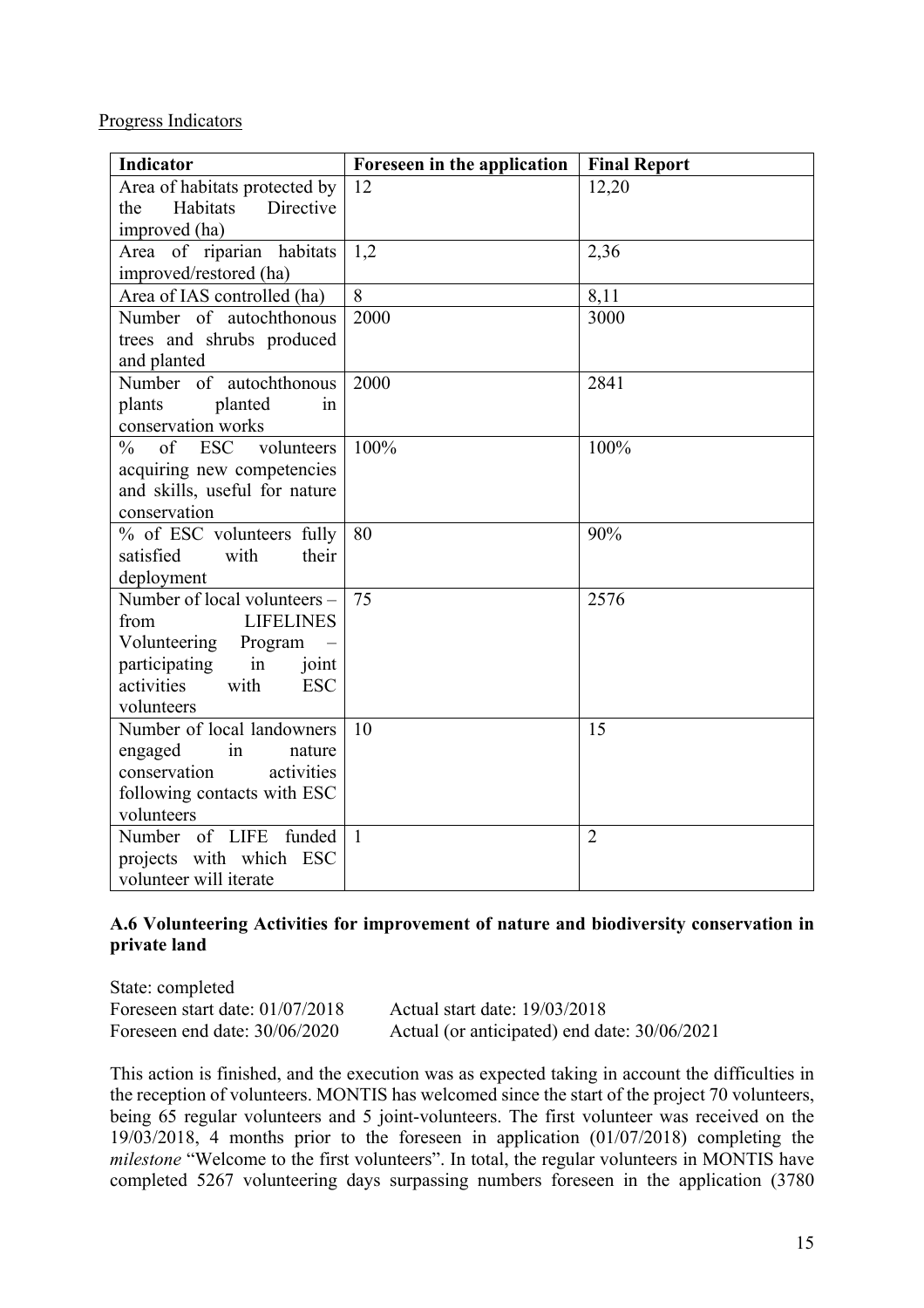Progress Indicators

| Indicator | Foreseen in the application | Final Report |
|---|---|---|
| Area of habitats protected by the Habitats Directive improved (ha) | 12 | 12,20 |
| Area of riparian habitats improved/restored (ha) | 1,2 | 2,36 |
| Area of IAS controlled (ha) | 8 | 8,11 |
| Number of autochthonous trees and shrubs produced and planted | 2000 | 3000 |
| Number of autochthonous plants planted in conservation works | 2000 | 2841 |
| % of ESC volunteers acquiring new competencies and skills, useful for nature conservation | 100% | 100% |
| % of ESC volunteers fully satisfied with their deployment | 80 | 90% |
| Number of local volunteers – from LIFELINES Volunteering Program – participating in joint activities with ESC volunteers | 75 | 2576 |
| Number of local landowners engaged in nature conservation activities following contacts with ESC volunteers | 10 | 15 |
| Number of LIFE funded projects with which ESC volunteer will iterate | 1 | 2 |

### A.6 Volunteering Activities for improvement of nature and biodiversity conservation in private land

State: completed
Foreseen start date: 01/07/2018 Actual start date: 19/03/2018
Foreseen end date: 30/06/2020 Actual (or anticipated) end date: 30/06/2021

This action is finished, and the execution was as expected taking in account the difficulties in the reception of volunteers. MONTIS has welcomed since the start of the project 70 volunteers, being 65 regular volunteers and 5 joint-volunteers. The first volunteer was received on the 19/03/2018, 4 months prior to the foreseen in application (01/07/2018) completing the *milestone* "Welcome to the first volunteers". In total, the regular volunteers in MONTIS have completed 5267 volunteering days surpassing numbers foreseen in the application (3780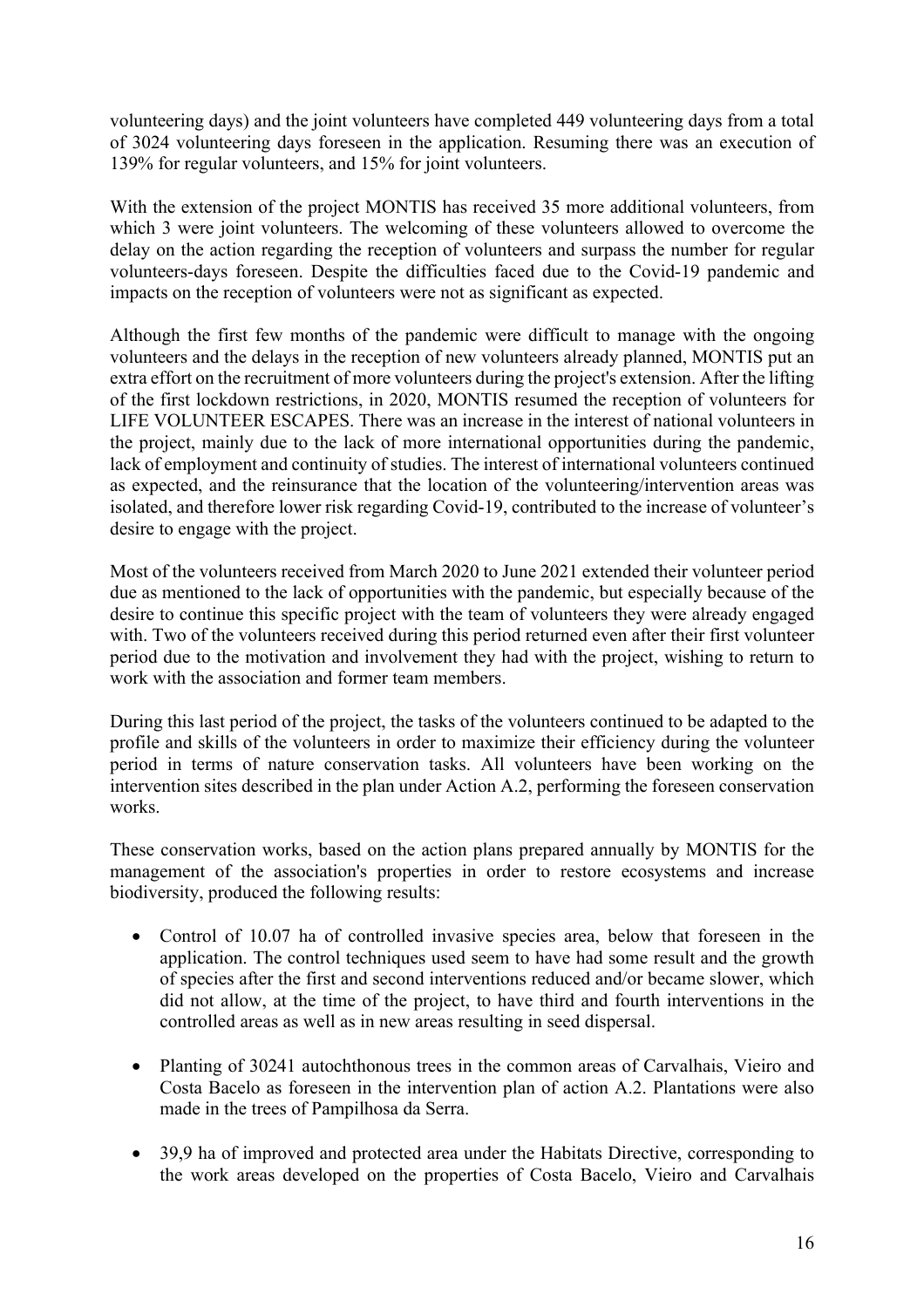volunteering days) and the joint volunteers have completed 449 volunteering days from a total of 3024 volunteering days foreseen in the application. Resuming there was an execution of 139% for regular volunteers, and 15% for joint volunteers.

With the extension of the project MONTIS has received 35 more additional volunteers, from which 3 were joint volunteers. The welcoming of these volunteers allowed to overcome the delay on the action regarding the reception of volunteers and surpass the number for regular volunteers-days foreseen. Despite the difficulties faced due to the Covid-19 pandemic and impacts on the reception of volunteers were not as significant as expected.

Although the first few months of the pandemic were difficult to manage with the ongoing volunteers and the delays in the reception of new volunteers already planned, MONTIS put an extra effort on the recruitment of more volunteers during the project's extension. After the lifting of the first lockdown restrictions, in 2020, MONTIS resumed the reception of volunteers for LIFE VOLUNTEER ESCAPES. There was an increase in the interest of national volunteers in the project, mainly due to the lack of more international opportunities during the pandemic, lack of employment and continuity of studies. The interest of international volunteers continued as expected, and the reinsurance that the location of the volunteering/intervention areas was isolated, and therefore lower risk regarding Covid-19, contributed to the increase of volunteer's desire to engage with the project.

Most of the volunteers received from March 2020 to June 2021 extended their volunteer period due as mentioned to the lack of opportunities with the pandemic, but especially because of the desire to continue this specific project with the team of volunteers they were already engaged with. Two of the volunteers received during this period returned even after their first volunteer period due to the motivation and involvement they had with the project, wishing to return to work with the association and former team members.

During this last period of the project, the tasks of the volunteers continued to be adapted to the profile and skills of the volunteers in order to maximize their efficiency during the volunteer period in terms of nature conservation tasks. All volunteers have been working on the intervention sites described in the plan under Action A.2, performing the foreseen conservation works.

These conservation works, based on the action plans prepared annually by MONTIS for the management of the association's properties in order to restore ecosystems and increase biodiversity, produced the following results:

- Control of 10.07 ha of controlled invasive species area, below that foreseen in the application. The control techniques used seem to have had some result and the growth of species after the first and second interventions reduced and/or became slower, which did not allow, at the time of the project, to have third and fourth interventions in the controlled areas as well as in new areas resulting in seed dispersal.
- Planting of 30241 autochthonous trees in the common areas of Carvalhais, Vieiro and Costa Bacelo as foreseen in the intervention plan of action A.2. Plantations were also made in the trees of Pampilhosa da Serra.
- 39,9 ha of improved and protected area under the Habitats Directive, corresponding to the work areas developed on the properties of Costa Bacelo, Vieiro and Carvalhais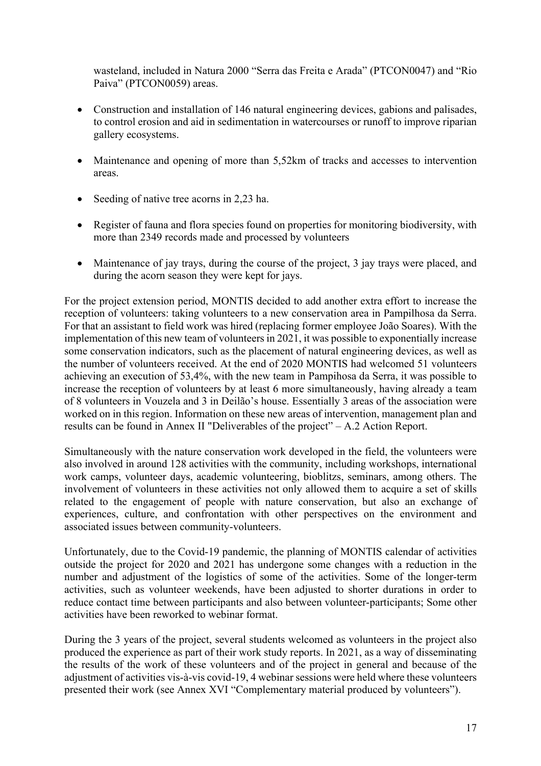wasteland, included in Natura 2000 "Serra das Freita e Arada" (PTCON0047) and "Rio Paiva" (PTCON0059) areas.

- Construction and installation of 146 natural engineering devices, gabions and palisades, to control erosion and aid in sedimentation in watercourses or runoff to improve riparian gallery ecosystems.
- Maintenance and opening of more than 5,52km of tracks and accesses to intervention areas.
- Seeding of native tree acorns in 2,23 ha.
- Register of fauna and flora species found on properties for monitoring biodiversity, with more than 2349 records made and processed by volunteers
- Maintenance of jay trays, during the course of the project, 3 jay trays were placed, and during the acorn season they were kept for jays.

For the project extension period, MONTIS decided to add another extra effort to increase the reception of volunteers: taking volunteers to a new conservation area in Pampilhosa da Serra. For that an assistant to field work was hired (replacing former employee João Soares). With the implementation of this new team of volunteers in 2021, it was possible to exponentially increase some conservation indicators, such as the placement of natural engineering devices, as well as the number of volunteers received. At the end of 2020 MONTIS had welcomed 51 volunteers achieving an execution of 53,4%, with the new team in Pampihosa da Serra, it was possible to increase the reception of volunteers by at least 6 more simultaneously, having already a team of 8 volunteers in Vouzela and 3 in Deilão's house. Essentially 3 areas of the association were worked on in this region. Information on these new areas of intervention, management plan and results can be found in Annex II "Deliverables of the project" – A.2 Action Report.

Simultaneously with the nature conservation work developed in the field, the volunteers were also involved in around 128 activities with the community, including workshops, international work camps, volunteer days, academic volunteering, bioblitzs, seminars, among others. The involvement of volunteers in these activities not only allowed them to acquire a set of skills related to the engagement of people with nature conservation, but also an exchange of experiences, culture, and confrontation with other perspectives on the environment and associated issues between community-volunteers.

Unfortunately, due to the Covid-19 pandemic, the planning of MONTIS calendar of activities outside the project for 2020 and 2021 has undergone some changes with a reduction in the number and adjustment of the logistics of some of the activities. Some of the longer-term activities, such as volunteer weekends, have been adjusted to shorter durations in order to reduce contact time between participants and also between volunteer-participants; Some other activities have been reworked to webinar format.

During the 3 years of the project, several students welcomed as volunteers in the project also produced the experience as part of their work study reports. In 2021, as a way of disseminating the results of the work of these volunteers and of the project in general and because of the adjustment of activities vis-à-vis covid-19, 4 webinar sessions were held where these volunteers presented their work (see Annex XVI "Complementary material produced by volunteers").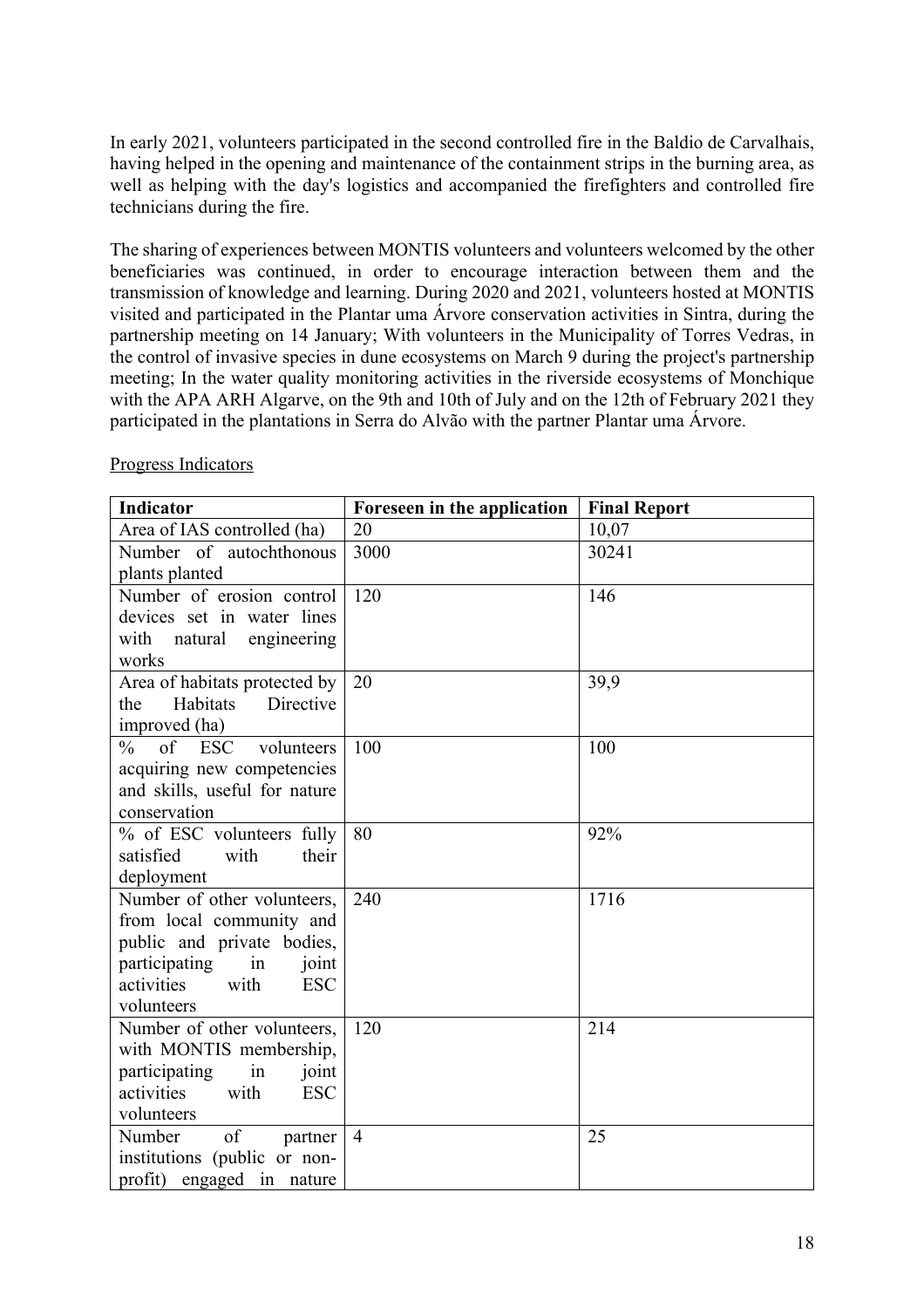In early 2021, volunteers participated in the second controlled fire in the Baldio de Carvalhais, having helped in the opening and maintenance of the containment strips in the burning area, as well as helping with the day's logistics and accompanied the firefighters and controlled fire technicians during the fire.

The sharing of experiences between MONTIS volunteers and volunteers welcomed by the other beneficiaries was continued, in order to encourage interaction between them and the transmission of knowledge and learning. During 2020 and 2021, volunteers hosted at MONTIS visited and participated in the Plantar uma Árvore conservation activities in Sintra, during the partnership meeting on 14 January; With volunteers in the Municipality of Torres Vedras, in the control of invasive species in dune ecosystems on March 9 during the project's partnership meeting; In the water quality monitoring activities in the riverside ecosystems of Monchique with the APA ARH Algarve, on the 9th and 10th of July and on the 12th of February 2021 they participated in the plantations in Serra do Alvão with the partner Plantar uma Árvore.

Progress Indicators

| Indicator | Foreseen in the application | Final Report |
| --- | --- | --- |
| Area of IAS controlled (ha) | 20 | 10,07 |
| Number of autochthonous plants planted | 3000 | 30241 |
| Number of erosion control devices set in water lines with natural engineering works | 120 | 146 |
| Area of habitats protected by the Habitats Directive improved (ha) | 20 | 39,9 |
| % of ESC volunteers acquiring new competencies and skills, useful for nature conservation | 100 | 100 |
| % of ESC volunteers fully satisfied with their deployment | 80 | 92% |
| Number of other volunteers, from local community and public and private bodies, participating in joint activities with ESC volunteers | 240 | 1716 |
| Number of other volunteers, with MONTIS membership, participating in joint activities with ESC volunteers | 120 | 214 |
| Number of partner institutions (public or non-profit) engaged in nature | 4 | 25 |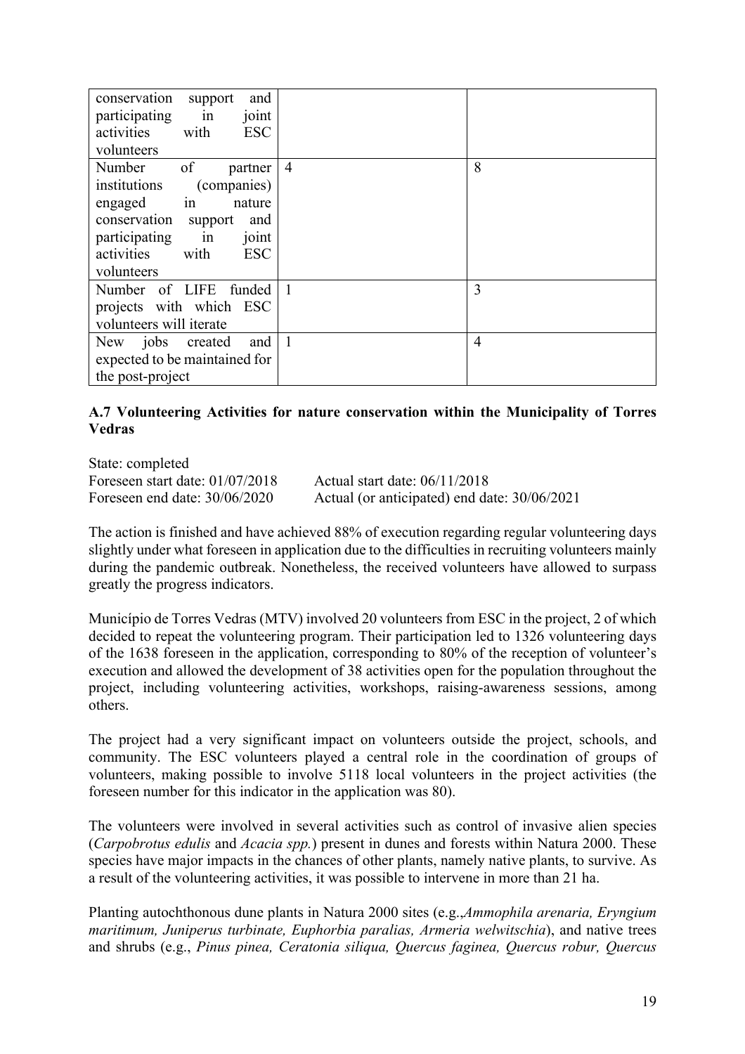| | | |
|---|---|---|
| conservation support and participating in joint activities with ESC volunteers | | |
| Number of partner institutions (companies) engaged in nature conservation support and participating in joint activities with ESC volunteers | 4 | 8 |
| Number of LIFE funded projects with which ESC volunteers will iterate | 1 | 3 |
| New jobs created and expected to be maintained for the post-project | 1 | 4 |

**A.7 Volunteering Activities for nature conservation within the Municipality of Torres Vedras**

State: completed
Foreseen start date: 01/07/2018 Actual start date: 06/11/2018
Foreseen end date: 30/06/2020 Actual (or anticipated) end date: 30/06/2021

The action is finished and have achieved 88% of execution regarding regular volunteering days slightly under what foreseen in application due to the difficulties in recruiting volunteers mainly during the pandemic outbreak. Nonetheless, the received volunteers have allowed to surpass greatly the progress indicators.

Município de Torres Vedras (MTV) involved 20 volunteers from ESC in the project, 2 of which decided to repeat the volunteering program. Their participation led to 1326 volunteering days of the 1638 foreseen in the application, corresponding to 80% of the reception of volunteer's execution and allowed the development of 38 activities open for the population throughout the project, including volunteering activities, workshops, raising-awareness sessions, among others.

The project had a very significant impact on volunteers outside the project, schools, and community. The ESC volunteers played a central role in the coordination of groups of volunteers, making possible to involve 5118 local volunteers in the project activities (the foreseen number for this indicator in the application was 80).

The volunteers were involved in several activities such as control of invasive alien species (*Carpobrotus edulis* and *Acacia spp.*) present in dunes and forests within Natura 2000. These species have major impacts in the chances of other plants, namely native plants, to survive. As a result of the volunteering activities, it was possible to intervene in more than 21 ha.

Planting autochthonous dune plants in Natura 2000 sites (e.g.,*Ammophila arenaria, Eryngium maritimum, Juniperus turbinate, Euphorbia paralias, Armeria welwitschia*), and native trees and shrubs (e.g., *Pinus pinea, Ceratonia siliqua, Quercus faginea, Quercus robur, Quercus*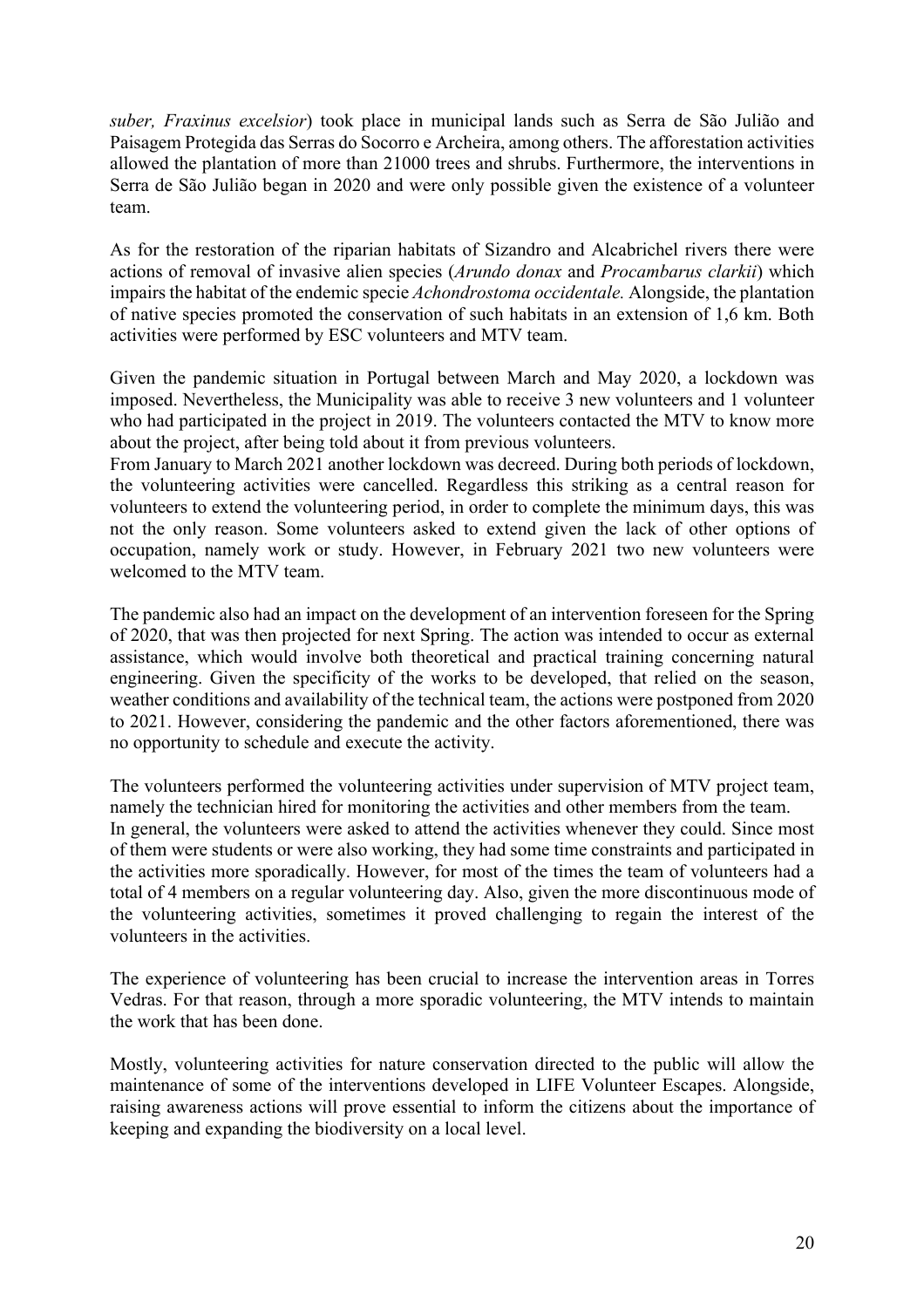*suber, Fraxinus excelsior*) took place in municipal lands such as Serra de São Julião and Paisagem Protegida das Serras do Socorro e Archeira, among others. The afforestation activities allowed the plantation of more than 21000 trees and shrubs. Furthermore, the interventions in Serra de São Julião began in 2020 and were only possible given the existence of a volunteer team.

As for the restoration of the riparian habitats of Sizandro and Alcabrichel rivers there were actions of removal of invasive alien species (*Arundo donax* and *Procambarus clarkii*) which impairs the habitat of the endemic specie *Achondrostoma occidentale.* Alongside, the plantation of native species promoted the conservation of such habitats in an extension of 1,6 km. Both activities were performed by ESC volunteers and MTV team.

Given the pandemic situation in Portugal between March and May 2020, a lockdown was imposed. Nevertheless, the Municipality was able to receive 3 new volunteers and 1 volunteer who had participated in the project in 2019. The volunteers contacted the MTV to know more about the project, after being told about it from previous volunteers.
From January to March 2021 another lockdown was decreed. During both periods of lockdown, the volunteering activities were cancelled. Regardless this striking as a central reason for volunteers to extend the volunteering period, in order to complete the minimum days, this was not the only reason. Some volunteers asked to extend given the lack of other options of occupation, namely work or study. However, in February 2021 two new volunteers were welcomed to the MTV team.

The pandemic also had an impact on the development of an intervention foreseen for the Spring of 2020, that was then projected for next Spring. The action was intended to occur as external assistance, which would involve both theoretical and practical training concerning natural engineering. Given the specificity of the works to be developed, that relied on the season, weather conditions and availability of the technical team, the actions were postponed from 2020 to 2021. However, considering the pandemic and the other factors aforementioned, there was no opportunity to schedule and execute the activity.

The volunteers performed the volunteering activities under supervision of MTV project team, namely the technician hired for monitoring the activities and other members from the team.
In general, the volunteers were asked to attend the activities whenever they could. Since most of them were students or were also working, they had some time constraints and participated in the activities more sporadically. However, for most of the times the team of volunteers had a total of 4 members on a regular volunteering day. Also, given the more discontinuous mode of the volunteering activities, sometimes it proved challenging to regain the interest of the volunteers in the activities.

The experience of volunteering has been crucial to increase the intervention areas in Torres Vedras. For that reason, through a more sporadic volunteering, the MTV intends to maintain the work that has been done.

Mostly, volunteering activities for nature conservation directed to the public will allow the maintenance of some of the interventions developed in LIFE Volunteer Escapes. Alongside, raising awareness actions will prove essential to inform the citizens about the importance of keeping and expanding the biodiversity on a local level.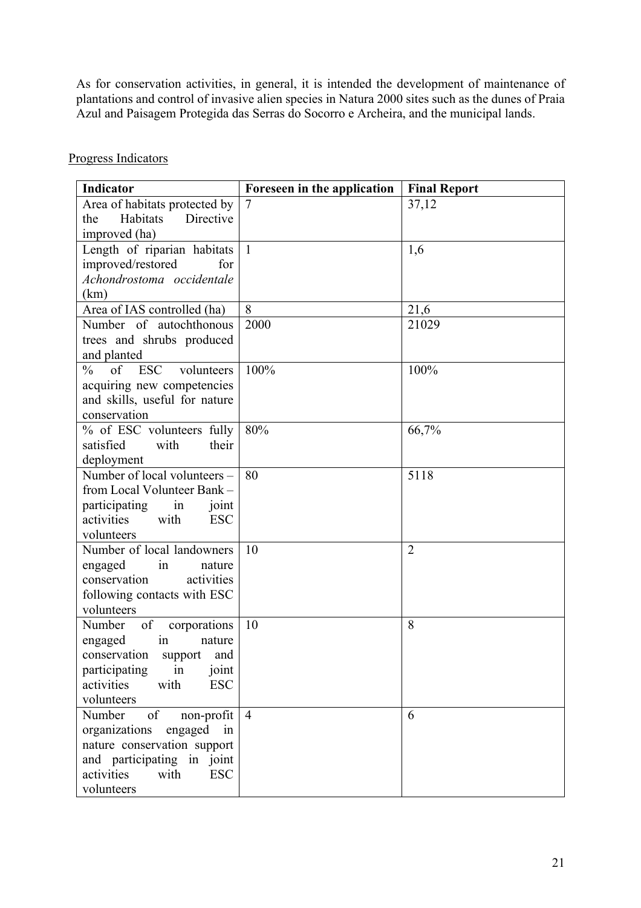As for conservation activities, in general, it is intended the development of maintenance of plantations and control of invasive alien species in Natura 2000 sites such as the dunes of Praia Azul and Paisagem Protegida das Serras do Socorro e Archeira, and the municipal lands.

<u>Progress Indicators</u>

| **Indicator** | **Foreseen in the application** | **Final Report** |
| --- | --- | --- |
| Area of habitats protected by the Habitats Directive improved (ha) | 7 | 37,12 |
| Length of riparian habitats improved/restored for *Achondrostoma occidentale* (km) | 1 | 1,6 |
| Area of IAS controlled (ha) | 8 | 21,6 |
| Number of autochthonous trees and shrubs produced and planted | 2000 | 21029 |
| % of ESC volunteers acquiring new competencies and skills, useful for nature conservation | 100% | 100% |
| % of ESC volunteers fully satisfied with their deployment | 80% | 66,7% |
| Number of local volunteers – from Local Volunteer Bank – participating in joint activities with ESC volunteers | 80 | 5118 |
| Number of local landowners engaged in nature conservation activities following contacts with ESC volunteers | 10 | 2 |
| Number of corporations engaged in nature conservation support and participating in joint activities with ESC volunteers | 10 | 8 |
| Number of non-profit organizations engaged in nature conservation support and participating in joint activities with ESC volunteers | 4 | 6 |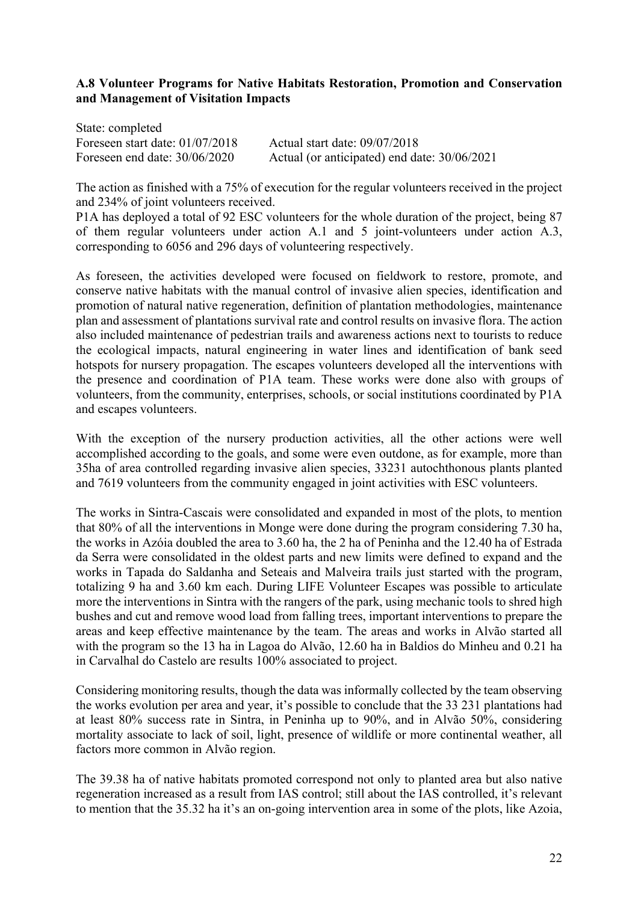**A.8 Volunteer Programs for Native Habitats Restoration, Promotion and Conservation and Management of Visitation Impacts**

State: completed
Foreseen start date: 01/07/2018 Actual start date: 09/07/2018
Foreseen end date: 30/06/2020 Actual (or anticipated) end date: 30/06/2021

The action as finished with a 75% of execution for the regular volunteers received in the project and 234% of joint volunteers received.
P1A has deployed a total of 92 ESC volunteers for the whole duration of the project, being 87 of them regular volunteers under action A.1 and 5 joint-volunteers under action A.3, corresponding to 6056 and 296 days of volunteering respectively.

As foreseen, the activities developed were focused on fieldwork to restore, promote, and conserve native habitats with the manual control of invasive alien species, identification and promotion of natural native regeneration, definition of plantation methodologies, maintenance plan and assessment of plantations survival rate and control results on invasive flora. The action also included maintenance of pedestrian trails and awareness actions next to tourists to reduce the ecological impacts, natural engineering in water lines and identification of bank seed hotspots for nursery propagation. The escapes volunteers developed all the interventions with the presence and coordination of P1A team. These works were done also with groups of volunteers, from the community, enterprises, schools, or social institutions coordinated by P1A and escapes volunteers.

With the exception of the nursery production activities, all the other actions were well accomplished according to the goals, and some were even outdone, as for example, more than 35ha of area controlled regarding invasive alien species, 33231 autochthonous plants planted and 7619 volunteers from the community engaged in joint activities with ESC volunteers.

The works in Sintra-Cascais were consolidated and expanded in most of the plots, to mention that 80% of all the interventions in Monge were done during the program considering 7.30 ha, the works in Azóia doubled the area to 3.60 ha, the 2 ha of Peninha and the 12.40 ha of Estrada da Serra were consolidated in the oldest parts and new limits were defined to expand and the works in Tapada do Saldanha and Seteais and Malveira trails just started with the program, totalizing 9 ha and 3.60 km each. During LIFE Volunteer Escapes was possible to articulate more the interventions in Sintra with the rangers of the park, using mechanic tools to shred high bushes and cut and remove wood load from falling trees, important interventions to prepare the areas and keep effective maintenance by the team. The areas and works in Alvão started all with the program so the 13 ha in Lagoa do Alvão, 12.60 ha in Baldios do Minheu and 0.21 ha in Carvalhal do Castelo are results 100% associated to project.

Considering monitoring results, though the data was informally collected by the team observing the works evolution per area and year, it's possible to conclude that the 33 231 plantations had at least 80% success rate in Sintra, in Peninha up to 90%, and in Alvão 50%, considering mortality associate to lack of soil, light, presence of wildlife or more continental weather, all factors more common in Alvão region.

The 39.38 ha of native habitats promoted correspond not only to planted area but also native regeneration increased as a result from IAS control; still about the IAS controlled, it's relevant to mention that the 35.32 ha it's an on-going intervention area in some of the plots, like Azoia,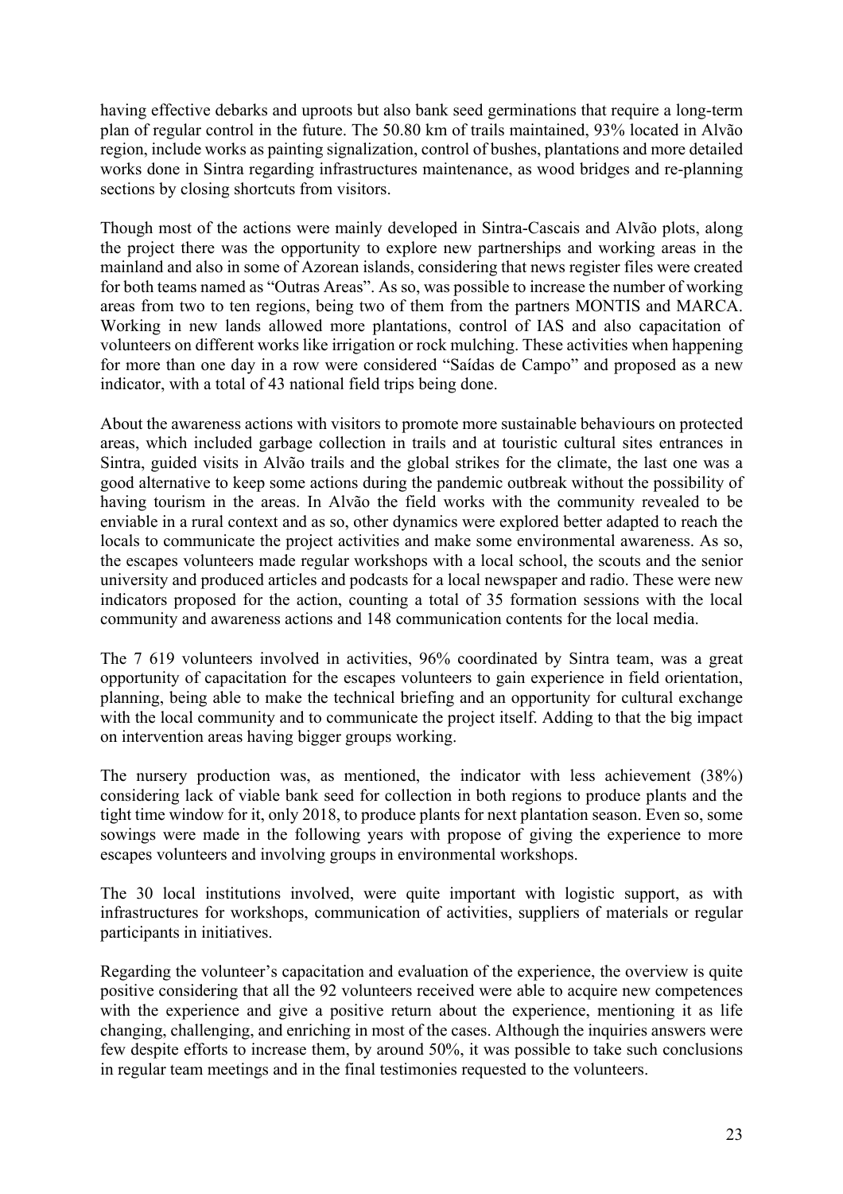having effective debarks and uproots but also bank seed germinations that require a long-term plan of regular control in the future. The 50.80 km of trails maintained, 93% located in Alvão region, include works as painting signalization, control of bushes, plantations and more detailed works done in Sintra regarding infrastructures maintenance, as wood bridges and re-planning sections by closing shortcuts from visitors.

Though most of the actions were mainly developed in Sintra-Cascais and Alvão plots, along the project there was the opportunity to explore new partnerships and working areas in the mainland and also in some of Azorean islands, considering that news register files were created for both teams named as "Outras Areas". As so, was possible to increase the number of working areas from two to ten regions, being two of them from the partners MONTIS and MARCA. Working in new lands allowed more plantations, control of IAS and also capacitation of volunteers on different works like irrigation or rock mulching. These activities when happening for more than one day in a row were considered "Saídas de Campo" and proposed as a new indicator, with a total of 43 national field trips being done.

About the awareness actions with visitors to promote more sustainable behaviours on protected areas, which included garbage collection in trails and at touristic cultural sites entrances in Sintra, guided visits in Alvão trails and the global strikes for the climate, the last one was a good alternative to keep some actions during the pandemic outbreak without the possibility of having tourism in the areas. In Alvão the field works with the community revealed to be enviable in a rural context and as so, other dynamics were explored better adapted to reach the locals to communicate the project activities and make some environmental awareness. As so, the escapes volunteers made regular workshops with a local school, the scouts and the senior university and produced articles and podcasts for a local newspaper and radio. These were new indicators proposed for the action, counting a total of 35 formation sessions with the local community and awareness actions and 148 communication contents for the local media.

The 7 619 volunteers involved in activities, 96% coordinated by Sintra team, was a great opportunity of capacitation for the escapes volunteers to gain experience in field orientation, planning, being able to make the technical briefing and an opportunity for cultural exchange with the local community and to communicate the project itself. Adding to that the big impact on intervention areas having bigger groups working.

The nursery production was, as mentioned, the indicator with less achievement (38%) considering lack of viable bank seed for collection in both regions to produce plants and the tight time window for it, only 2018, to produce plants for next plantation season. Even so, some sowings were made in the following years with propose of giving the experience to more escapes volunteers and involving groups in environmental workshops.

The 30 local institutions involved, were quite important with logistic support, as with infrastructures for workshops, communication of activities, suppliers of materials or regular participants in initiatives.

Regarding the volunteer's capacitation and evaluation of the experience, the overview is quite positive considering that all the 92 volunteers received were able to acquire new competences with the experience and give a positive return about the experience, mentioning it as life changing, challenging, and enriching in most of the cases. Although the inquiries answers were few despite efforts to increase them, by around 50%, it was possible to take such conclusions in regular team meetings and in the final testimonies requested to the volunteers.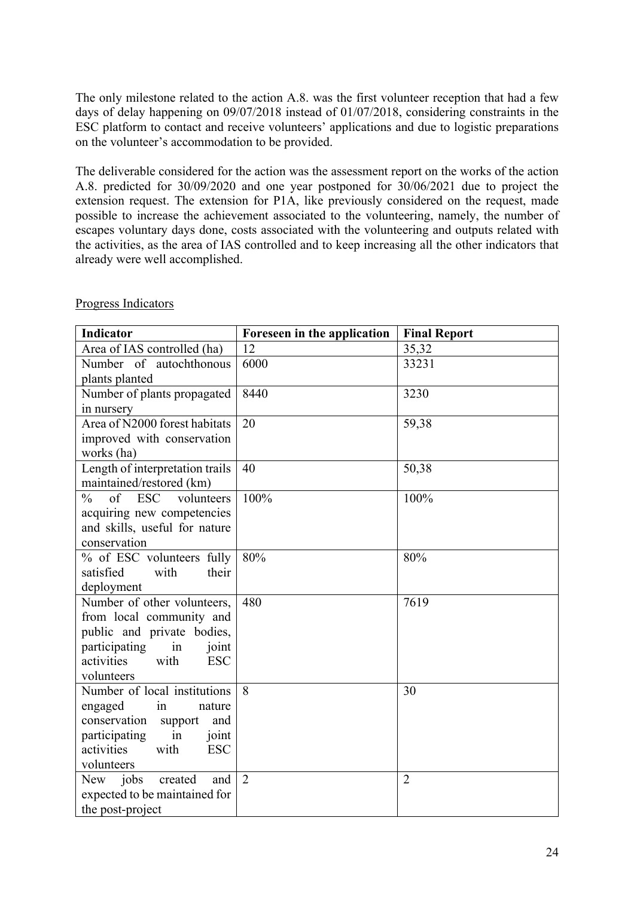The only milestone related to the action A.8. was the first volunteer reception that had a few days of delay happening on 09/07/2018 instead of 01/07/2018, considering constraints in the ESC platform to contact and receive volunteers' applications and due to logistic preparations on the volunteer's accommodation to be provided.

The deliverable considered for the action was the assessment report on the works of the action A.8. predicted for 30/09/2020 and one year postponed for 30/06/2021 due to project the extension request. The extension for P1A, like previously considered on the request, made possible to increase the achievement associated to the volunteering, namely, the number of escapes voluntary days done, costs associated with the volunteering and outputs related with the activities, as the area of IAS controlled and to keep increasing all the other indicators that already were well accomplished.

Progress Indicators

| Indicator | Foreseen in the application | Final Report |
|---|---|---|
| Area of IAS controlled (ha) | 12 | 35,32 |
| Number of autochthonous plants planted | 6000 | 33231 |
| Number of plants propagated in nursery | 8440 | 3230 |
| Area of N2000 forest habitats improved with conservation works (ha) | 20 | 59,38 |
| Length of interpretation trails maintained/restored (km) | 40 | 50,38 |
| % of ESC volunteers acquiring new competencies and skills, useful for nature conservation | 100% | 100% |
| % of ESC volunteers fully satisfied with their deployment | 80% | 80% |
| Number of other volunteers, from local community and public and private bodies, participating in joint activities with ESC volunteers | 480 | 7619 |
| Number of local institutions engaged in nature conservation support and participating in joint activities with ESC volunteers | 8 | 30 |
| New jobs created and expected to be maintained for the post-project | 2 | 2 |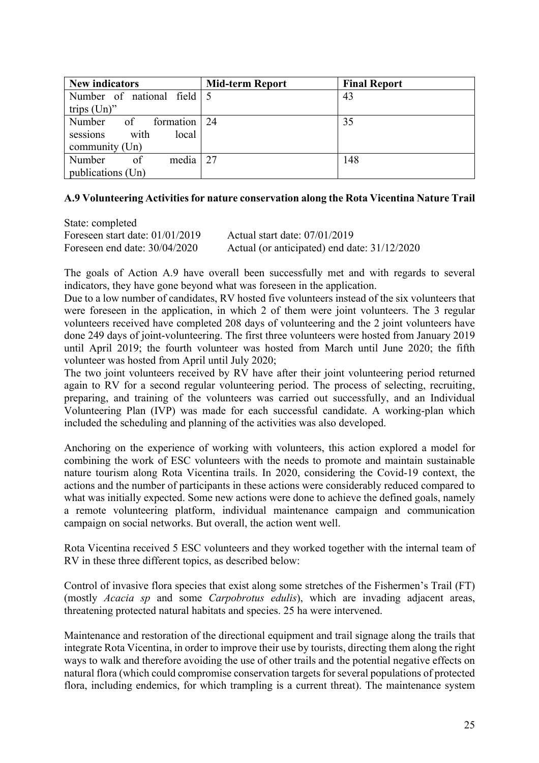| New indicators | Mid-term Report | Final Report |
| --- | --- | --- |
| Number of national field trips (Un)" | 5 | 43 |
| Number of formation sessions with local community (Un) | 24 | 35 |
| Number of media publications (Un) | 27 | 148 |

**A.9 Volunteering Activities for nature conservation along the Rota Vicentina Nature Trail**

State: completed
Foreseen start date: 01/01/2019 Actual start date: 07/01/2019
Foreseen end date: 30/04/2020 Actual (or anticipated) end date: 31/12/2020

The goals of Action A.9 have overall been successfully met and with regards to several indicators, they have gone beyond what was foreseen in the application.
Due to a low number of candidates, RV hosted five volunteers instead of the six volunteers that were foreseen in the application, in which 2 of them were joint volunteers. The 3 regular volunteers received have completed 208 days of volunteering and the 2 joint volunteers have done 249 days of joint-volunteering. The first three volunteers were hosted from January 2019 until April 2019; the fourth volunteer was hosted from March until June 2020; the fifth volunteer was hosted from April until July 2020;
The two joint volunteers received by RV have after their joint volunteering period returned again to RV for a second regular volunteering period. The process of selecting, recruiting, preparing, and training of the volunteers was carried out successfully, and an Individual Volunteering Plan (IVP) was made for each successful candidate. A working-plan which included the scheduling and planning of the activities was also developed.

Anchoring on the experience of working with volunteers, this action explored a model for combining the work of ESC volunteers with the needs to promote and maintain sustainable nature tourism along Rota Vicentina trails. In 2020, considering the Covid-19 context, the actions and the number of participants in these actions were considerably reduced compared to what was initially expected. Some new actions were done to achieve the defined goals, namely a remote volunteering platform, individual maintenance campaign and communication campaign on social networks. But overall, the action went well.

Rota Vicentina received 5 ESC volunteers and they worked together with the internal team of RV in these three different topics, as described below:

Control of invasive flora species that exist along some stretches of the Fishermen's Trail (FT) (mostly *Acacia sp* and some *Carpobrotus edulis*), which are invading adjacent areas, threatening protected natural habitats and species. 25 ha were intervened.

Maintenance and restoration of the directional equipment and trail signage along the trails that integrate Rota Vicentina, in order to improve their use by tourists, directing them along the right ways to walk and therefore avoiding the use of other trails and the potential negative effects on natural flora (which could compromise conservation targets for several populations of protected flora, including endemics, for which trampling is a current threat). The maintenance system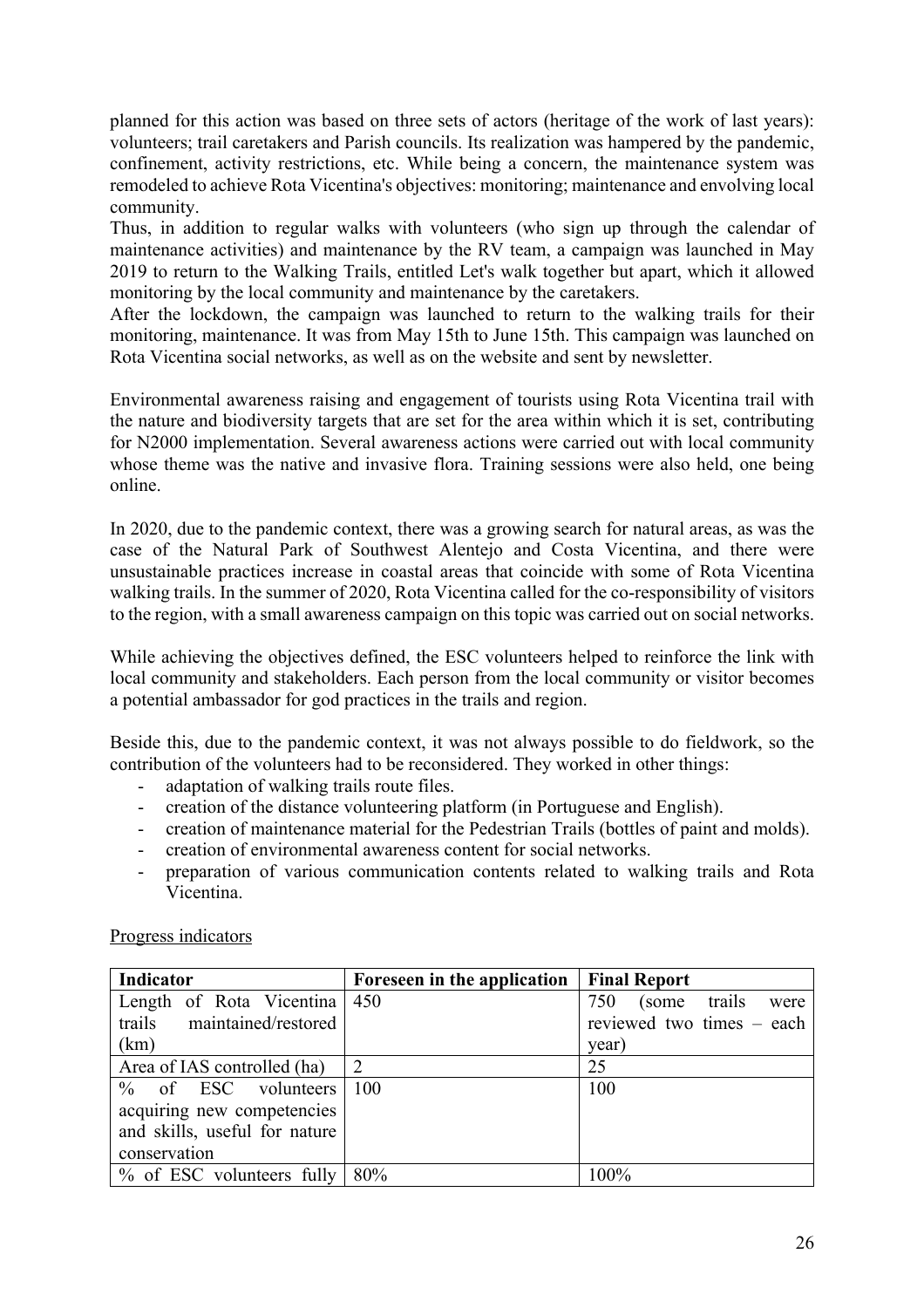planned for this action was based on three sets of actors (heritage of the work of last years): volunteers; trail caretakers and Parish councils. Its realization was hampered by the pandemic, confinement, activity restrictions, etc. While being a concern, the maintenance system was remodeled to achieve Rota Vicentina's objectives: monitoring; maintenance and envolving local community.

Thus, in addition to regular walks with volunteers (who sign up through the calendar of maintenance activities) and maintenance by the RV team, a campaign was launched in May 2019 to return to the Walking Trails, entitled Let's walk together but apart, which it allowed monitoring by the local community and maintenance by the caretakers.

After the lockdown, the campaign was launched to return to the walking trails for their monitoring, maintenance. It was from May 15th to June 15th. This campaign was launched on Rota Vicentina social networks, as well as on the website and sent by newsletter.

Environmental awareness raising and engagement of tourists using Rota Vicentina trail with the nature and biodiversity targets that are set for the area within which it is set, contributing for N2000 implementation. Several awareness actions were carried out with local community whose theme was the native and invasive flora. Training sessions were also held, one being online.

In 2020, due to the pandemic context, there was a growing search for natural areas, as was the case of the Natural Park of Southwest Alentejo and Costa Vicentina, and there were unsustainable practices increase in coastal areas that coincide with some of Rota Vicentina walking trails. In the summer of 2020, Rota Vicentina called for the co-responsibility of visitors to the region, with a small awareness campaign on this topic was carried out on social networks.

While achieving the objectives defined, the ESC volunteers helped to reinforce the link with local community and stakeholders. Each person from the local community or visitor becomes a potential ambassador for god practices in the trails and region.

Beside this, due to the pandemic context, it was not always possible to do fieldwork, so the contribution of the volunteers had to be reconsidered. They worked in other things:

- adaptation of walking trails route files.
- creation of the distance volunteering platform (in Portuguese and English).
- creation of maintenance material for the Pedestrian Trails (bottles of paint and molds).
- creation of environmental awareness content for social networks.
- preparation of various communication contents related to walking trails and Rota Vicentina.

Progress indicators

| Indicator | Foreseen in the application | Final Report |
| --- | --- | --- |
| Length of Rota Vicentina trails maintained/restored (km) | 450 | 750 (some trails were reviewed two times – each year) |
| Area of IAS controlled (ha) | 2 | 25 |
| % of ESC volunteers acquiring new competencies and skills, useful for nature conservation | 100 | 100 |
| % of ESC volunteers fully | 80% | 100% |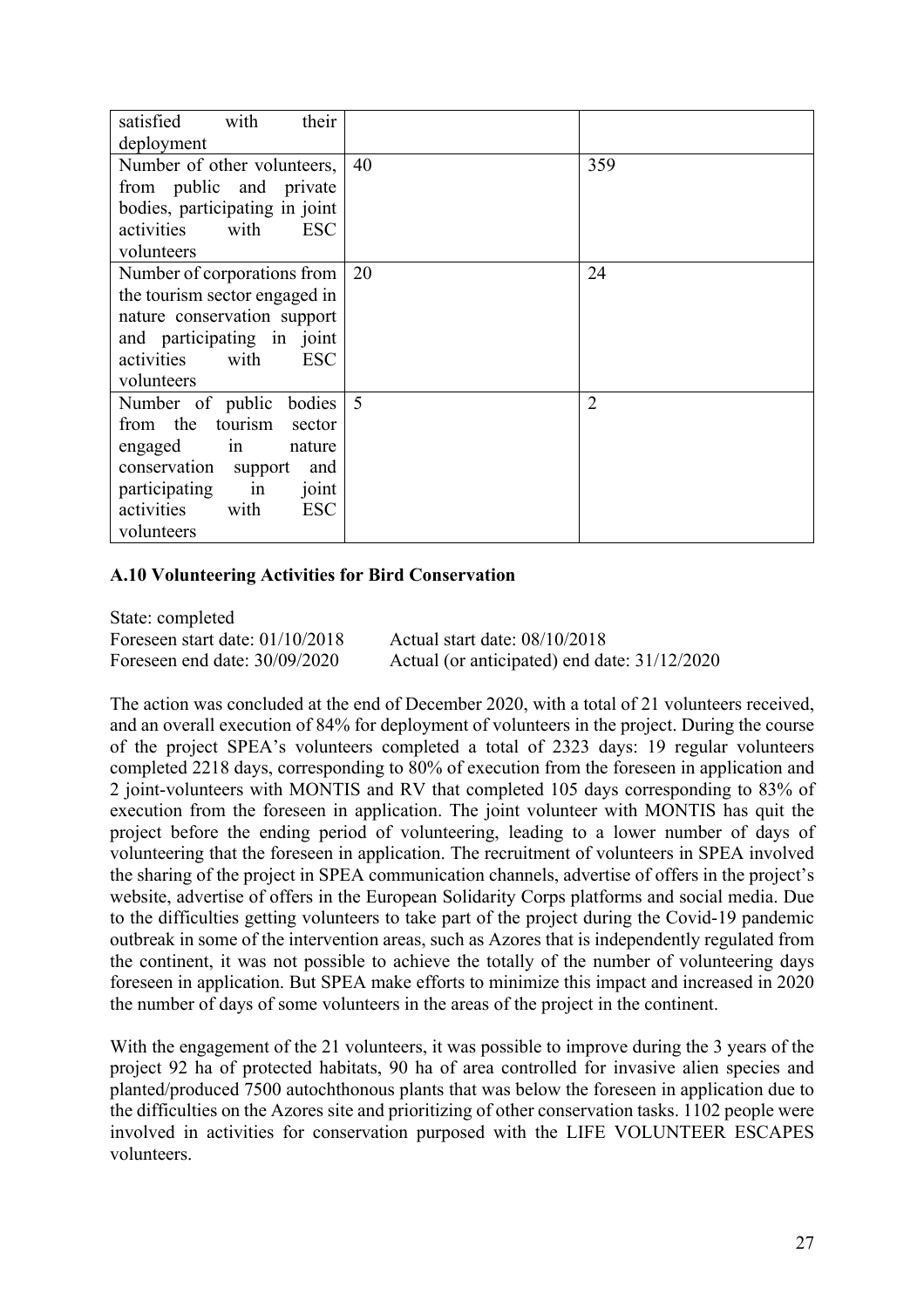| | | |
|---|---|---|
| satisfied with their deployment | | |
| Number of other volunteers, from public and private bodies, participating in joint activities with ESC volunteers | 40 | 359 |
| Number of corporations from the tourism sector engaged in nature conservation support and participating in joint activities with ESC volunteers | 20 | 24 |
| Number of public bodies from the tourism sector engaged in nature conservation support and participating in joint activities with ESC volunteers | 5 | 2 |

**A.10 Volunteering Activities for Bird Conservation**

State: completed

Foreseen start date: 01/10/2018 Actual start date: 08/10/2018

Foreseen end date: 30/09/2020 Actual (or anticipated) end date: 31/12/2020

The action was concluded at the end of December 2020, with a total of 21 volunteers received, and an overall execution of 84% for deployment of volunteers in the project. During the course of the project SPEA's volunteers completed a total of 2323 days: 19 regular volunteers completed 2218 days, corresponding to 80% of execution from the foreseen in application and 2 joint-volunteers with MONTIS and RV that completed 105 days corresponding to 83% of execution from the foreseen in application. The joint volunteer with MONTIS has quit the project before the ending period of volunteering, leading to a lower number of days of volunteering that the foreseen in application. The recruitment of volunteers in SPEA involved the sharing of the project in SPEA communication channels, advertise of offers in the project's website, advertise of offers in the European Solidarity Corps platforms and social media. Due to the difficulties getting volunteers to take part of the project during the Covid-19 pandemic outbreak in some of the intervention areas, such as Azores that is independently regulated from the continent, it was not possible to achieve the totally of the number of volunteering days foreseen in application. But SPEA make efforts to minimize this impact and increased in 2020 the number of days of some volunteers in the areas of the project in the continent.

With the engagement of the 21 volunteers, it was possible to improve during the 3 years of the project 92 ha of protected habitats, 90 ha of area controlled for invasive alien species and planted/produced 7500 autochthonous plants that was below the foreseen in application due to the difficulties on the Azores site and prioritizing of other conservation tasks. 1102 people were involved in activities for conservation purposed with the LIFE VOLUNTEER ESCAPES volunteers.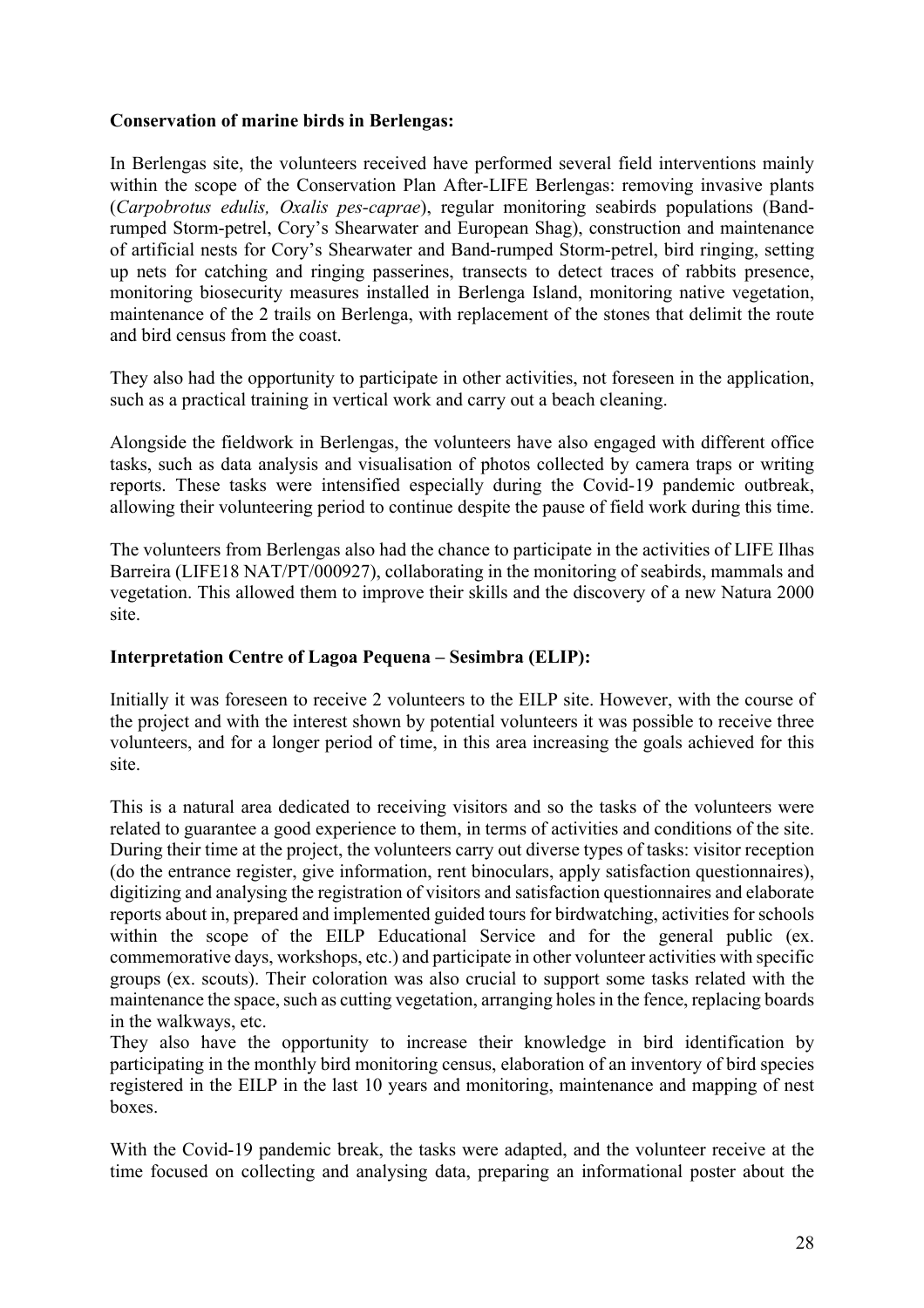**Conservation of marine birds in Berlengas:**

In Berlengas site, the volunteers received have performed several field interventions mainly within the scope of the Conservation Plan After-LIFE Berlengas: removing invasive plants (*Carpobrotus edulis, Oxalis pes-caprae*), regular monitoring seabirds populations (Band-rumped Storm-petrel, Cory's Shearwater and European Shag), construction and maintenance of artificial nests for Cory's Shearwater and Band-rumped Storm-petrel, bird ringing, setting up nets for catching and ringing passerines, transects to detect traces of rabbits presence, monitoring biosecurity measures installed in Berlenga Island, monitoring native vegetation, maintenance of the 2 trails on Berlenga, with replacement of the stones that delimit the route and bird census from the coast.

They also had the opportunity to participate in other activities, not foreseen in the application, such as a practical training in vertical work and carry out a beach cleaning.

Alongside the fieldwork in Berlengas, the volunteers have also engaged with different office tasks, such as data analysis and visualisation of photos collected by camera traps or writing reports. These tasks were intensified especially during the Covid-19 pandemic outbreak, allowing their volunteering period to continue despite the pause of field work during this time.

The volunteers from Berlengas also had the chance to participate in the activities of LIFE Ilhas Barreira (LIFE18 NAT/PT/000927), collaborating in the monitoring of seabirds, mammals and vegetation. This allowed them to improve their skills and the discovery of a new Natura 2000 site.

**Interpretation Centre of Lagoa Pequena – Sesimbra (ELIP):**

Initially it was foreseen to receive 2 volunteers to the EILP site. However, with the course of the project and with the interest shown by potential volunteers it was possible to receive three volunteers, and for a longer period of time, in this area increasing the goals achieved for this site.

This is a natural area dedicated to receiving visitors and so the tasks of the volunteers were related to guarantee a good experience to them, in terms of activities and conditions of the site. During their time at the project, the volunteers carry out diverse types of tasks: visitor reception (do the entrance register, give information, rent binoculars, apply satisfaction questionnaires), digitizing and analysing the registration of visitors and satisfaction questionnaires and elaborate reports about in, prepared and implemented guided tours for birdwatching, activities for schools within the scope of the EILP Educational Service and for the general public (ex. commemorative days, workshops, etc.) and participate in other volunteer activities with specific groups (ex. scouts). Their coloration was also crucial to support some tasks related with the maintenance the space, such as cutting vegetation, arranging holes in the fence, replacing boards in the walkways, etc.

They also have the opportunity to increase their knowledge in bird identification by participating in the monthly bird monitoring census, elaboration of an inventory of bird species registered in the EILP in the last 10 years and monitoring, maintenance and mapping of nest boxes.

With the Covid-19 pandemic break, the tasks were adapted, and the volunteer receive at the time focused on collecting and analysing data, preparing an informational poster about the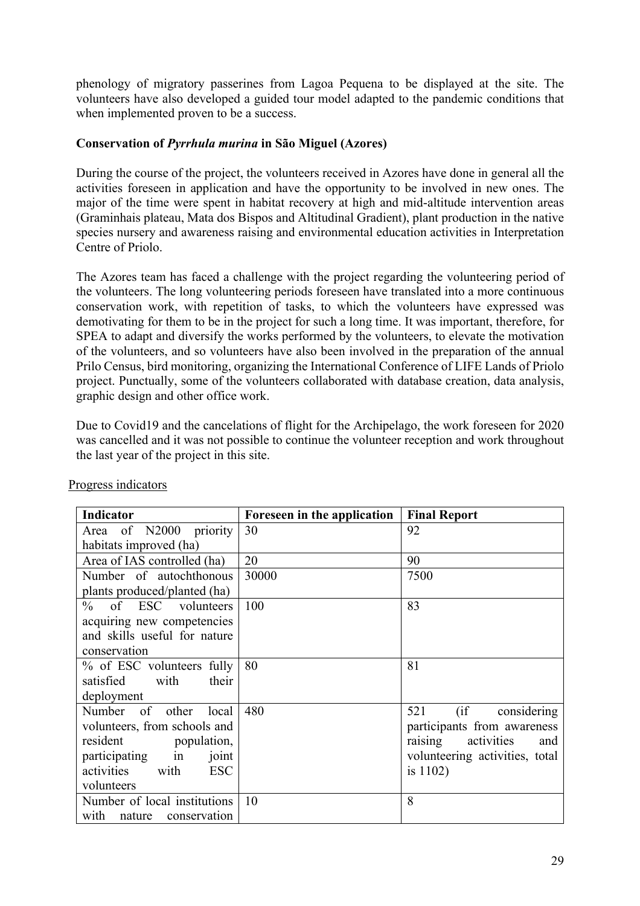phenology of migratory passerines from Lagoa Pequena to be displayed at the site. The volunteers have also developed a guided tour model adapted to the pandemic conditions that when implemented proven to be a success.

**Conservation of *Pyrrhula murina* in São Miguel (Azores)**

During the course of the project, the volunteers received in Azores have done in general all the activities foreseen in application and have the opportunity to be involved in new ones. The major of the time were spent in habitat recovery at high and mid-altitude intervention areas (Graminhais plateau, Mata dos Bispos and Altitudinal Gradient), plant production in the native species nursery and awareness raising and environmental education activities in Interpretation Centre of Priolo.

The Azores team has faced a challenge with the project regarding the volunteering period of the volunteers. The long volunteering periods foreseen have translated into a more continuous conservation work, with repetition of tasks, to which the volunteers have expressed was demotivating for them to be in the project for such a long time. It was important, therefore, for SPEA to adapt and diversify the works performed by the volunteers, to elevate the motivation of the volunteers, and so volunteers have also been involved in the preparation of the annual Prilo Census, bird monitoring, organizing the International Conference of LIFE Lands of Priolo project. Punctually, some of the volunteers collaborated with database creation, data analysis, graphic design and other office work.

Due to Covid19 and the cancelations of flight for the Archipelago, the work foreseen for 2020 was cancelled and it was not possible to continue the volunteer reception and work throughout the last year of the project in this site.

Progress indicators

| Indicator | Foreseen in the application | Final Report |
|---|---|---|
| Area of N2000 priority habitats improved (ha) | 30 | 92 |
| Area of IAS controlled (ha) | 20 | 90 |
| Number of autochthonous plants produced/planted (ha) | 30000 | 7500 |
| % of ESC volunteers acquiring new competencies and skills useful for nature conservation | 100 | 83 |
| % of ESC volunteers fully satisfied with their deployment | 80 | 81 |
| Number of other local volunteers, from schools and resident population, participating in joint activities with ESC volunteers | 480 | 521 (if considering participants from awareness raising activities and volunteering activities, total is 1102) |
| Number of local institutions with nature conservation | 10 | 8 |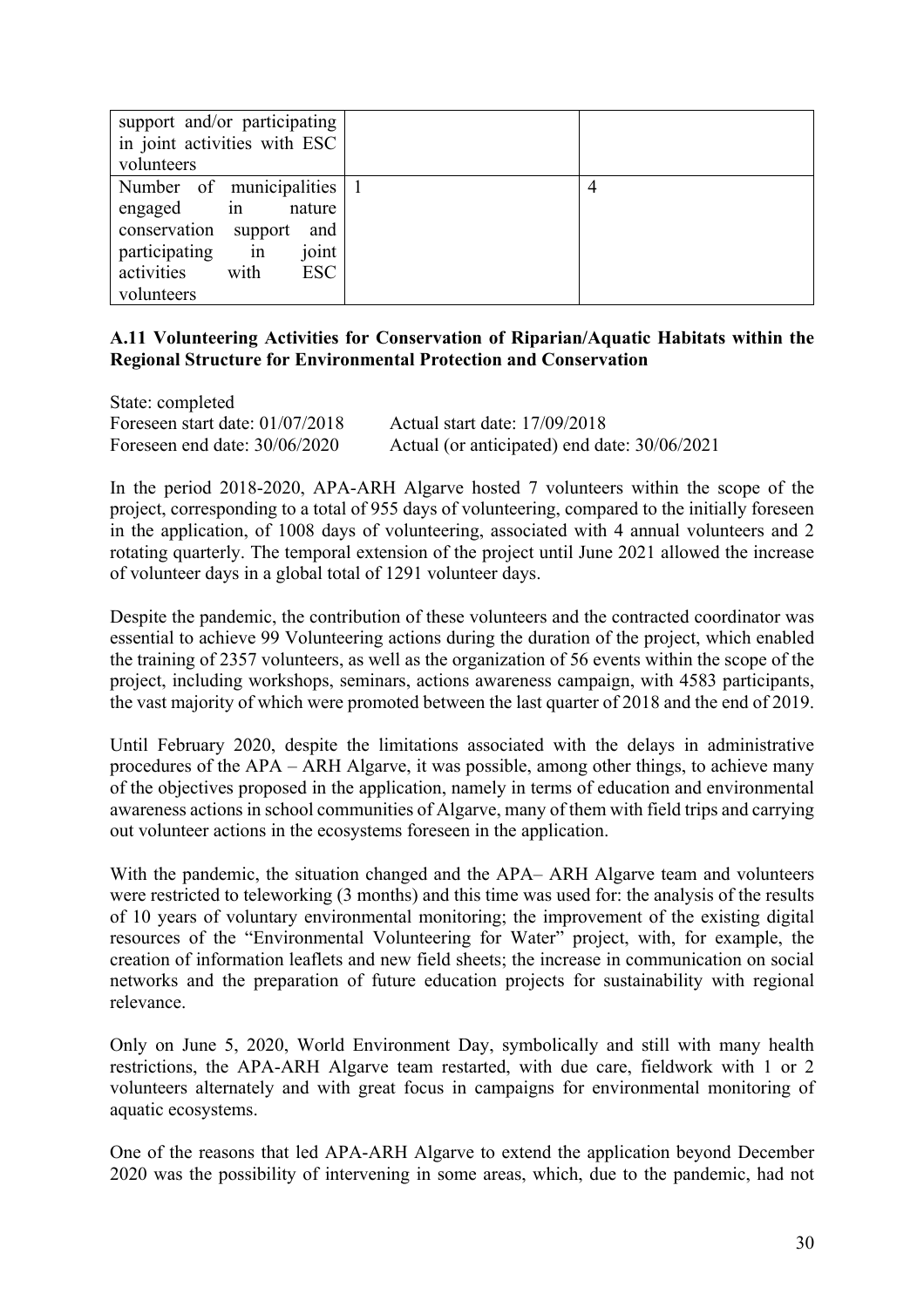| support and/or participating in joint activities with ESC volunteers | | |
|---|---|---|
| Number of municipalities engaged in nature conservation support and participating in joint activities with ESC volunteers | 1 | 4 |

**A.11 Volunteering Activities for Conservation of Riparian/Aquatic Habitats within the Regional Structure for Environmental Protection and Conservation**

State: completed
Foreseen start date: 01/07/2018 Actual start date: 17/09/2018
Foreseen end date: 30/06/2020 Actual (or anticipated) end date: 30/06/2021

In the period 2018-2020, APA-ARH Algarve hosted 7 volunteers within the scope of the project, corresponding to a total of 955 days of volunteering, compared to the initially foreseen in the application, of 1008 days of volunteering, associated with 4 annual volunteers and 2 rotating quarterly. The temporal extension of the project until June 2021 allowed the increase of volunteer days in a global total of 1291 volunteer days.

Despite the pandemic, the contribution of these volunteers and the contracted coordinator was essential to achieve 99 Volunteering actions during the duration of the project, which enabled the training of 2357 volunteers, as well as the organization of 56 events within the scope of the project, including workshops, seminars, actions awareness campaign, with 4583 participants, the vast majority of which were promoted between the last quarter of 2018 and the end of 2019.

Until February 2020, despite the limitations associated with the delays in administrative procedures of the APA – ARH Algarve, it was possible, among other things, to achieve many of the objectives proposed in the application, namely in terms of education and environmental awareness actions in school communities of Algarve, many of them with field trips and carrying out volunteer actions in the ecosystems foreseen in the application.

With the pandemic, the situation changed and the APA– ARH Algarve team and volunteers were restricted to teleworking (3 months) and this time was used for: the analysis of the results of 10 years of voluntary environmental monitoring; the improvement of the existing digital resources of the "Environmental Volunteering for Water" project, with, for example, the creation of information leaflets and new field sheets; the increase in communication on social networks and the preparation of future education projects for sustainability with regional relevance.

Only on June 5, 2020, World Environment Day, symbolically and still with many health restrictions, the APA-ARH Algarve team restarted, with due care, fieldwork with 1 or 2 volunteers alternately and with great focus in campaigns for environmental monitoring of aquatic ecosystems.

One of the reasons that led APA-ARH Algarve to extend the application beyond December 2020 was the possibility of intervening in some areas, which, due to the pandemic, had not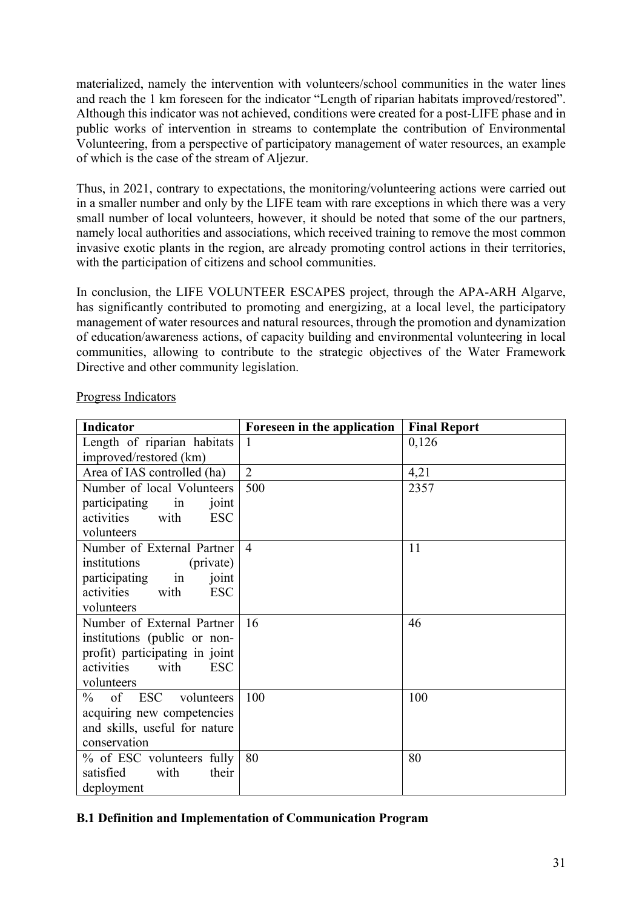materialized, namely the intervention with volunteers/school communities in the water lines and reach the 1 km foreseen for the indicator "Length of riparian habitats improved/restored". Although this indicator was not achieved, conditions were created for a post-LIFE phase and in public works of intervention in streams to contemplate the contribution of Environmental Volunteering, from a perspective of participatory management of water resources, an example of which is the case of the stream of Aljezur.

Thus, in 2021, contrary to expectations, the monitoring/volunteering actions were carried out in a smaller number and only by the LIFE team with rare exceptions in which there was a very small number of local volunteers, however, it should be noted that some of the our partners, namely local authorities and associations, which received training to remove the most common invasive exotic plants in the region, are already promoting control actions in their territories, with the participation of citizens and school communities.

In conclusion, the LIFE VOLUNTEER ESCAPES project, through the APA-ARH Algarve, has significantly contributed to promoting and energizing, at a local level, the participatory management of water resources and natural resources, through the promotion and dynamization of education/awareness actions, of capacity building and environmental volunteering in local communities, allowing to contribute to the strategic objectives of the Water Framework Directive and other community legislation.

Progress Indicators

| Indicator | Foreseen in the application | Final Report |
|---|---|---|
| Length of riparian habitats improved/restored (km) | 1 | 0,126 |
| Area of IAS controlled (ha) | 2 | 4,21 |
| Number of local Volunteers participating in joint activities with ESC volunteers | 500 | 2357 |
| Number of External Partner institutions (private) participating in joint activities with ESC volunteers | 4 | 11 |
| Number of External Partner institutions (public or non-profit) participating in joint activities with ESC volunteers | 16 | 46 |
| % of ESC volunteers acquiring new competencies and skills, useful for nature conservation | 100 | 100 |
| % of ESC volunteers fully satisfied with their deployment | 80 | 80 |

**B.1 Definition and Implementation of Communication Program**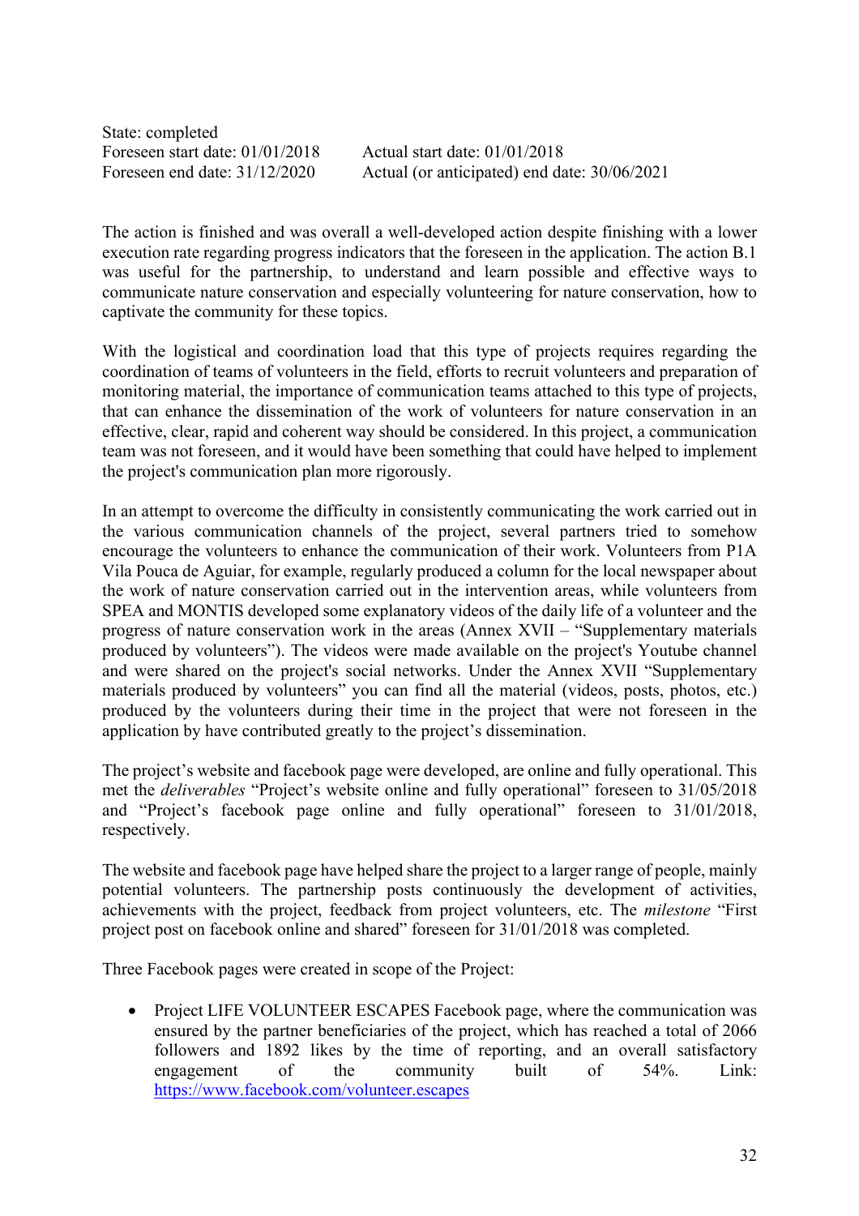State: completed

Foreseen start date: 01/01/2018 Actual start date: 01/01/2018

Foreseen end date: 31/12/2020 Actual (or anticipated) end date: 30/06/2021

The action is finished and was overall a well-developed action despite finishing with a lower execution rate regarding progress indicators that the foreseen in the application. The action B.1 was useful for the partnership, to understand and learn possible and effective ways to communicate nature conservation and especially volunteering for nature conservation, how to captivate the community for these topics.

With the logistical and coordination load that this type of projects requires regarding the coordination of teams of volunteers in the field, efforts to recruit volunteers and preparation of monitoring material, the importance of communication teams attached to this type of projects, that can enhance the dissemination of the work of volunteers for nature conservation in an effective, clear, rapid and coherent way should be considered. In this project, a communication team was not foreseen, and it would have been something that could have helped to implement the project's communication plan more rigorously.

In an attempt to overcome the difficulty in consistently communicating the work carried out in the various communication channels of the project, several partners tried to somehow encourage the volunteers to enhance the communication of their work. Volunteers from P1A Vila Pouca de Aguiar, for example, regularly produced a column for the local newspaper about the work of nature conservation carried out in the intervention areas, while volunteers from SPEA and MONTIS developed some explanatory videos of the daily life of a volunteer and the progress of nature conservation work in the areas (Annex XVII – "Supplementary materials produced by volunteers"). The videos were made available on the project's Youtube channel and were shared on the project's social networks. Under the Annex XVII "Supplementary materials produced by volunteers" you can find all the material (videos, posts, photos, etc.) produced by the volunteers during their time in the project that were not foreseen in the application by have contributed greatly to the project's dissemination.

The project's website and facebook page were developed, are online and fully operational. This met the *deliverables* "Project's website online and fully operational" foreseen to 31/05/2018 and "Project's facebook page online and fully operational" foreseen to 31/01/2018, respectively.

The website and facebook page have helped share the project to a larger range of people, mainly potential volunteers. The partnership posts continuously the development of activities, achievements with the project, feedback from project volunteers, etc. The *milestone* "First project post on facebook online and shared" foreseen for 31/01/2018 was completed.

Three Facebook pages were created in scope of the Project:

- Project LIFE VOLUNTEER ESCAPES Facebook page, where the communication was ensured by the partner beneficiaries of the project, which has reached a total of 2066 followers and 1892 likes by the time of reporting, and an overall satisfactory engagement of the community built of 54%. Link: https://www.facebook.com/volunteer.escapes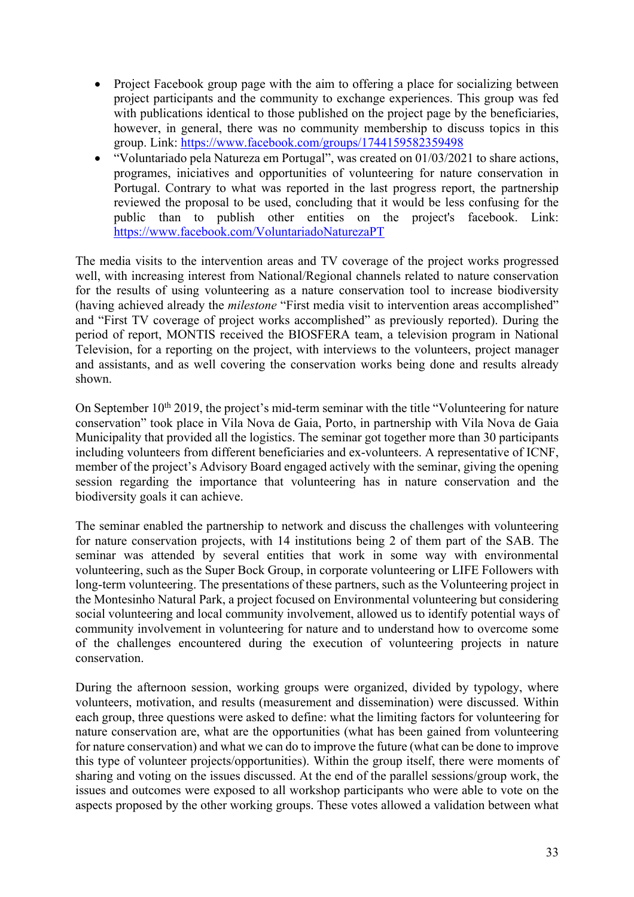- Project Facebook group page with the aim to offering a place for socializing between project participants and the community to exchange experiences. This group was fed with publications identical to those published on the project page by the beneficiaries, however, in general, there was no community membership to discuss topics in this group. Link: https://www.facebook.com/groups/1744159582359498
- "Voluntariado pela Natureza em Portugal", was created on 01/03/2021 to share actions, programes, iniciatives and opportunities of volunteering for nature conservation in Portugal. Contrary to what was reported in the last progress report, the partnership reviewed the proposal to be used, concluding that it would be less confusing for the public than to publish other entities on the project's facebook. Link: https://www.facebook.com/VoluntariadoNaturezaPT

The media visits to the intervention areas and TV coverage of the project works progressed well, with increasing interest from National/Regional channels related to nature conservation for the results of using volunteering as a nature conservation tool to increase biodiversity (having achieved already the *milestone* "First media visit to intervention areas accomplished" and "First TV coverage of project works accomplished" as previously reported). During the period of report, MONTIS received the BIOSFERA team, a television program in National Television, for a reporting on the project, with interviews to the volunteers, project manager and assistants, and as well covering the conservation works being done and results already shown.

On September 10th 2019, the project's mid-term seminar with the title "Volunteering for nature conservation" took place in Vila Nova de Gaia, Porto, in partnership with Vila Nova de Gaia Municipality that provided all the logistics. The seminar got together more than 30 participants including volunteers from different beneficiaries and ex-volunteers. A representative of ICNF, member of the project's Advisory Board engaged actively with the seminar, giving the opening session regarding the importance that volunteering has in nature conservation and the biodiversity goals it can achieve.

The seminar enabled the partnership to network and discuss the challenges with volunteering for nature conservation projects, with 14 institutions being 2 of them part of the SAB. The seminar was attended by several entities that work in some way with environmental volunteering, such as the Super Bock Group, in corporate volunteering or LIFE Followers with long-term volunteering. The presentations of these partners, such as the Volunteering project in the Montesinho Natural Park, a project focused on Environmental volunteering but considering social volunteering and local community involvement, allowed us to identify potential ways of community involvement in volunteering for nature and to understand how to overcome some of the challenges encountered during the execution of volunteering projects in nature conservation.

During the afternoon session, working groups were organized, divided by typology, where volunteers, motivation, and results (measurement and dissemination) were discussed. Within each group, three questions were asked to define: what the limiting factors for volunteering for nature conservation are, what are the opportunities (what has been gained from volunteering for nature conservation) and what we can do to improve the future (what can be done to improve this type of volunteer projects/opportunities). Within the group itself, there were moments of sharing and voting on the issues discussed. At the end of the parallel sessions/group work, the issues and outcomes were exposed to all workshop participants who were able to vote on the aspects proposed by the other working groups. These votes allowed a validation between what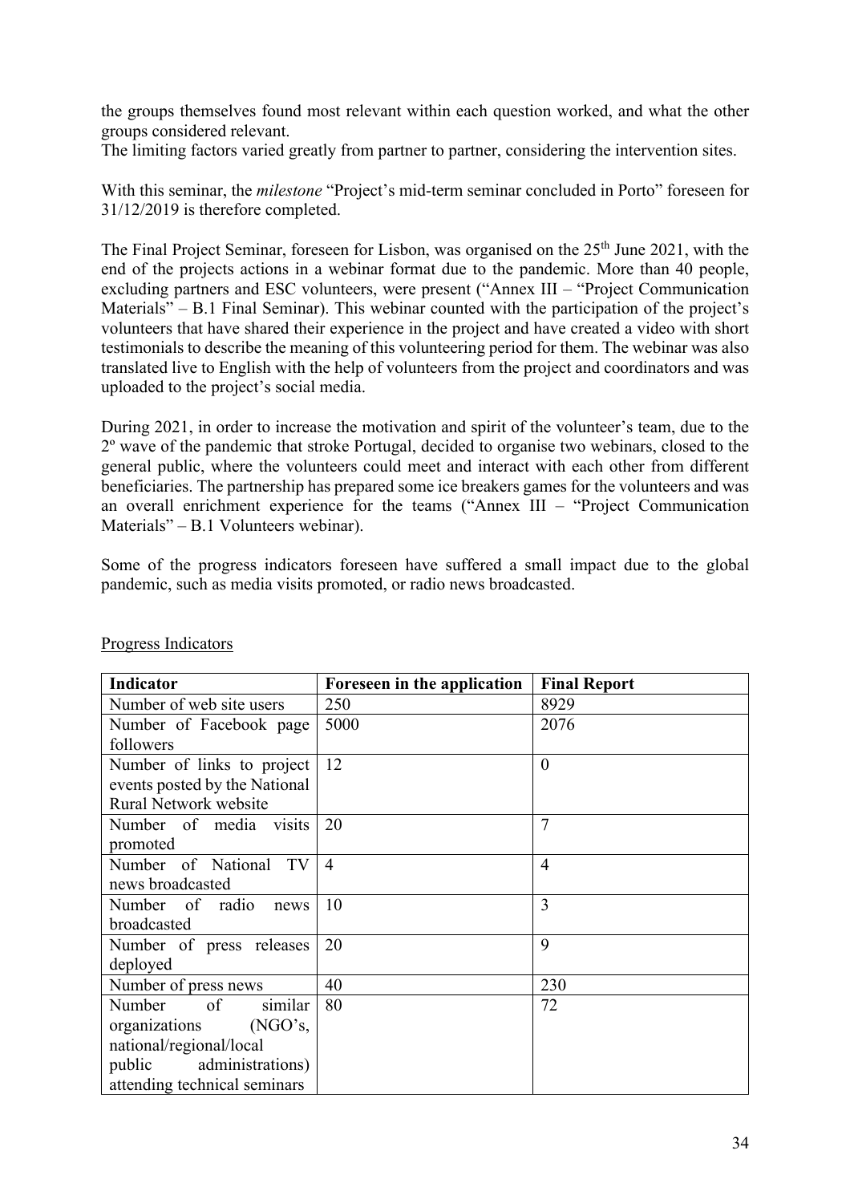the groups themselves found most relevant within each question worked, and what the other groups considered relevant.
The limiting factors varied greatly from partner to partner, considering the intervention sites.

With this seminar, the *milestone* "Project's mid-term seminar concluded in Porto" foreseen for 31/12/2019 is therefore completed.

The Final Project Seminar, foreseen for Lisbon, was organised on the 25th June 2021, with the end of the projects actions in a webinar format due to the pandemic. More than 40 people, excluding partners and ESC volunteers, were present ("Annex III – "Project Communication Materials" – B.1 Final Seminar). This webinar counted with the participation of the project's volunteers that have shared their experience in the project and have created a video with short testimonials to describe the meaning of this volunteering period for them. The webinar was also translated live to English with the help of volunteers from the project and coordinators and was uploaded to the project's social media.

During 2021, in order to increase the motivation and spirit of the volunteer's team, due to the 2º wave of the pandemic that stroke Portugal, decided to organise two webinars, closed to the general public, where the volunteers could meet and interact with each other from different beneficiaries. The partnership has prepared some ice breakers games for the volunteers and was an overall enrichment experience for the teams ("Annex III – "Project Communication Materials" – B.1 Volunteers webinar).

Some of the progress indicators foreseen have suffered a small impact due to the global pandemic, such as media visits promoted, or radio news broadcasted.

Progress Indicators

| Indicator | Foreseen in the application | Final Report |
|---|---|---|
| Number of web site users | 250 | 8929 |
| Number of Facebook page followers | 5000 | 2076 |
| Number of links to project events posted by the National Rural Network website | 12 | 0 |
| Number of media visits promoted | 20 | 7 |
| Number of National TV news broadcasted | 4 | 4 |
| Number of radio news broadcasted | 10 | 3 |
| Number of press releases deployed | 20 | 9 |
| Number of press news | 40 | 230 |
| Number of similar organizations (NGO's, national/regional/local public administrations) attending technical seminars | 80 | 72 |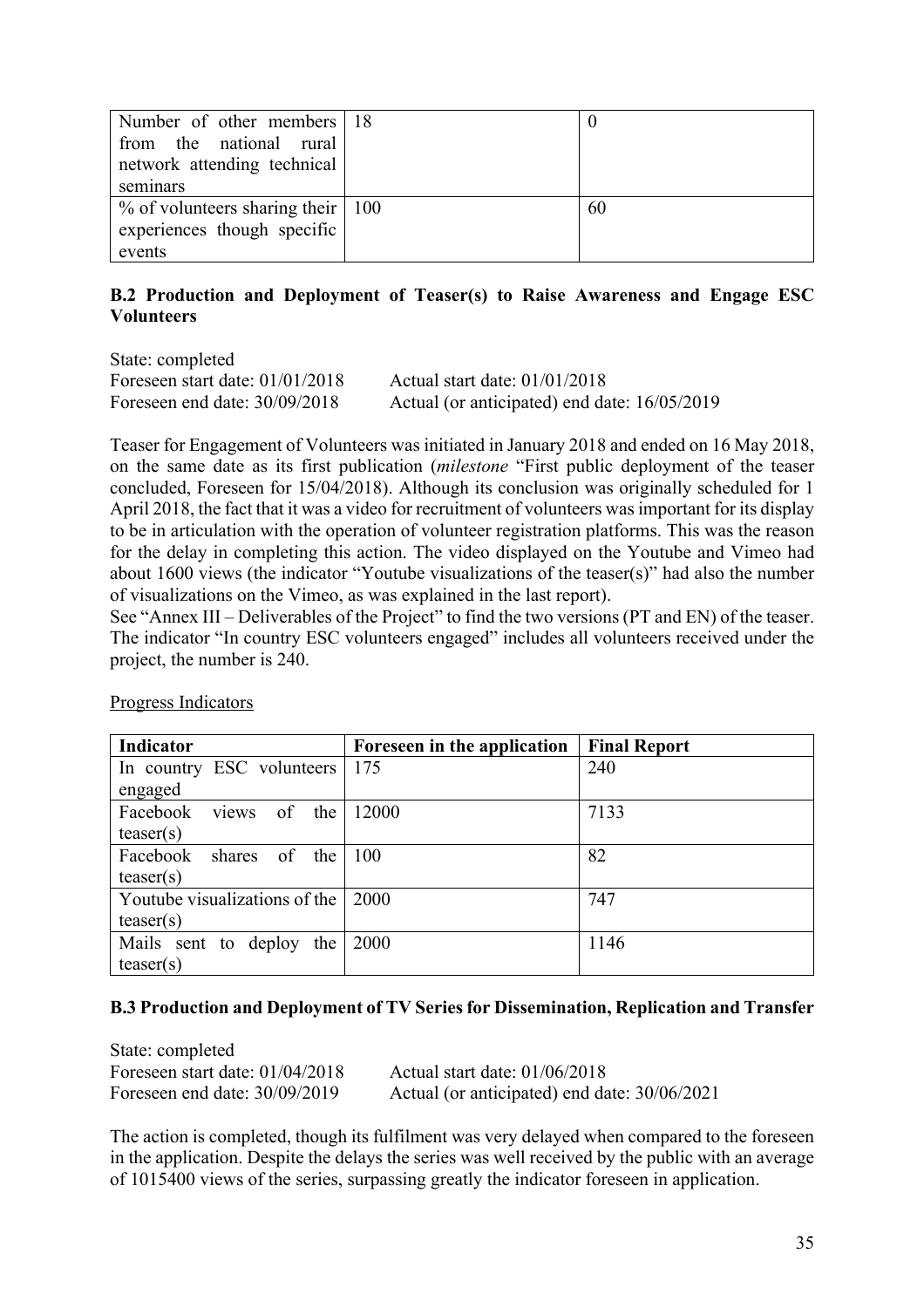| | | |
|---|---|---|
| Number of other members from the national rural network attending technical seminars | 18 | 0 |
| % of volunteers sharing their experiences though specific events | 100 | 60 |

**B.2 Production and Deployment of Teaser(s) to Raise Awareness and Engage ESC Volunteers**

State: completed
Foreseen start date: 01/01/2018 Actual start date: 01/01/2018
Foreseen end date: 30/09/2018 Actual (or anticipated) end date: 16/05/2019

Teaser for Engagement of Volunteers was initiated in January 2018 and ended on 16 May 2018, on the same date as its first publication (*milestone* "First public deployment of the teaser concluded, Foreseen for 15/04/2018). Although its conclusion was originally scheduled for 1 April 2018, the fact that it was a video for recruitment of volunteers was important for its display to be in articulation with the operation of volunteer registration platforms. This was the reason for the delay in completing this action. The video displayed on the Youtube and Vimeo had about 1600 views (the indicator "Youtube visualizations of the teaser(s)" had also the number of visualizations on the Vimeo, as was explained in the last report).
See "Annex III – Deliverables of the Project" to find the two versions (PT and EN) of the teaser. The indicator "In country ESC volunteers engaged" includes all volunteers received under the project, the number is 240.

Progress Indicators

| Indicator | Foreseen in the application | Final Report |
|---|---|---|
| In country ESC volunteers engaged | 175 | 240 |
| Facebook views of the teaser(s) | 12000 | 7133 |
| Facebook shares of the teaser(s) | 100 | 82 |
| Youtube visualizations of the teaser(s) | 2000 | 747 |
| Mails sent to deploy the teaser(s) | 2000 | 1146 |

**B.3 Production and Deployment of TV Series for Dissemination, Replication and Transfer**

State: completed
Foreseen start date: 01/04/2018 Actual start date: 01/06/2018
Foreseen end date: 30/09/2019 Actual (or anticipated) end date: 30/06/2021

The action is completed, though its fulfilment was very delayed when compared to the foreseen in the application. Despite the delays the series was well received by the public with an average of 1015400 views of the series, surpassing greatly the indicator foreseen in application.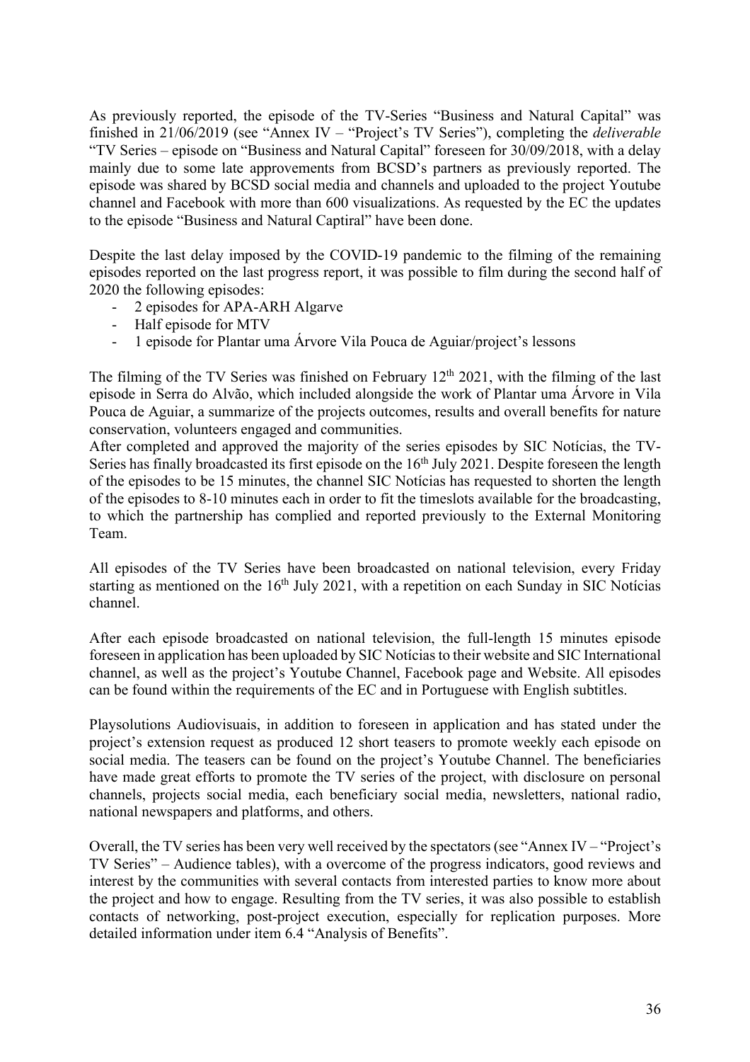As previously reported, the episode of the TV-Series "Business and Natural Capital" was finished in 21/06/2019 (see "Annex IV – "Project's TV Series"), completing the *deliverable* "TV Series – episode on "Business and Natural Capital" foreseen for 30/09/2018, with a delay mainly due to some late approvements from BCSD's partners as previously reported. The episode was shared by BCSD social media and channels and uploaded to the project Youtube channel and Facebook with more than 600 visualizations. As requested by the EC the updates to the episode "Business and Natural Captiral" have been done.

Despite the last delay imposed by the COVID-19 pandemic to the filming of the remaining episodes reported on the last progress report, it was possible to film during the second half of 2020 the following episodes:

- 2 episodes for APA-ARH Algarve
- Half episode for MTV
- 1 episode for Plantar uma Árvore Vila Pouca de Aguiar/project's lessons

The filming of the TV Series was finished on February 12th 2021, with the filming of the last episode in Serra do Alvão, which included alongside the work of Plantar uma Árvore in Vila Pouca de Aguiar, a summarize of the projects outcomes, results and overall benefits for nature conservation, volunteers engaged and communities.

After completed and approved the majority of the series episodes by SIC Notícias, the TV-Series has finally broadcasted its first episode on the 16th July 2021. Despite foreseen the length of the episodes to be 15 minutes, the channel SIC Notícias has requested to shorten the length of the episodes to 8-10 minutes each in order to fit the timeslots available for the broadcasting, to which the partnership has complied and reported previously to the External Monitoring Team.

All episodes of the TV Series have been broadcasted on national television, every Friday starting as mentioned on the 16th July 2021, with a repetition on each Sunday in SIC Notícias channel.

After each episode broadcasted on national television, the full-length 15 minutes episode foreseen in application has been uploaded by SIC Notícias to their website and SIC International channel, as well as the project's Youtube Channel, Facebook page and Website. All episodes can be found within the requirements of the EC and in Portuguese with English subtitles.

Playsolutions Audiovisuais, in addition to foreseen in application and has stated under the project's extension request as produced 12 short teasers to promote weekly each episode on social media. The teasers can be found on the project's Youtube Channel. The beneficiaries have made great efforts to promote the TV series of the project, with disclosure on personal channels, projects social media, each beneficiary social media, newsletters, national radio, national newspapers and platforms, and others.

Overall, the TV series has been very well received by the spectators (see "Annex IV – "Project's TV Series" – Audience tables), with a overcome of the progress indicators, good reviews and interest by the communities with several contacts from interested parties to know more about the project and how to engage. Resulting from the TV series, it was also possible to establish contacts of networking, post-project execution, especially for replication purposes. More detailed information under item 6.4 "Analysis of Benefits".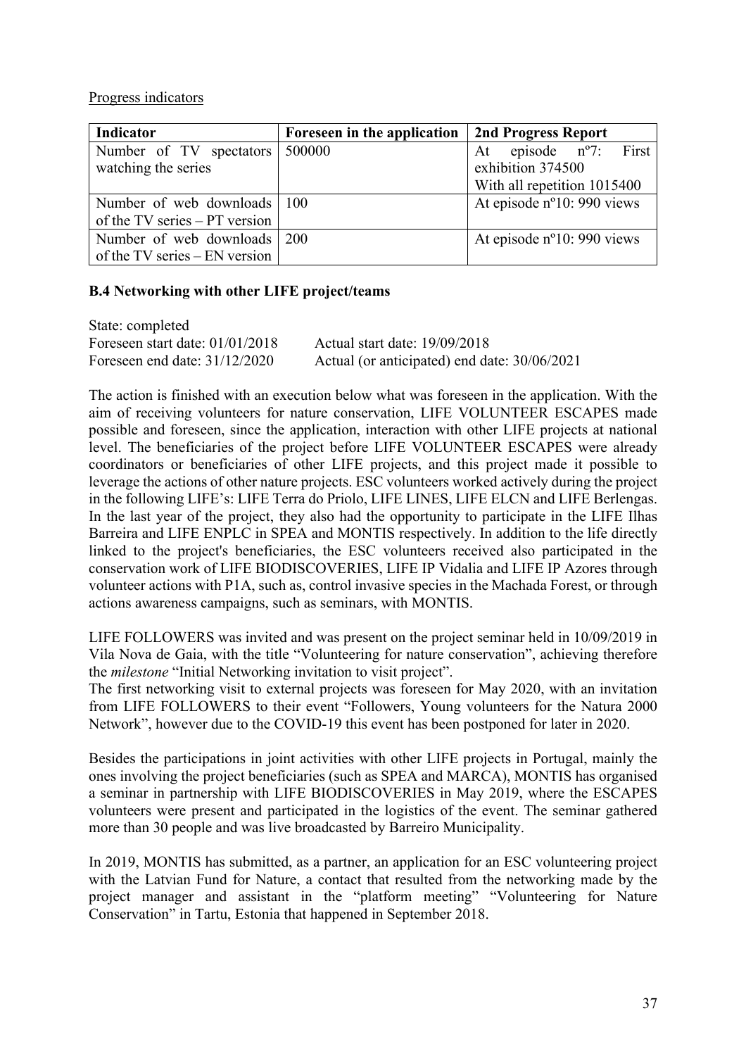Progress indicators

| Indicator | Foreseen in the application | 2nd Progress Report |
|---|---|---|
| Number of TV spectators watching the series | 500000 | At episode nº7: First exhibition 374500<br>With all repetition 1015400 |
| Number of web downloads of the TV series – PT version | 100 | At episode nº10: 990 views |
| Number of web downloads of the TV series – EN version | 200 | At episode nº10: 990 views |

**B.4 Networking with other LIFE project/teams**

State: completed
Foreseen start date: 01/01/2018 Actual start date: 19/09/2018
Foreseen end date: 31/12/2020 Actual (or anticipated) end date: 30/06/2021

The action is finished with an execution below what was foreseen in the application. With the aim of receiving volunteers for nature conservation, LIFE VOLUNTEER ESCAPES made possible and foreseen, since the application, interaction with other LIFE projects at national level. The beneficiaries of the project before LIFE VOLUNTEER ESCAPES were already coordinators or beneficiaries of other LIFE projects, and this project made it possible to leverage the actions of other nature projects. ESC volunteers worked actively during the project in the following LIFE's: LIFE Terra do Priolo, LIFE LINES, LIFE ELCN and LIFE Berlengas. In the last year of the project, they also had the opportunity to participate in the LIFE Ilhas Barreira and LIFE ENPLC in SPEA and MONTIS respectively. In addition to the life directly linked to the project's beneficiaries, the ESC volunteers received also participated in the conservation work of LIFE BIODISCOVERIES, LIFE IP Vidalia and LIFE IP Azores through volunteer actions with P1A, such as, control invasive species in the Machada Forest, or through actions awareness campaigns, such as seminars, with MONTIS.

LIFE FOLLOWERS was invited and was present on the project seminar held in 10/09/2019 in Vila Nova de Gaia, with the title "Volunteering for nature conservation", achieving therefore the *milestone* "Initial Networking invitation to visit project".
The first networking visit to external projects was foreseen for May 2020, with an invitation from LIFE FOLLOWERS to their event "Followers, Young volunteers for the Natura 2000 Network", however due to the COVID-19 this event has been postponed for later in 2020.

Besides the participations in joint activities with other LIFE projects in Portugal, mainly the ones involving the project beneficiaries (such as SPEA and MARCA), MONTIS has organised a seminar in partnership with LIFE BIODISCOVERIES in May 2019, where the ESCAPES volunteers were present and participated in the logistics of the event. The seminar gathered more than 30 people and was live broadcasted by Barreiro Municipality.

In 2019, MONTIS has submitted, as a partner, an application for an ESC volunteering project with the Latvian Fund for Nature, a contact that resulted from the networking made by the project manager and assistant in the "platform meeting" "Volunteering for Nature Conservation" in Tartu, Estonia that happened in September 2018.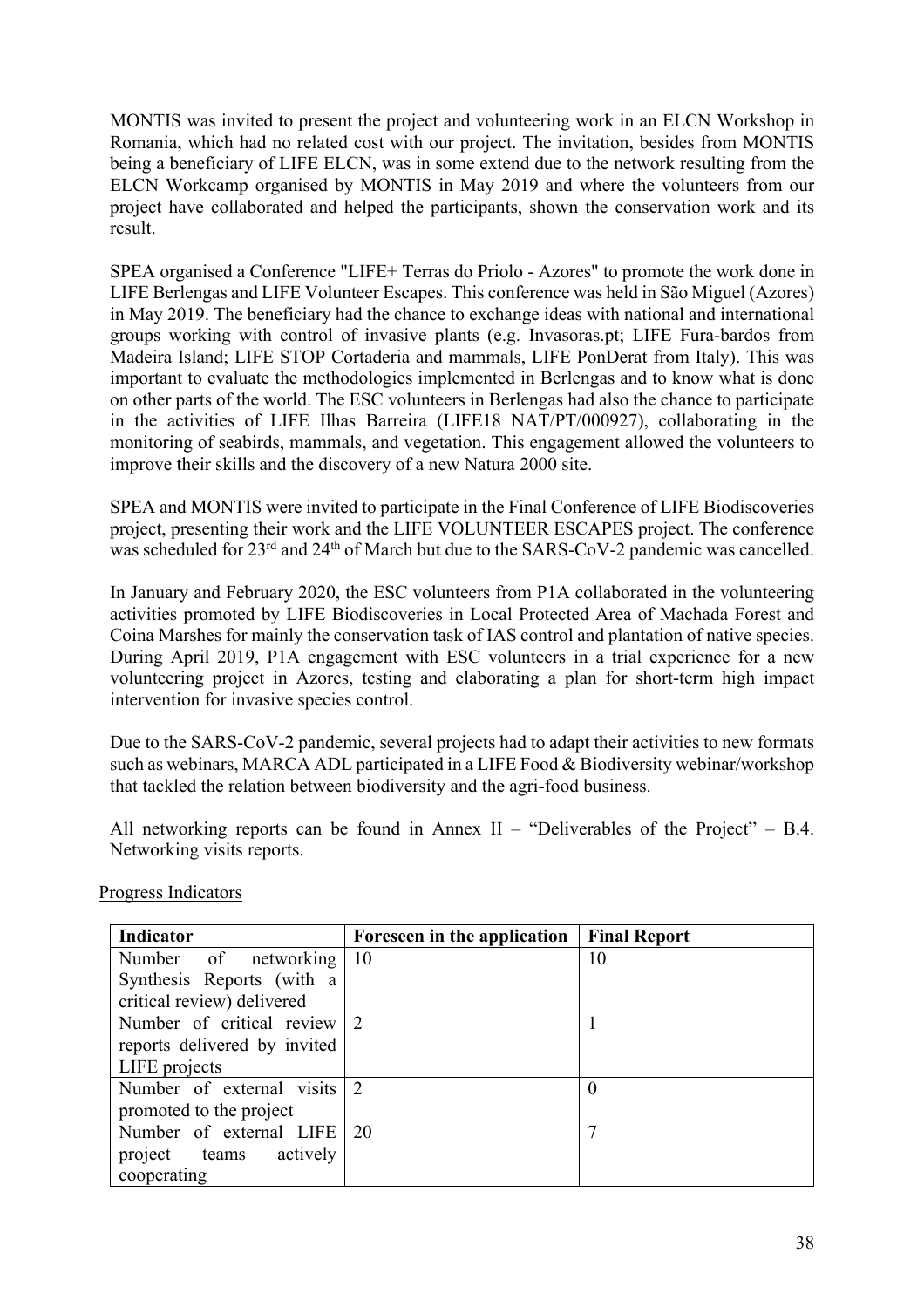MONTIS was invited to present the project and volunteering work in an ELCN Workshop in Romania, which had no related cost with our project. The invitation, besides from MONTIS being a beneficiary of LIFE ELCN, was in some extend due to the network resulting from the ELCN Workcamp organised by MONTIS in May 2019 and where the volunteers from our project have collaborated and helped the participants, shown the conservation work and its result.

SPEA organised a Conference "LIFE+ Terras do Priolo - Azores" to promote the work done in LIFE Berlengas and LIFE Volunteer Escapes. This conference was held in São Miguel (Azores) in May 2019. The beneficiary had the chance to exchange ideas with national and international groups working with control of invasive plants (e.g. Invasoras.pt; LIFE Fura-bardos from Madeira Island; LIFE STOP Cortaderia and mammals, LIFE PonDerat from Italy). This was important to evaluate the methodologies implemented in Berlengas and to know what is done on other parts of the world. The ESC volunteers in Berlengas had also the chance to participate in the activities of LIFE Ilhas Barreira (LIFE18 NAT/PT/000927), collaborating in the monitoring of seabirds, mammals, and vegetation. This engagement allowed the volunteers to improve their skills and the discovery of a new Natura 2000 site.

SPEA and MONTIS were invited to participate in the Final Conference of LIFE Biodiscoveries project, presenting their work and the LIFE VOLUNTEER ESCAPES project. The conference was scheduled for 23rd and 24th of March but due to the SARS-CoV-2 pandemic was cancelled.

In January and February 2020, the ESC volunteers from P1A collaborated in the volunteering activities promoted by LIFE Biodiscoveries in Local Protected Area of Machada Forest and Coina Marshes for mainly the conservation task of IAS control and plantation of native species. During April 2019, P1A engagement with ESC volunteers in a trial experience for a new volunteering project in Azores, testing and elaborating a plan for short-term high impact intervention for invasive species control.

Due to the SARS-CoV-2 pandemic, several projects had to adapt their activities to new formats such as webinars, MARCA ADL participated in a LIFE Food & Biodiversity webinar/workshop that tackled the relation between biodiversity and the agri-food business.

All networking reports can be found in Annex II – "Deliverables of the Project" – B.4. Networking visits reports.

<u>Progress Indicators</u>

| Indicator | Foreseen in the application | Final Report |
|---|---|---|
| Number of networking Synthesis Reports (with a critical review) delivered | 10 | 10 |
| Number of critical review reports delivered by invited LIFE projects | 2 | 1 |
| Number of external visits promoted to the project | 2 | 0 |
| Number of external LIFE project teams actively cooperating | 20 | 7 |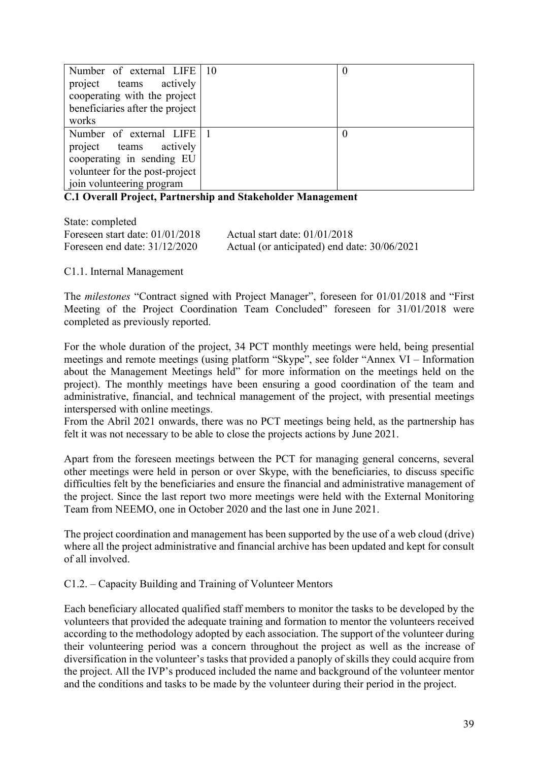| Number of external LIFE project teams actively cooperating with the project beneficiaries after the project works | 10 | 0 |
|---|---|---|
| Number of external LIFE project teams actively cooperating in sending EU volunteer for the post-project join volunteering program | 1 | 0 |

**C.1 Overall Project, Partnership and Stakeholder Management**

State: completed
Foreseen start date: 01/01/2018 Actual start date: 01/01/2018
Foreseen end date: 31/12/2020 Actual (or anticipated) end date: 30/06/2021

C1.1. Internal Management

The *milestones* "Contract signed with Project Manager", foreseen for 01/01/2018 and "First Meeting of the Project Coordination Team Concluded" foreseen for 31/01/2018 were completed as previously reported.

For the whole duration of the project, 34 PCT monthly meetings were held, being presential meetings and remote meetings (using platform "Skype", see folder "Annex VI – Information about the Management Meetings held" for more information on the meetings held on the project). The monthly meetings have been ensuring a good coordination of the team and administrative, financial, and technical management of the project, with presential meetings interspersed with online meetings.
From the Abril 2021 onwards, there was no PCT meetings being held, as the partnership has felt it was not necessary to be able to close the projects actions by June 2021.

Apart from the foreseen meetings between the PCT for managing general concerns, several other meetings were held in person or over Skype, with the beneficiaries, to discuss specific difficulties felt by the beneficiaries and ensure the financial and administrative management of the project. Since the last report two more meetings were held with the External Monitoring Team from NEEMO, one in October 2020 and the last one in June 2021.

The project coordination and management has been supported by the use of a web cloud (drive) where all the project administrative and financial archive has been updated and kept for consult of all involved.

C1.2. – Capacity Building and Training of Volunteer Mentors

Each beneficiary allocated qualified staff members to monitor the tasks to be developed by the volunteers that provided the adequate training and formation to mentor the volunteers received according to the methodology adopted by each association. The support of the volunteer during their volunteering period was a concern throughout the project as well as the increase of diversification in the volunteer's tasks that provided a panoply of skills they could acquire from the project. All the IVP's produced included the name and background of the volunteer mentor and the conditions and tasks to be made by the volunteer during their period in the project.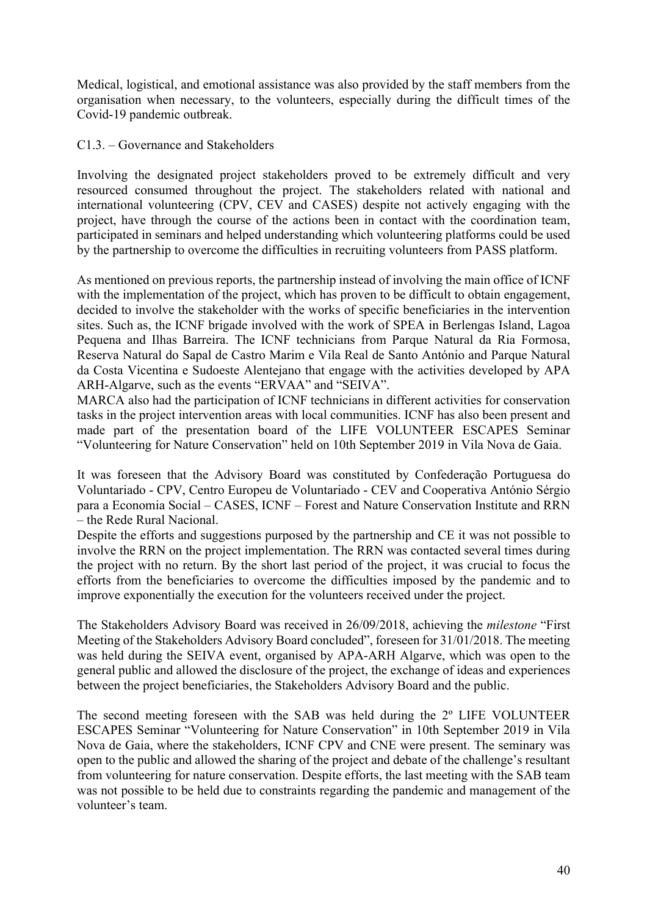Medical, logistical, and emotional assistance was also provided by the staff members from the organisation when necessary, to the volunteers, especially during the difficult times of the Covid-19 pandemic outbreak.

C1.3. – Governance and Stakeholders

Involving the designated project stakeholders proved to be extremely difficult and very resourced consumed throughout the project. The stakeholders related with national and international volunteering (CPV, CEV and CASES) despite not actively engaging with the project, have through the course of the actions been in contact with the coordination team, participated in seminars and helped understanding which volunteering platforms could be used by the partnership to overcome the difficulties in recruiting volunteers from PASS platform.

As mentioned on previous reports, the partnership instead of involving the main office of ICNF with the implementation of the project, which has proven to be difficult to obtain engagement, decided to involve the stakeholder with the works of specific beneficiaries in the intervention sites. Such as, the ICNF brigade involved with the work of SPEA in Berlengas Island, Lagoa Pequena and Ilhas Barreira. The ICNF technicians from Parque Natural da Ria Formosa, Reserva Natural do Sapal de Castro Marim e Vila Real de Santo António and Parque Natural da Costa Vicentina e Sudoeste Alentejano that engage with the activities developed by APA ARH-Algarve, such as the events "ERVAA" and "SEIVA".
MARCA also had the participation of ICNF technicians in different activities for conservation tasks in the project intervention areas with local communities. ICNF has also been present and made part of the presentation board of the LIFE VOLUNTEER ESCAPES Seminar "Volunteering for Nature Conservation" held on 10th September 2019 in Vila Nova de Gaia.

It was foreseen that the Advisory Board was constituted by Confederação Portuguesa do Voluntariado - CPV, Centro Europeu de Voluntariado - CEV and Cooperativa António Sérgio para a Economia Social – CASES, ICNF – Forest and Nature Conservation Institute and RRN – the Rede Rural Nacional.
Despite the efforts and suggestions purposed by the partnership and CE it was not possible to involve the RRN on the project implementation. The RRN was contacted several times during the project with no return. By the short last period of the project, it was crucial to focus the efforts from the beneficiaries to overcome the difficulties imposed by the pandemic and to improve exponentially the execution for the volunteers received under the project.

The Stakeholders Advisory Board was received in 26/09/2018, achieving the *milestone* "First Meeting of the Stakeholders Advisory Board concluded", foreseen for 31/01/2018. The meeting was held during the SEIVA event, organised by APA-ARH Algarve, which was open to the general public and allowed the disclosure of the project, the exchange of ideas and experiences between the project beneficiaries, the Stakeholders Advisory Board and the public.

The second meeting foreseen with the SAB was held during the 2º LIFE VOLUNTEER ESCAPES Seminar "Volunteering for Nature Conservation" in 10th September 2019 in Vila Nova de Gaia, where the stakeholders, ICNF CPV and CNE were present. The seminary was open to the public and allowed the sharing of the project and debate of the challenge's resultant from volunteering for nature conservation. Despite efforts, the last meeting with the SAB team was not possible to be held due to constraints regarding the pandemic and management of the volunteer's team.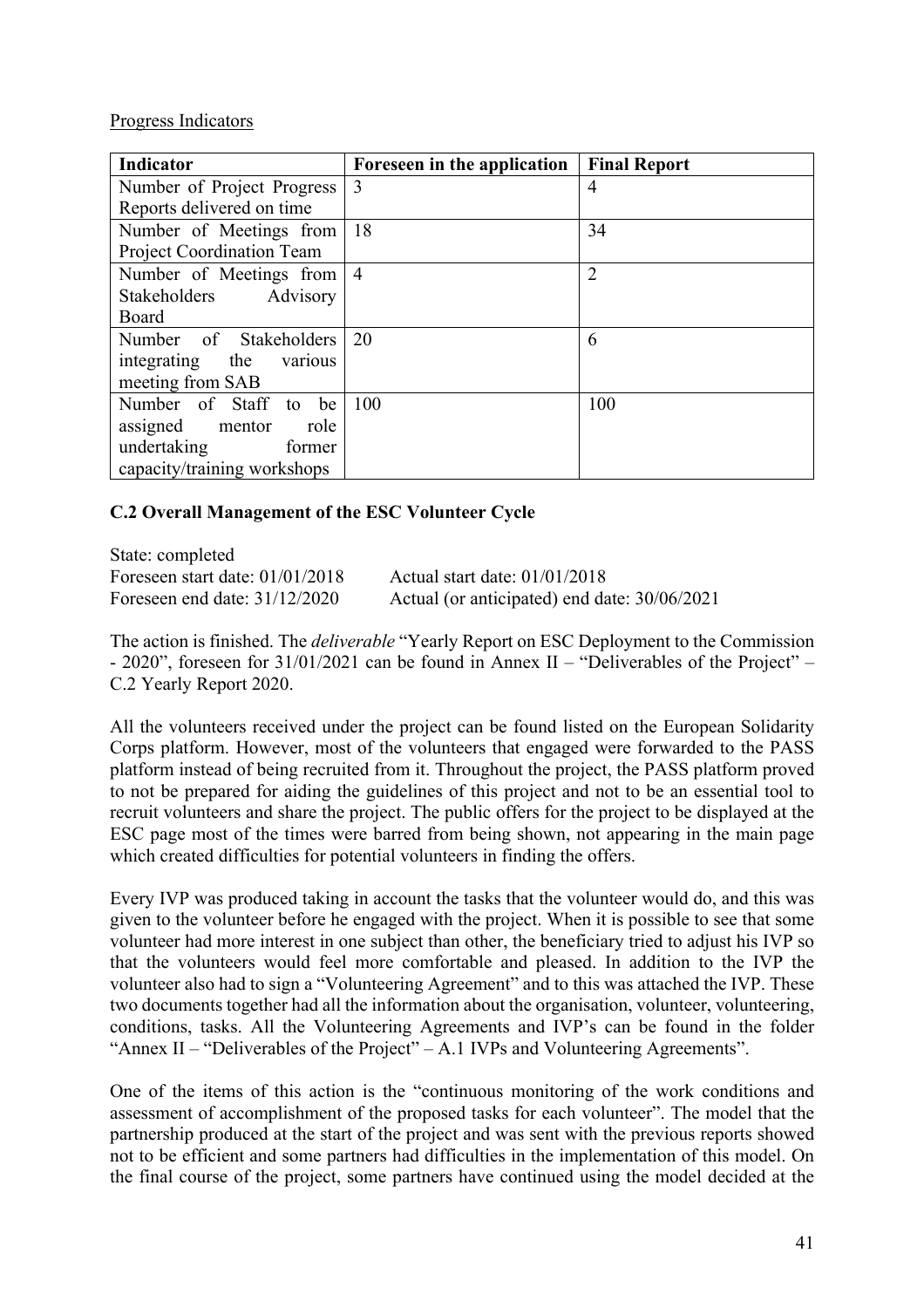Progress Indicators

| Indicator | Foreseen in the application | Final Report |
|---|---|---|
| Number of Project Progress Reports delivered on time | 3 | 4 |
| Number of Meetings from Project Coordination Team | 18 | 34 |
| Number of Meetings from Stakeholders Advisory Board | 4 | 2 |
| Number of Stakeholders integrating the various meeting from SAB | 20 | 6 |
| Number of Staff to be assigned mentor role undertaking former capacity/training workshops | 100 | 100 |

### C.2 Overall Management of the ESC Volunteer Cycle

State: completed
Foreseen start date: 01/01/2018 Actual start date: 01/01/2018
Foreseen end date: 31/12/2020 Actual (or anticipated) end date: 30/06/2021

The action is finished. The *deliverable* "Yearly Report on ESC Deployment to the Commission - 2020", foreseen for 31/01/2021 can be found in Annex II – "Deliverables of the Project" – C.2 Yearly Report 2020.

All the volunteers received under the project can be found listed on the European Solidarity Corps platform. However, most of the volunteers that engaged were forwarded to the PASS platform instead of being recruited from it. Throughout the project, the PASS platform proved to not be prepared for aiding the guidelines of this project and not to be an essential tool to recruit volunteers and share the project. The public offers for the project to be displayed at the ESC page most of the times were barred from being shown, not appearing in the main page which created difficulties for potential volunteers in finding the offers.

Every IVP was produced taking in account the tasks that the volunteer would do, and this was given to the volunteer before he engaged with the project. When it is possible to see that some volunteer had more interest in one subject than other, the beneficiary tried to adjust his IVP so that the volunteers would feel more comfortable and pleased. In addition to the IVP the volunteer also had to sign a "Volunteering Agreement" and to this was attached the IVP. These two documents together had all the information about the organisation, volunteer, volunteering, conditions, tasks. All the Volunteering Agreements and IVP's can be found in the folder "Annex II – "Deliverables of the Project" – A.1 IVPs and Volunteering Agreements".

One of the items of this action is the "continuous monitoring of the work conditions and assessment of accomplishment of the proposed tasks for each volunteer". The model that the partnership produced at the start of the project and was sent with the previous reports showed not to be efficient and some partners had difficulties in the implementation of this model. On the final course of the project, some partners have continued using the model decided at the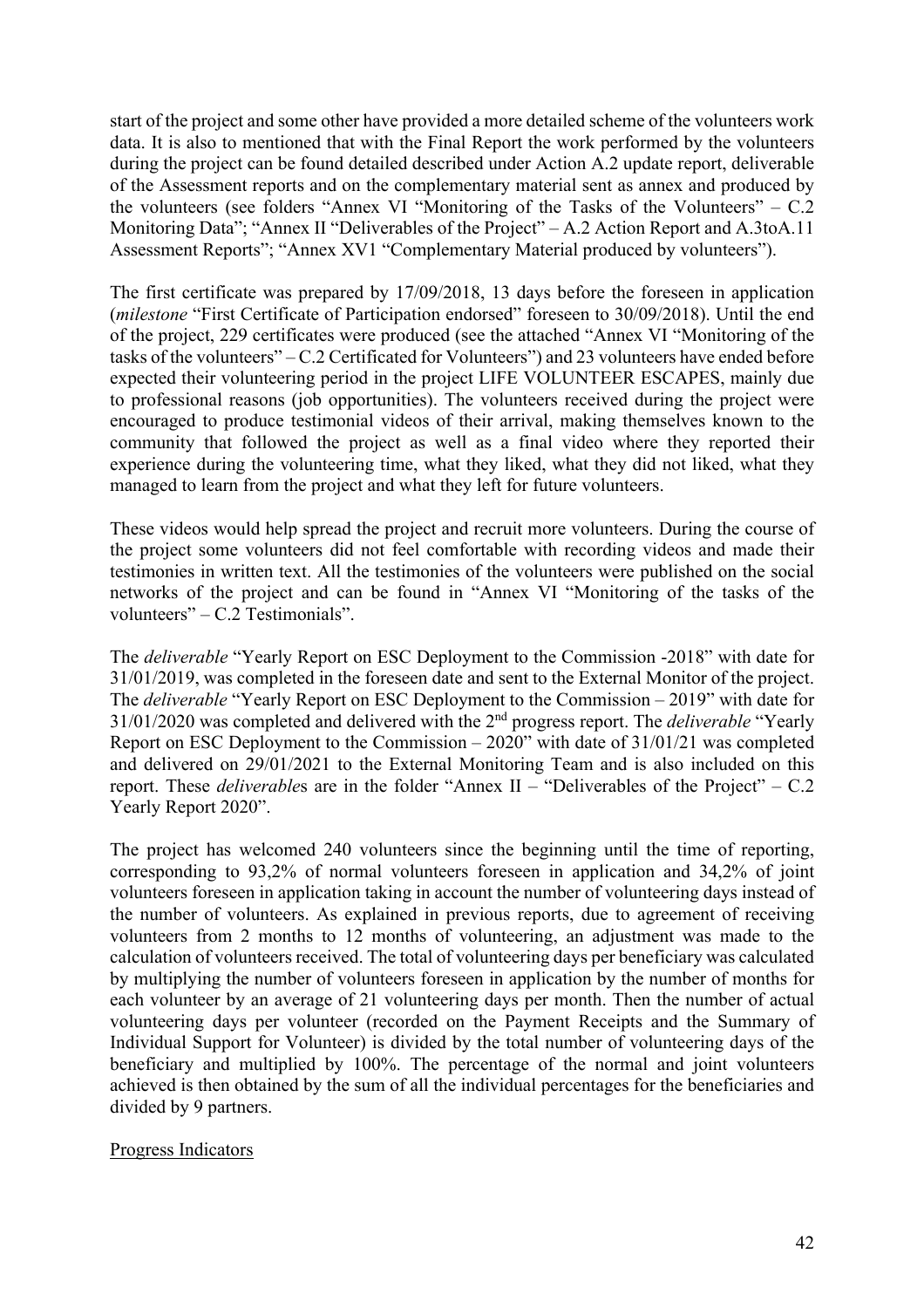start of the project and some other have provided a more detailed scheme of the volunteers work data. It is also to mentioned that with the Final Report the work performed by the volunteers during the project can be found detailed described under Action A.2 update report, deliverable of the Assessment reports and on the complementary material sent as annex and produced by the volunteers (see folders "Annex VI "Monitoring of the Tasks of the Volunteers" – C.2 Monitoring Data"; "Annex II "Deliverables of the Project" – A.2 Action Report and A.3toA.11 Assessment Reports"; "Annex XV1 "Complementary Material produced by volunteers").

The first certificate was prepared by 17/09/2018, 13 days before the foreseen in application (*milestone* "First Certificate of Participation endorsed" foreseen to 30/09/2018). Until the end of the project, 229 certificates were produced (see the attached "Annex VI "Monitoring of the tasks of the volunteers" – C.2 Certificated for Volunteers") and 23 volunteers have ended before expected their volunteering period in the project LIFE VOLUNTEER ESCAPES, mainly due to professional reasons (job opportunities). The volunteers received during the project were encouraged to produce testimonial videos of their arrival, making themselves known to the community that followed the project as well as a final video where they reported their experience during the volunteering time, what they liked, what they did not liked, what they managed to learn from the project and what they left for future volunteers.

These videos would help spread the project and recruit more volunteers. During the course of the project some volunteers did not feel comfortable with recording videos and made their testimonies in written text. All the testimonies of the volunteers were published on the social networks of the project and can be found in "Annex VI "Monitoring of the tasks of the volunteers" – C.2 Testimonials".

The *deliverable* "Yearly Report on ESC Deployment to the Commission -2018" with date for 31/01/2019, was completed in the foreseen date and sent to the External Monitor of the project. The *deliverable* "Yearly Report on ESC Deployment to the Commission – 2019" with date for 31/01/2020 was completed and delivered with the 2nd progress report. The *deliverable* "Yearly Report on ESC Deployment to the Commission – 2020" with date of 31/01/21 was completed and delivered on 29/01/2021 to the External Monitoring Team and is also included on this report. These *deliverable*s are in the folder "Annex II – "Deliverables of the Project" – C.2 Yearly Report 2020".

The project has welcomed 240 volunteers since the beginning until the time of reporting, corresponding to 93,2% of normal volunteers foreseen in application and 34,2% of joint volunteers foreseen in application taking in account the number of volunteering days instead of the number of volunteers. As explained in previous reports, due to agreement of receiving volunteers from 2 months to 12 months of volunteering, an adjustment was made to the calculation of volunteers received. The total of volunteering days per beneficiary was calculated by multiplying the number of volunteers foreseen in application by the number of months for each volunteer by an average of 21 volunteering days per month. Then the number of actual volunteering days per volunteer (recorded on the Payment Receipts and the Summary of Individual Support for Volunteer) is divided by the total number of volunteering days of the beneficiary and multiplied by 100%. The percentage of the normal and joint volunteers achieved is then obtained by the sum of all the individual percentages for the beneficiaries and divided by 9 partners.

Progress Indicators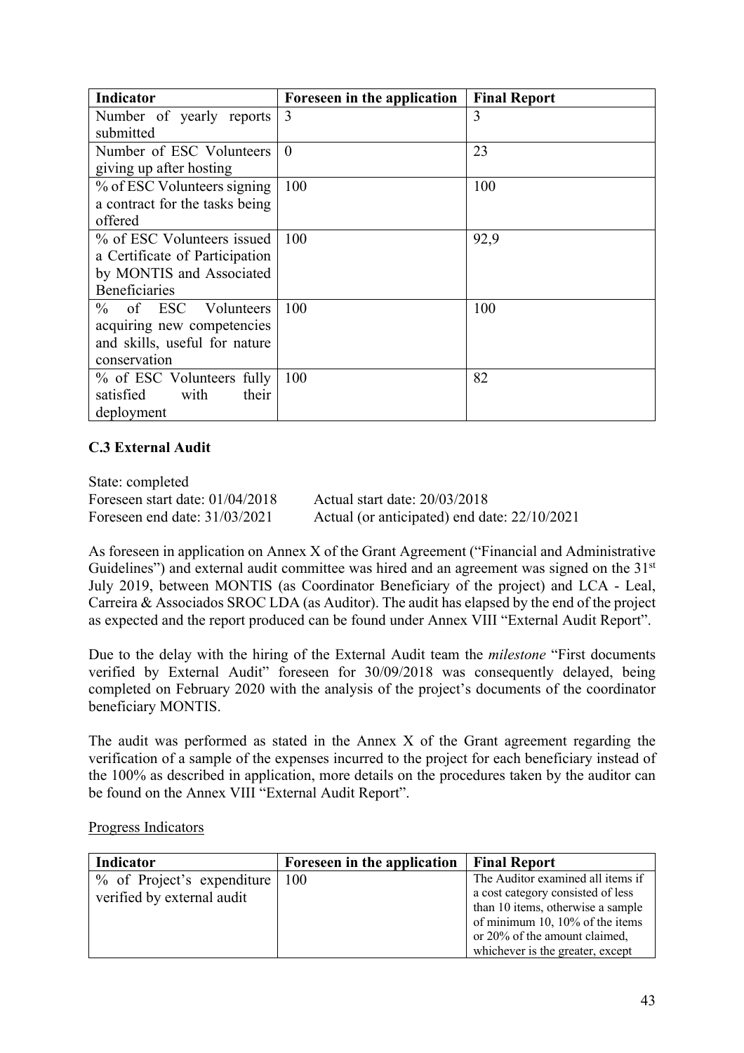| Indicator | Foreseen in the application | Final Report |
|---|---|---|
| Number of yearly reports submitted | 3 | 3 |
| Number of ESC Volunteers giving up after hosting | 0 | 23 |
| % of ESC Volunteers signing a contract for the tasks being offered | 100 | 100 |
| % of ESC Volunteers issued a Certificate of Participation by MONTIS and Associated Beneficiaries | 100 | 92,9 |
| % of ESC Volunteers acquiring new competencies and skills, useful for nature conservation | 100 | 100 |
| % of ESC Volunteers fully satisfied with their deployment | 100 | 82 |

### C.3 External Audit

State: completed
Foreseen start date: 01/04/2018 Actual start date: 20/03/2018
Foreseen end date: 31/03/2021 Actual (or anticipated) end date: 22/10/2021

As foreseen in application on Annex X of the Grant Agreement ("Financial and Administrative Guidelines") and external audit committee was hired and an agreement was signed on the 31st July 2019, between MONTIS (as Coordinator Beneficiary of the project) and LCA - Leal, Carreira & Associados SROC LDA (as Auditor). The audit has elapsed by the end of the project as expected and the report produced can be found under Annex VIII "External Audit Report".

Due to the delay with the hiring of the External Audit team the *milestone* "First documents verified by External Audit" foreseen for 30/09/2018 was consequently delayed, being completed on February 2020 with the analysis of the project's documents of the coordinator beneficiary MONTIS.

The audit was performed as stated in the Annex X of the Grant agreement regarding the verification of a sample of the expenses incurred to the project for each beneficiary instead of the 100% as described in application, more details on the procedures taken by the auditor can be found on the Annex VIII "External Audit Report".

Progress Indicators

| Indicator | Foreseen in the application | Final Report |
|---|---|---|
| % of Project's expenditure verified by external audit | 100 | The Auditor examined all items if a cost category consisted of less than 10 items, otherwise a sample of minimum 10, 10% of the items or 20% of the amount claimed, whichever is the greater, except |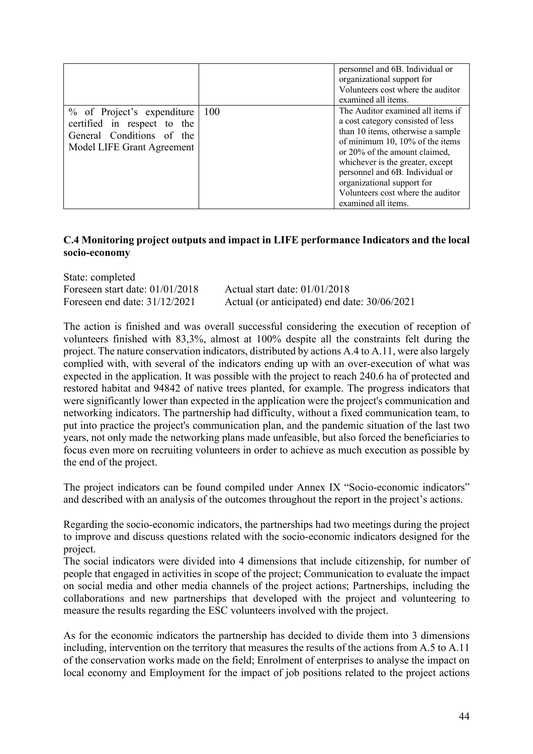| | | personnel and 6B. Individual or organizational support for Volunteers cost where the auditor examined all items. |
|---|---|---|
| % of Project's expenditure certified in respect to the General Conditions of the Model LIFE Grant Agreement | 100 | The Auditor examined all items if a cost category consisted of less than 10 items, otherwise a sample of minimum 10, 10% of the items or 20% of the amount claimed, whichever is the greater, except personnel and 6B. Individual or organizational support for Volunteers cost where the auditor examined all items. |

### C.4 Monitoring project outputs and impact in LIFE performance Indicators and the local socio-economy

State: completed
Foreseen start date: 01/01/2018 Actual start date: 01/01/2018
Foreseen end date: 31/12/2021 Actual (or anticipated) end date: 30/06/2021

The action is finished and was overall successful considering the execution of reception of volunteers finished with 83,3%, almost at 100% despite all the constraints felt during the project. The nature conservation indicators, distributed by actions A.4 to A.11, were also largely complied with, with several of the indicators ending up with an over-execution of what was expected in the application. It was possible with the project to reach 240.6 ha of protected and restored habitat and 94842 of native trees planted, for example. The progress indicators that were significantly lower than expected in the application were the project's communication and networking indicators. The partnership had difficulty, without a fixed communication team, to put into practice the project's communication plan, and the pandemic situation of the last two years, not only made the networking plans made unfeasible, but also forced the beneficiaries to focus even more on recruiting volunteers in order to achieve as much execution as possible by the end of the project.

The project indicators can be found compiled under Annex IX "Socio-economic indicators" and described with an analysis of the outcomes throughout the report in the project's actions.

Regarding the socio-economic indicators, the partnerships had two meetings during the project to improve and discuss questions related with the socio-economic indicators designed for the project.
The social indicators were divided into 4 dimensions that include citizenship, for number of people that engaged in activities in scope of the project; Communication to evaluate the impact on social media and other media channels of the project actions; Partnerships, including the collaborations and new partnerships that developed with the project and volunteering to measure the results regarding the ESC volunteers involved with the project.

As for the economic indicators the partnership has decided to divide them into 3 dimensions including, intervention on the territory that measures the results of the actions from A.5 to A.11 of the conservation works made on the field; Enrolment of enterprises to analyse the impact on local economy and Employment for the impact of job positions related to the project actions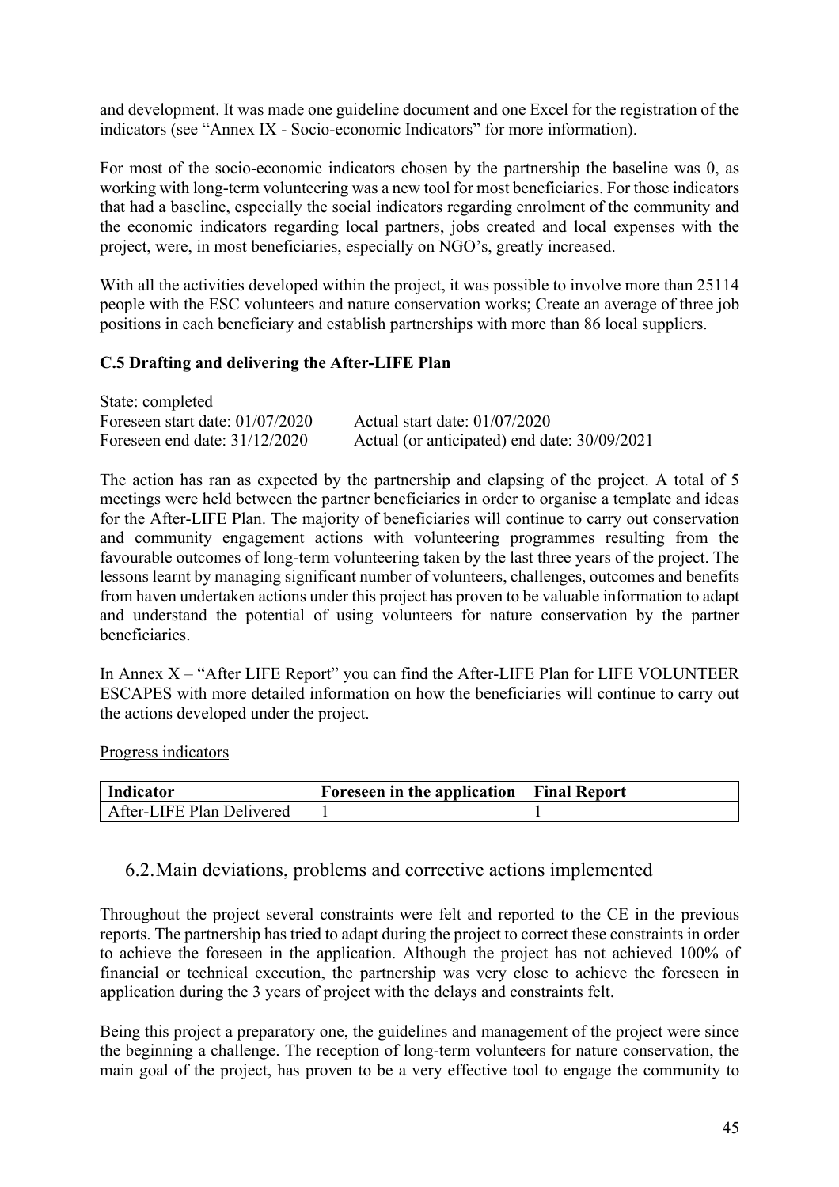and development. It was made one guideline document and one Excel for the registration of the indicators (see "Annex IX - Socio-economic Indicators" for more information).

For most of the socio-economic indicators chosen by the partnership the baseline was 0, as working with long-term volunteering was a new tool for most beneficiaries. For those indicators that had a baseline, especially the social indicators regarding enrolment of the community and the economic indicators regarding local partners, jobs created and local expenses with the project, were, in most beneficiaries, especially on NGO's, greatly increased.

With all the activities developed within the project, it was possible to involve more than 25114 people with the ESC volunteers and nature conservation works; Create an average of three job positions in each beneficiary and establish partnerships with more than 86 local suppliers.

**C.5 Drafting and delivering the After-LIFE Plan**

State: completed
Foreseen start date: 01/07/2020 Actual start date: 01/07/2020
Foreseen end date: 31/12/2020 Actual (or anticipated) end date: 30/09/2021

The action has ran as expected by the partnership and elapsing of the project. A total of 5 meetings were held between the partner beneficiaries in order to organise a template and ideas for the After-LIFE Plan. The majority of beneficiaries will continue to carry out conservation and community engagement actions with volunteering programmes resulting from the favourable outcomes of long-term volunteering taken by the last three years of the project. The lessons learnt by managing significant number of volunteers, challenges, outcomes and benefits from haven undertaken actions under this project has proven to be valuable information to adapt and understand the potential of using volunteers for nature conservation by the partner beneficiaries.

In Annex X – "After LIFE Report" you can find the After-LIFE Plan for LIFE VOLUNTEER ESCAPES with more detailed information on how the beneficiaries will continue to carry out the actions developed under the project.

Progress indicators

| Indicator | Foreseen in the application | Final Report |
|---|---|---|
| After-LIFE Plan Delivered | 1 | 1 |

## 6.2. Main deviations, problems and corrective actions implemented

Throughout the project several constraints were felt and reported to the CE in the previous reports. The partnership has tried to adapt during the project to correct these constraints in order to achieve the foreseen in the application. Although the project has not achieved 100% of financial or technical execution, the partnership was very close to achieve the foreseen in application during the 3 years of project with the delays and constraints felt.

Being this project a preparatory one, the guidelines and management of the project were since the beginning a challenge. The reception of long-term volunteers for nature conservation, the main goal of the project, has proven to be a very effective tool to engage the community to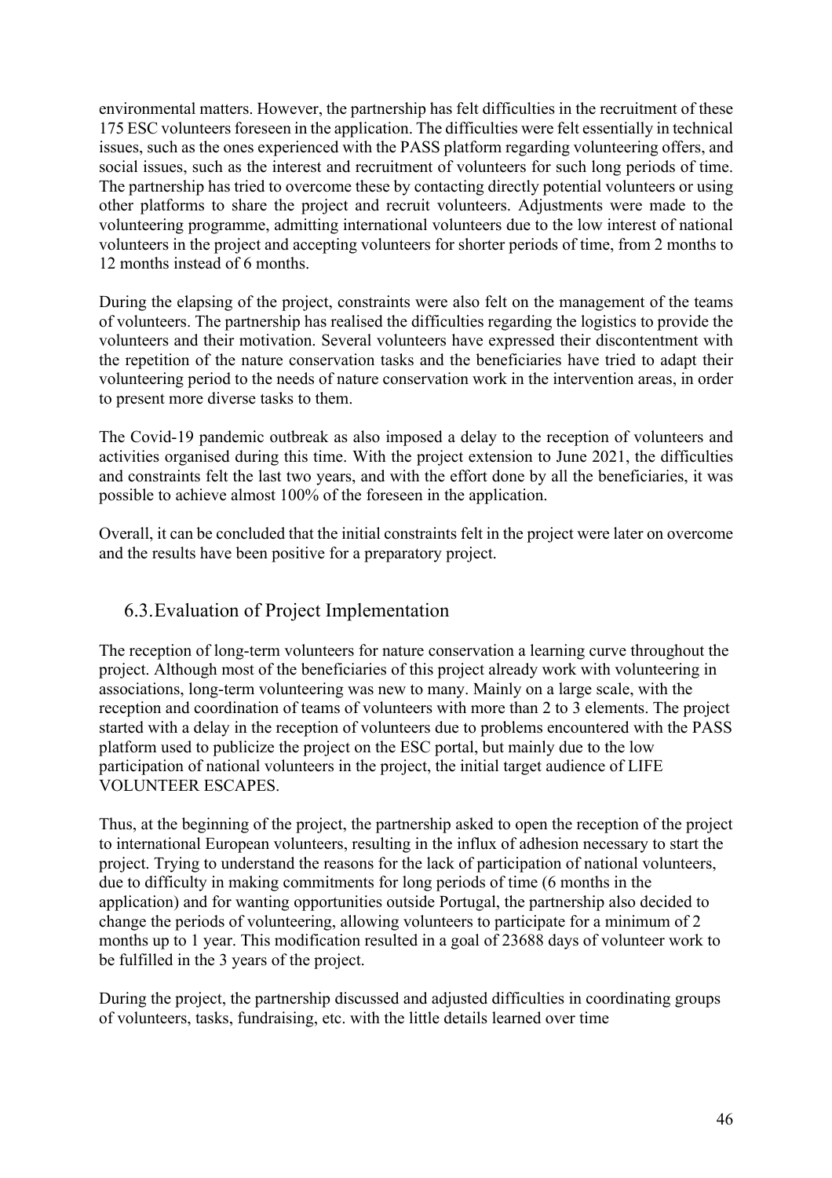environmental matters. However, the partnership has felt difficulties in the recruitment of these 175 ESC volunteers foreseen in the application. The difficulties were felt essentially in technical issues, such as the ones experienced with the PASS platform regarding volunteering offers, and social issues, such as the interest and recruitment of volunteers for such long periods of time. The partnership has tried to overcome these by contacting directly potential volunteers or using other platforms to share the project and recruit volunteers. Adjustments were made to the volunteering programme, admitting international volunteers due to the low interest of national volunteers in the project and accepting volunteers for shorter periods of time, from 2 months to 12 months instead of 6 months.

During the elapsing of the project, constraints were also felt on the management of the teams of volunteers. The partnership has realised the difficulties regarding the logistics to provide the volunteers and their motivation. Several volunteers have expressed their discontentment with the repetition of the nature conservation tasks and the beneficiaries have tried to adapt their volunteering period to the needs of nature conservation work in the intervention areas, in order to present more diverse tasks to them.

The Covid-19 pandemic outbreak as also imposed a delay to the reception of volunteers and activities organised during this time. With the project extension to June 2021, the difficulties and constraints felt the last two years, and with the effort done by all the beneficiaries, it was possible to achieve almost 100% of the foreseen in the application.

Overall, it can be concluded that the initial constraints felt in the project were later on overcome and the results have been positive for a preparatory project.

## 6.3. Evaluation of Project Implementation

The reception of long-term volunteers for nature conservation a learning curve throughout the project. Although most of the beneficiaries of this project already work with volunteering in associations, long-term volunteering was new to many. Mainly on a large scale, with the reception and coordination of teams of volunteers with more than 2 to 3 elements. The project started with a delay in the reception of volunteers due to problems encountered with the PASS platform used to publicize the project on the ESC portal, but mainly due to the low participation of national volunteers in the project, the initial target audience of LIFE VOLUNTEER ESCAPES.

Thus, at the beginning of the project, the partnership asked to open the reception of the project to international European volunteers, resulting in the influx of adhesion necessary to start the project. Trying to understand the reasons for the lack of participation of national volunteers, due to difficulty in making commitments for long periods of time (6 months in the application) and for wanting opportunities outside Portugal, the partnership also decided to change the periods of volunteering, allowing volunteers to participate for a minimum of 2 months up to 1 year. This modification resulted in a goal of 23688 days of volunteer work to be fulfilled in the 3 years of the project.

During the project, the partnership discussed and adjusted difficulties in coordinating groups of volunteers, tasks, fundraising, etc. with the little details learned over time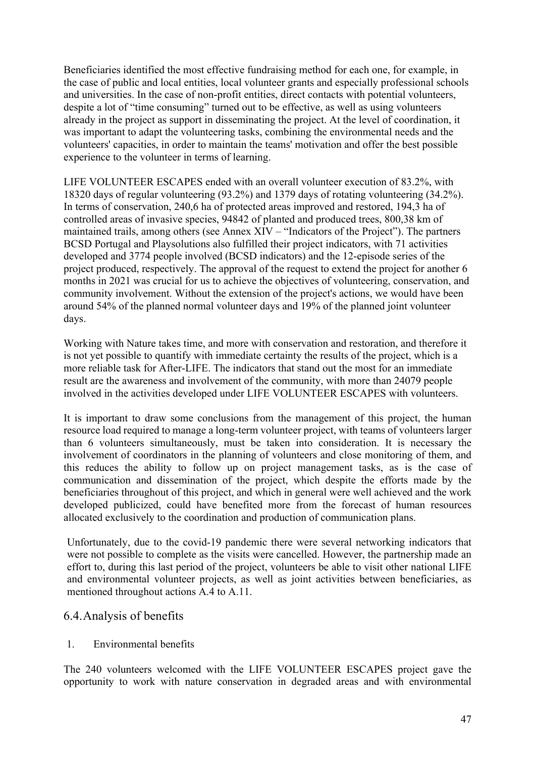Beneficiaries identified the most effective fundraising method for each one, for example, in the case of public and local entities, local volunteer grants and especially professional schools and universities. In the case of non-profit entities, direct contacts with potential volunteers, despite a lot of "time consuming" turned out to be effective, as well as using volunteers already in the project as support in disseminating the project. At the level of coordination, it was important to adapt the volunteering tasks, combining the environmental needs and the volunteers' capacities, in order to maintain the teams' motivation and offer the best possible experience to the volunteer in terms of learning.

LIFE VOLUNTEER ESCAPES ended with an overall volunteer execution of 83.2%, with 18320 days of regular volunteering (93.2%) and 1379 days of rotating volunteering (34.2%). In terms of conservation, 240,6 ha of protected areas improved and restored, 194,3 ha of controlled areas of invasive species, 94842 of planted and produced trees, 800,38 km of maintained trails, among others (see Annex XIV – "Indicators of the Project"). The partners BCSD Portugal and Playsolutions also fulfilled their project indicators, with 71 activities developed and 3774 people involved (BCSD indicators) and the 12-episode series of the project produced, respectively. The approval of the request to extend the project for another 6 months in 2021 was crucial for us to achieve the objectives of volunteering, conservation, and community involvement. Without the extension of the project's actions, we would have been around 54% of the planned normal volunteer days and 19% of the planned joint volunteer days.

Working with Nature takes time, and more with conservation and restoration, and therefore it is not yet possible to quantify with immediate certainty the results of the project, which is a more reliable task for After-LIFE. The indicators that stand out the most for an immediate result are the awareness and involvement of the community, with more than 24079 people involved in the activities developed under LIFE VOLUNTEER ESCAPES with volunteers.

It is important to draw some conclusions from the management of this project, the human resource load required to manage a long-term volunteer project, with teams of volunteers larger than 6 volunteers simultaneously, must be taken into consideration. It is necessary the involvement of coordinators in the planning of volunteers and close monitoring of them, and this reduces the ability to follow up on project management tasks, as is the case of communication and dissemination of the project, which despite the efforts made by the beneficiaries throughout of this project, and which in general were well achieved and the work developed publicized, could have benefited more from the forecast of human resources allocated exclusively to the coordination and production of communication plans.

Unfortunately, due to the covid-19 pandemic there were several networking indicators that were not possible to complete as the visits were cancelled. However, the partnership made an effort to, during this last period of the project, volunteers be able to visit other national LIFE and environmental volunteer projects, as well as joint activities between beneficiaries, as mentioned throughout actions A.4 to A.11.

## 6.4. Analysis of benefits

1. Environmental benefits

The 240 volunteers welcomed with the LIFE VOLUNTEER ESCAPES project gave the opportunity to work with nature conservation in degraded areas and with environmental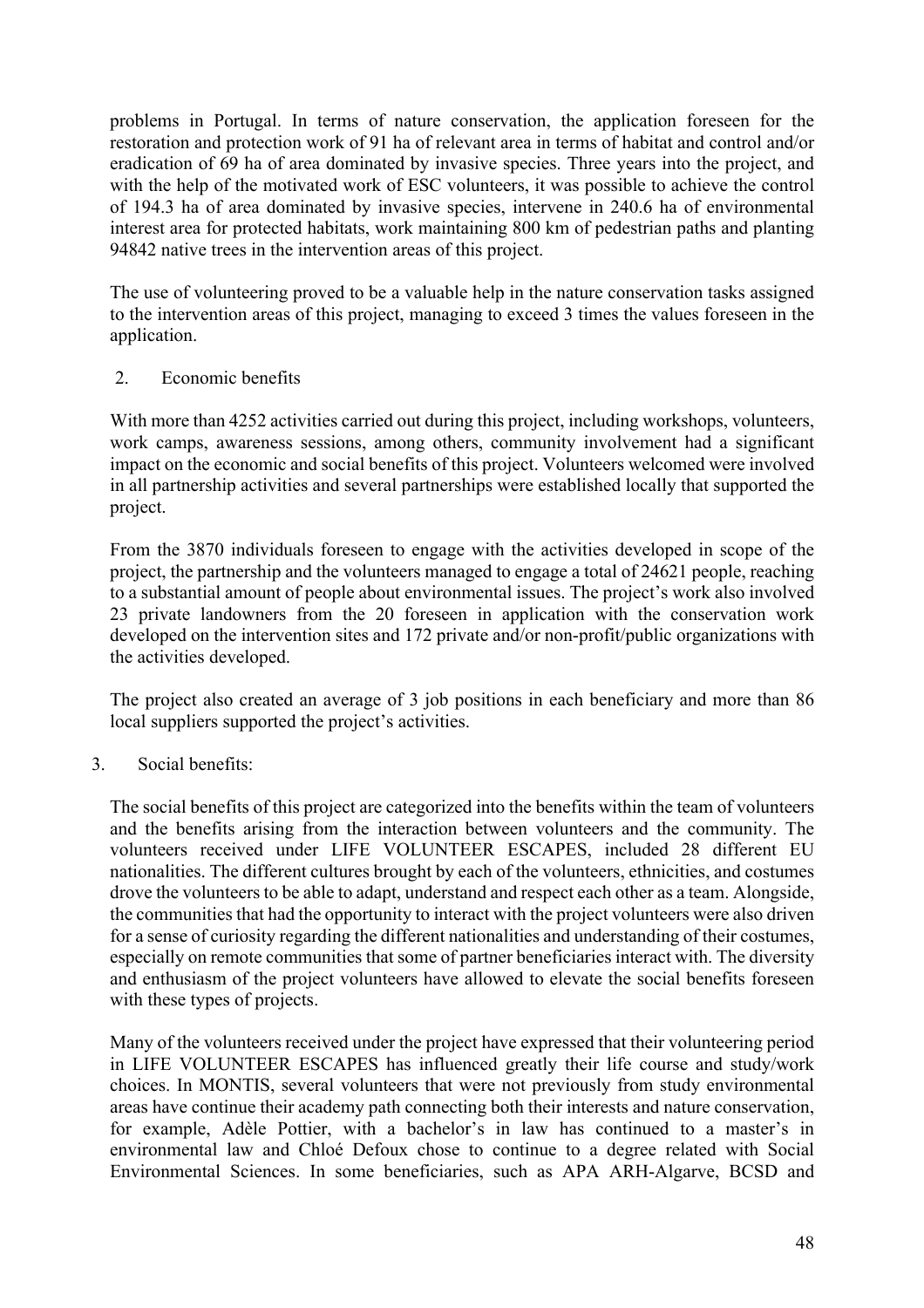problems in Portugal. In terms of nature conservation, the application foreseen for the restoration and protection work of 91 ha of relevant area in terms of habitat and control and/or eradication of 69 ha of area dominated by invasive species. Three years into the project, and with the help of the motivated work of ESC volunteers, it was possible to achieve the control of 194.3 ha of area dominated by invasive species, intervene in 240.6 ha of environmental interest area for protected habitats, work maintaining 800 km of pedestrian paths and planting 94842 native trees in the intervention areas of this project.

The use of volunteering proved to be a valuable help in the nature conservation tasks assigned to the intervention areas of this project, managing to exceed 3 times the values foreseen in the application.

2. Economic benefits

With more than 4252 activities carried out during this project, including workshops, volunteers, work camps, awareness sessions, among others, community involvement had a significant impact on the economic and social benefits of this project. Volunteers welcomed were involved in all partnership activities and several partnerships were established locally that supported the project.

From the 3870 individuals foreseen to engage with the activities developed in scope of the project, the partnership and the volunteers managed to engage a total of 24621 people, reaching to a substantial amount of people about environmental issues. The project's work also involved 23 private landowners from the 20 foreseen in application with the conservation work developed on the intervention sites and 172 private and/or non-profit/public organizations with the activities developed.

The project also created an average of 3 job positions in each beneficiary and more than 86 local suppliers supported the project's activities.

3. Social benefits:

The social benefits of this project are categorized into the benefits within the team of volunteers and the benefits arising from the interaction between volunteers and the community. The volunteers received under LIFE VOLUNTEER ESCAPES, included 28 different EU nationalities. The different cultures brought by each of the volunteers, ethnicities, and costumes drove the volunteers to be able to adapt, understand and respect each other as a team. Alongside, the communities that had the opportunity to interact with the project volunteers were also driven for a sense of curiosity regarding the different nationalities and understanding of their costumes, especially on remote communities that some of partner beneficiaries interact with. The diversity and enthusiasm of the project volunteers have allowed to elevate the social benefits foreseen with these types of projects.

Many of the volunteers received under the project have expressed that their volunteering period in LIFE VOLUNTEER ESCAPES has influenced greatly their life course and study/work choices. In MONTIS, several volunteers that were not previously from study environmental areas have continue their academy path connecting both their interests and nature conservation, for example, Adèle Pottier, with a bachelor's in law has continued to a master's in environmental law and Chloé Defoux chose to continue to a degree related with Social Environmental Sciences. In some beneficiaries, such as APA ARH-Algarve, BCSD and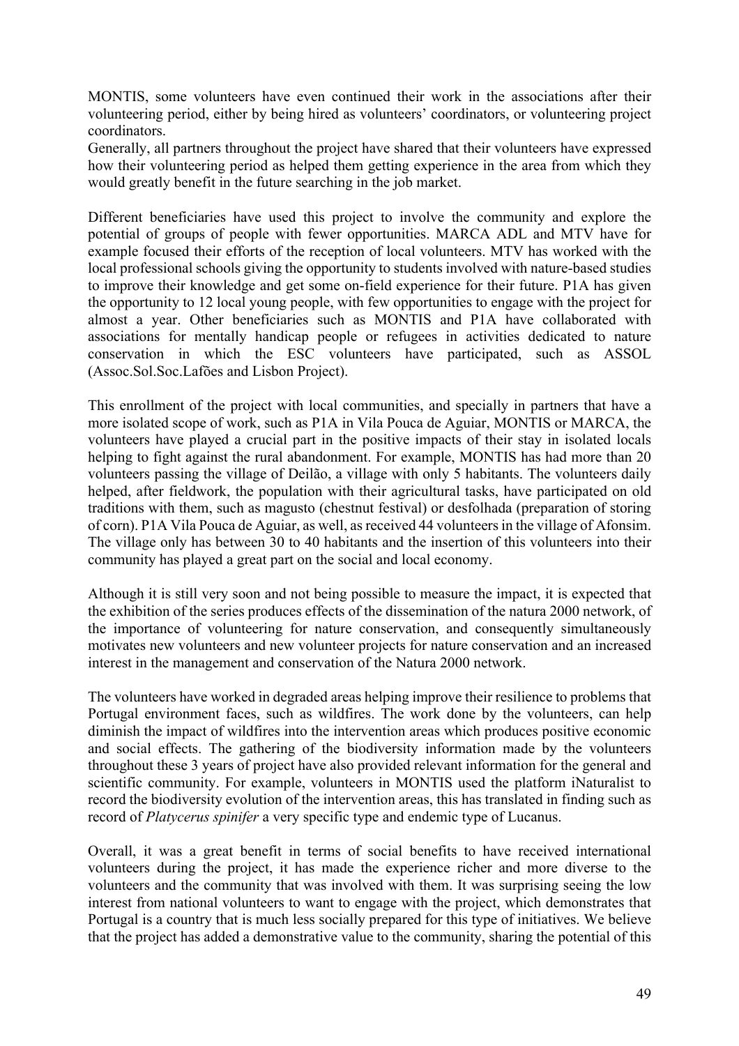MONTIS, some volunteers have even continued their work in the associations after their volunteering period, either by being hired as volunteers' coordinators, or volunteering project coordinators.
Generally, all partners throughout the project have shared that their volunteers have expressed how their volunteering period as helped them getting experience in the area from which they would greatly benefit in the future searching in the job market.

Different beneficiaries have used this project to involve the community and explore the potential of groups of people with fewer opportunities. MARCA ADL and MTV have for example focused their efforts of the reception of local volunteers. MTV has worked with the local professional schools giving the opportunity to students involved with nature-based studies to improve their knowledge and get some on-field experience for their future. P1A has given the opportunity to 12 local young people, with few opportunities to engage with the project for almost a year. Other beneficiaries such as MONTIS and P1A have collaborated with associations for mentally handicap people or refugees in activities dedicated to nature conservation in which the ESC volunteers have participated, such as ASSOL (Assoc.Sol.Soc.Lafões and Lisbon Project).

This enrollment of the project with local communities, and specially in partners that have a more isolated scope of work, such as P1A in Vila Pouca de Aguiar, MONTIS or MARCA, the volunteers have played a crucial part in the positive impacts of their stay in isolated locals helping to fight against the rural abandonment. For example, MONTIS has had more than 20 volunteers passing the village of Deilão, a village with only 5 habitants. The volunteers daily helped, after fieldwork, the population with their agricultural tasks, have participated on old traditions with them, such as magusto (chestnut festival) or desfolhada (preparation of storing of corn). P1A Vila Pouca de Aguiar, as well, as received 44 volunteers in the village of Afonsim. The village only has between 30 to 40 habitants and the insertion of this volunteers into their community has played a great part on the social and local economy.

Although it is still very soon and not being possible to measure the impact, it is expected that the exhibition of the series produces effects of the dissemination of the natura 2000 network, of the importance of volunteering for nature conservation, and consequently simultaneously motivates new volunteers and new volunteer projects for nature conservation and an increased interest in the management and conservation of the Natura 2000 network.

The volunteers have worked in degraded areas helping improve their resilience to problems that Portugal environment faces, such as wildfires. The work done by the volunteers, can help diminish the impact of wildfires into the intervention areas which produces positive economic and social effects. The gathering of the biodiversity information made by the volunteers throughout these 3 years of project have also provided relevant information for the general and scientific community. For example, volunteers in MONTIS used the platform iNaturalist to record the biodiversity evolution of the intervention areas, this has translated in finding such as record of *Platycerus spinifer* a very specific type and endemic type of Lucanus.

Overall, it was a great benefit in terms of social benefits to have received international volunteers during the project, it has made the experience richer and more diverse to the volunteers and the community that was involved with them. It was surprising seeing the low interest from national volunteers to want to engage with the project, which demonstrates that Portugal is a country that is much less socially prepared for this type of initiatives. We believe that the project has added a demonstrative value to the community, sharing the potential of this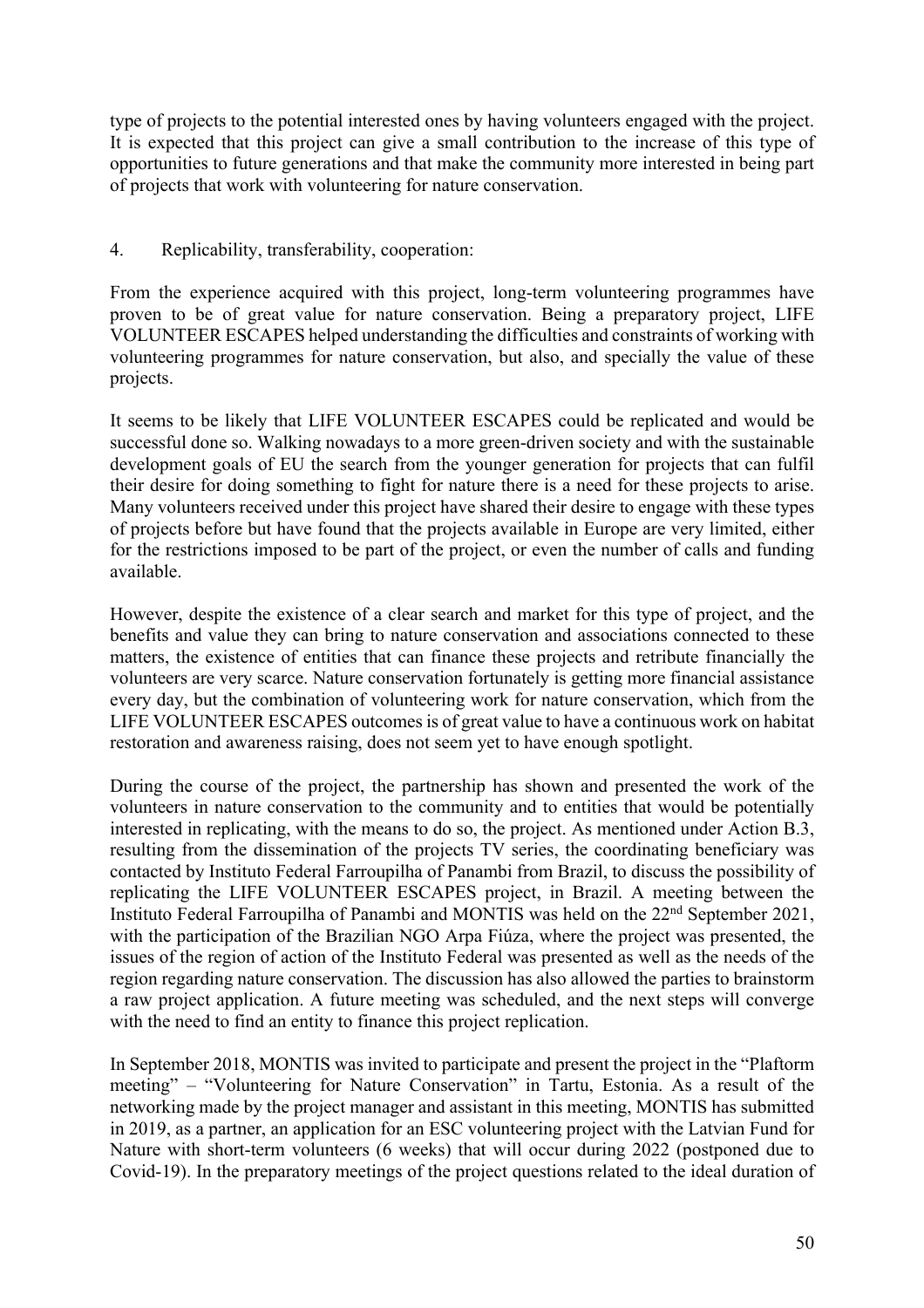type of projects to the potential interested ones by having volunteers engaged with the project. It is expected that this project can give a small contribution to the increase of this type of opportunities to future generations and that make the community more interested in being part of projects that work with volunteering for nature conservation.

4. Replicability, transferability, cooperation:

From the experience acquired with this project, long-term volunteering programmes have proven to be of great value for nature conservation. Being a preparatory project, LIFE VOLUNTEER ESCAPES helped understanding the difficulties and constraints of working with volunteering programmes for nature conservation, but also, and specially the value of these projects.

It seems to be likely that LIFE VOLUNTEER ESCAPES could be replicated and would be successful done so. Walking nowadays to a more green-driven society and with the sustainable development goals of EU the search from the younger generation for projects that can fulfil their desire for doing something to fight for nature there is a need for these projects to arise. Many volunteers received under this project have shared their desire to engage with these types of projects before but have found that the projects available in Europe are very limited, either for the restrictions imposed to be part of the project, or even the number of calls and funding available.

However, despite the existence of a clear search and market for this type of project, and the benefits and value they can bring to nature conservation and associations connected to these matters, the existence of entities that can finance these projects and retribute financially the volunteers are very scarce. Nature conservation fortunately is getting more financial assistance every day, but the combination of volunteering work for nature conservation, which from the LIFE VOLUNTEER ESCAPES outcomes is of great value to have a continuous work on habitat restoration and awareness raising, does not seem yet to have enough spotlight.

During the course of the project, the partnership has shown and presented the work of the volunteers in nature conservation to the community and to entities that would be potentially interested in replicating, with the means to do so, the project. As mentioned under Action B.3, resulting from the dissemination of the projects TV series, the coordinating beneficiary was contacted by Instituto Federal Farroupilha of Panambi from Brazil, to discuss the possibility of replicating the LIFE VOLUNTEER ESCAPES project, in Brazil. A meeting between the Instituto Federal Farroupilha of Panambi and MONTIS was held on the 22nd September 2021, with the participation of the Brazilian NGO Arpa Fiúza, where the project was presented, the issues of the region of action of the Instituto Federal was presented as well as the needs of the region regarding nature conservation. The discussion has also allowed the parties to brainstorm a raw project application. A future meeting was scheduled, and the next steps will converge with the need to find an entity to finance this project replication.

In September 2018, MONTIS was invited to participate and present the project in the "Plaftorm meeting" – "Volunteering for Nature Conservation" in Tartu, Estonia. As a result of the networking made by the project manager and assistant in this meeting, MONTIS has submitted in 2019, as a partner, an application for an ESC volunteering project with the Latvian Fund for Nature with short-term volunteers (6 weeks) that will occur during 2022 (postponed due to Covid-19). In the preparatory meetings of the project questions related to the ideal duration of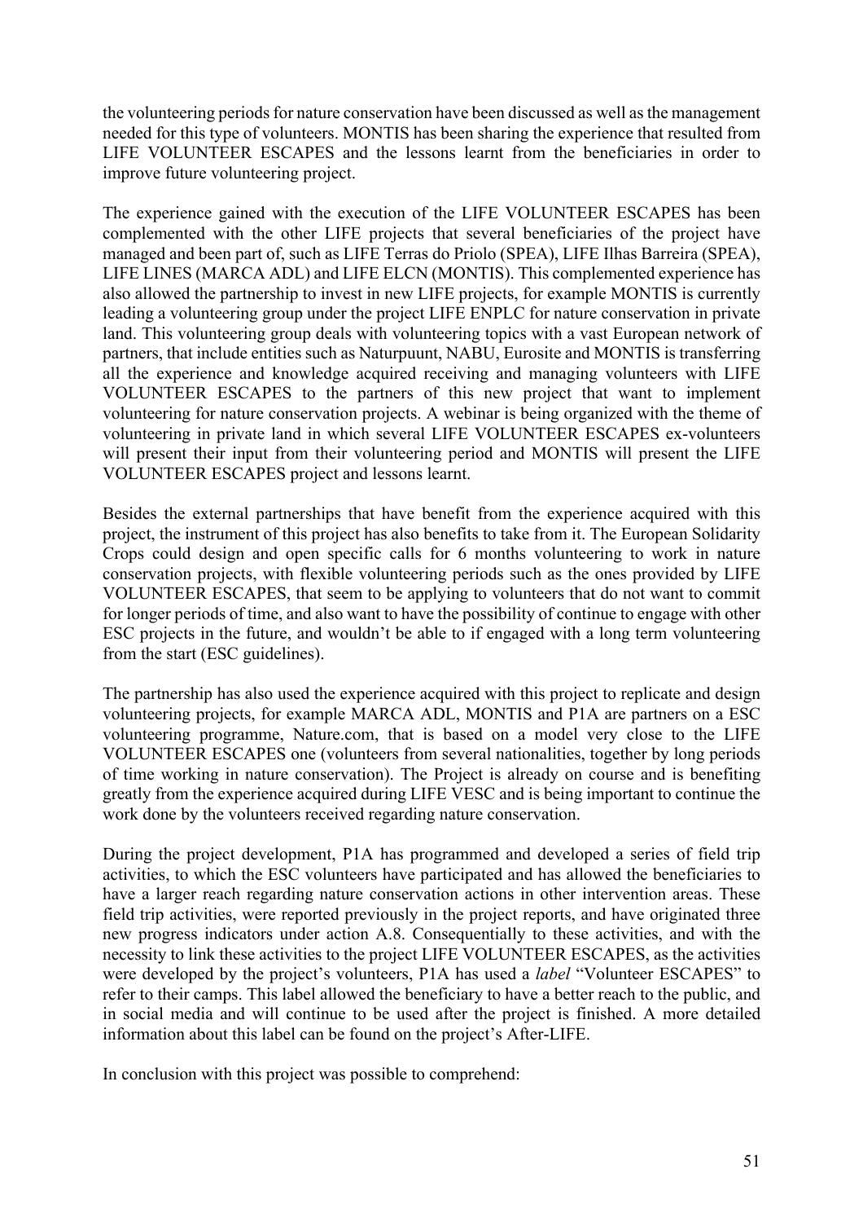the volunteering periods for nature conservation have been discussed as well as the management needed for this type of volunteers. MONTIS has been sharing the experience that resulted from LIFE VOLUNTEER ESCAPES and the lessons learnt from the beneficiaries in order to improve future volunteering project.

The experience gained with the execution of the LIFE VOLUNTEER ESCAPES has been complemented with the other LIFE projects that several beneficiaries of the project have managed and been part of, such as LIFE Terras do Priolo (SPEA), LIFE Ilhas Barreira (SPEA), LIFE LINES (MARCA ADL) and LIFE ELCN (MONTIS). This complemented experience has also allowed the partnership to invest in new LIFE projects, for example MONTIS is currently leading a volunteering group under the project LIFE ENPLC for nature conservation in private land. This volunteering group deals with volunteering topics with a vast European network of partners, that include entities such as Naturpuunt, NABU, Eurosite and MONTIS is transferring all the experience and knowledge acquired receiving and managing volunteers with LIFE VOLUNTEER ESCAPES to the partners of this new project that want to implement volunteering for nature conservation projects. A webinar is being organized with the theme of volunteering in private land in which several LIFE VOLUNTEER ESCAPES ex-volunteers will present their input from their volunteering period and MONTIS will present the LIFE VOLUNTEER ESCAPES project and lessons learnt.

Besides the external partnerships that have benefit from the experience acquired with this project, the instrument of this project has also benefits to take from it. The European Solidarity Crops could design and open specific calls for 6 months volunteering to work in nature conservation projects, with flexible volunteering periods such as the ones provided by LIFE VOLUNTEER ESCAPES, that seem to be applying to volunteers that do not want to commit for longer periods of time, and also want to have the possibility of continue to engage with other ESC projects in the future, and wouldn't be able to if engaged with a long term volunteering from the start (ESC guidelines).

The partnership has also used the experience acquired with this project to replicate and design volunteering projects, for example MARCA ADL, MONTIS and P1A are partners on a ESC volunteering programme, Nature.com, that is based on a model very close to the LIFE VOLUNTEER ESCAPES one (volunteers from several nationalities, together by long periods of time working in nature conservation). The Project is already on course and is benefiting greatly from the experience acquired during LIFE VESC and is being important to continue the work done by the volunteers received regarding nature conservation.

During the project development, P1A has programmed and developed a series of field trip activities, to which the ESC volunteers have participated and has allowed the beneficiaries to have a larger reach regarding nature conservation actions in other intervention areas. These field trip activities, were reported previously in the project reports, and have originated three new progress indicators under action A.8. Consequentially to these activities, and with the necessity to link these activities to the project LIFE VOLUNTEER ESCAPES, as the activities were developed by the project's volunteers, P1A has used a *label* "Volunteer ESCAPES" to refer to their camps. This label allowed the beneficiary to have a better reach to the public, and in social media and will continue to be used after the project is finished. A more detailed information about this label can be found on the project's After-LIFE.

In conclusion with this project was possible to comprehend: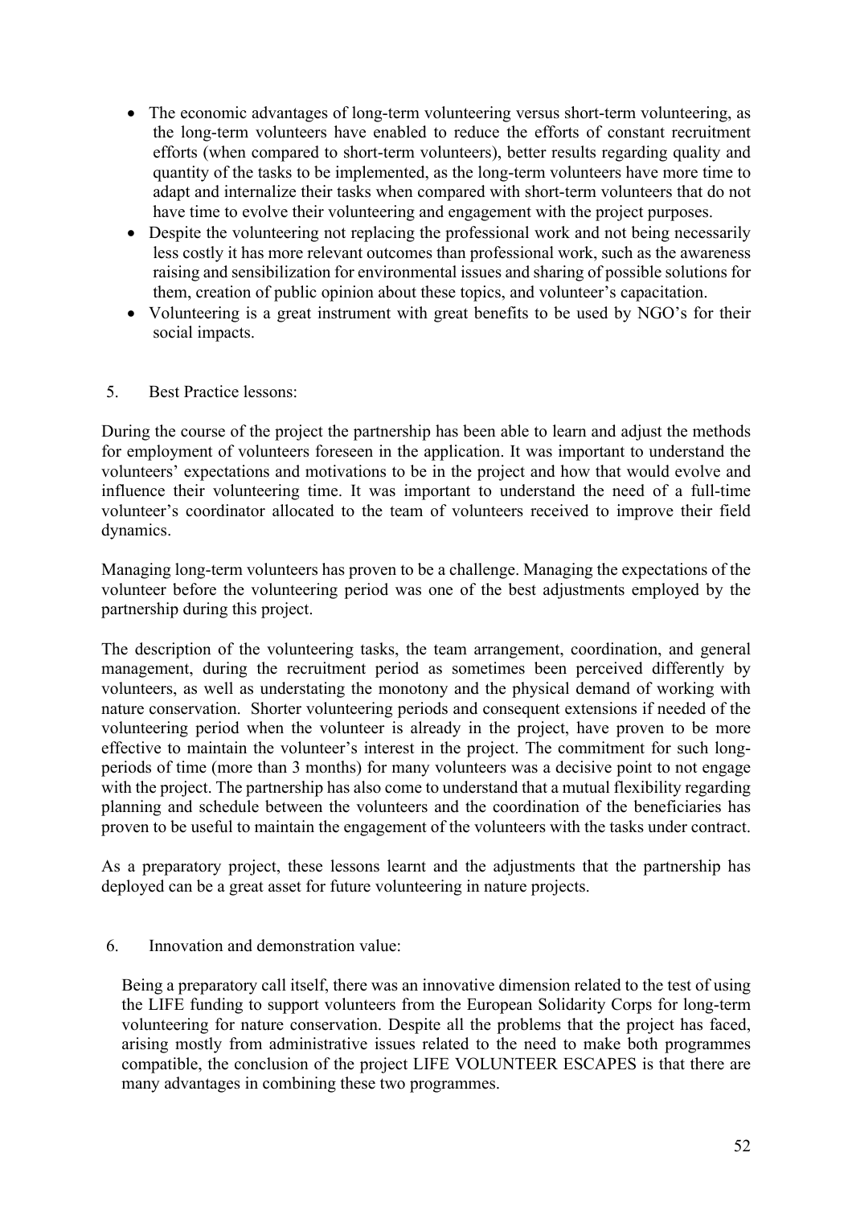- The economic advantages of long-term volunteering versus short-term volunteering, as the long-term volunteers have enabled to reduce the efforts of constant recruitment efforts (when compared to short-term volunteers), better results regarding quality and quantity of the tasks to be implemented, as the long-term volunteers have more time to adapt and internalize their tasks when compared with short-term volunteers that do not have time to evolve their volunteering and engagement with the project purposes.
- Despite the volunteering not replacing the professional work and not being necessarily less costly it has more relevant outcomes than professional work, such as the awareness raising and sensibilization for environmental issues and sharing of possible solutions for them, creation of public opinion about these topics, and volunteer's capacitation.
- Volunteering is a great instrument with great benefits to be used by NGO's for their social impacts.

5. Best Practice lessons:

During the course of the project the partnership has been able to learn and adjust the methods for employment of volunteers foreseen in the application. It was important to understand the volunteers' expectations and motivations to be in the project and how that would evolve and influence their volunteering time. It was important to understand the need of a full-time volunteer's coordinator allocated to the team of volunteers received to improve their field dynamics.

Managing long-term volunteers has proven to be a challenge. Managing the expectations of the volunteer before the volunteering period was one of the best adjustments employed by the partnership during this project.

The description of the volunteering tasks, the team arrangement, coordination, and general management, during the recruitment period as sometimes been perceived differently by volunteers, as well as understating the monotony and the physical demand of working with nature conservation. Shorter volunteering periods and consequent extensions if needed of the volunteering period when the volunteer is already in the project, have proven to be more effective to maintain the volunteer's interest in the project. The commitment for such long-periods of time (more than 3 months) for many volunteers was a decisive point to not engage with the project. The partnership has also come to understand that a mutual flexibility regarding planning and schedule between the volunteers and the coordination of the beneficiaries has proven to be useful to maintain the engagement of the volunteers with the tasks under contract.

As a preparatory project, these lessons learnt and the adjustments that the partnership has deployed can be a great asset for future volunteering in nature projects.

6. Innovation and demonstration value:

Being a preparatory call itself, there was an innovative dimension related to the test of using the LIFE funding to support volunteers from the European Solidarity Corps for long-term volunteering for nature conservation. Despite all the problems that the project has faced, arising mostly from administrative issues related to the need to make both programmes compatible, the conclusion of the project LIFE VOLUNTEER ESCAPES is that there are many advantages in combining these two programmes.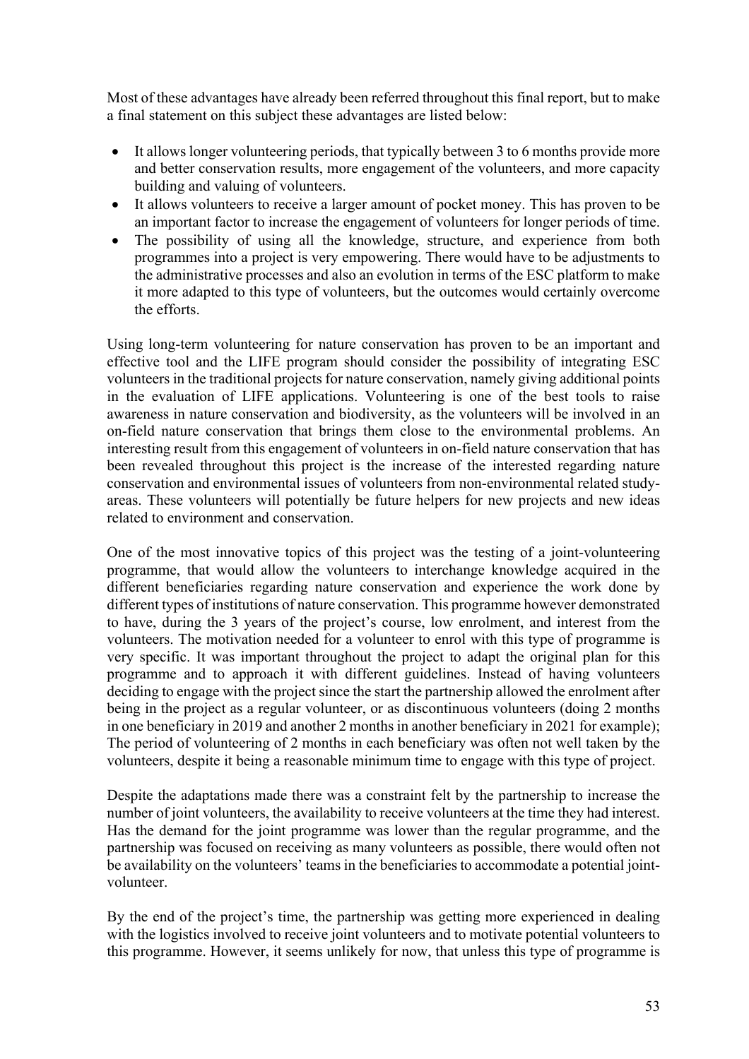Most of these advantages have already been referred throughout this final report, but to make a final statement on this subject these advantages are listed below:

- It allows longer volunteering periods, that typically between 3 to 6 months provide more and better conservation results, more engagement of the volunteers, and more capacity building and valuing of volunteers.
- It allows volunteers to receive a larger amount of pocket money. This has proven to be an important factor to increase the engagement of volunteers for longer periods of time.
- The possibility of using all the knowledge, structure, and experience from both programmes into a project is very empowering. There would have to be adjustments to the administrative processes and also an evolution in terms of the ESC platform to make it more adapted to this type of volunteers, but the outcomes would certainly overcome the efforts.

Using long-term volunteering for nature conservation has proven to be an important and effective tool and the LIFE program should consider the possibility of integrating ESC volunteers in the traditional projects for nature conservation, namely giving additional points in the evaluation of LIFE applications. Volunteering is one of the best tools to raise awareness in nature conservation and biodiversity, as the volunteers will be involved in an on-field nature conservation that brings them close to the environmental problems. An interesting result from this engagement of volunteers in on-field nature conservation that has been revealed throughout this project is the increase of the interested regarding nature conservation and environmental issues of volunteers from non-environmental related study-areas. These volunteers will potentially be future helpers for new projects and new ideas related to environment and conservation.

One of the most innovative topics of this project was the testing of a joint-volunteering programme, that would allow the volunteers to interchange knowledge acquired in the different beneficiaries regarding nature conservation and experience the work done by different types of institutions of nature conservation. This programme however demonstrated to have, during the 3 years of the project's course, low enrolment, and interest from the volunteers. The motivation needed for a volunteer to enrol with this type of programme is very specific. It was important throughout the project to adapt the original plan for this programme and to approach it with different guidelines. Instead of having volunteers deciding to engage with the project since the start the partnership allowed the enrolment after being in the project as a regular volunteer, or as discontinuous volunteers (doing 2 months in one beneficiary in 2019 and another 2 months in another beneficiary in 2021 for example); The period of volunteering of 2 months in each beneficiary was often not well taken by the volunteers, despite it being a reasonable minimum time to engage with this type of project.

Despite the adaptations made there was a constraint felt by the partnership to increase the number of joint volunteers, the availability to receive volunteers at the time they had interest. Has the demand for the joint programme was lower than the regular programme, and the partnership was focused on receiving as many volunteers as possible, there would often not be availability on the volunteers' teams in the beneficiaries to accommodate a potential joint-volunteer.

By the end of the project's time, the partnership was getting more experienced in dealing with the logistics involved to receive joint volunteers and to motivate potential volunteers to this programme. However, it seems unlikely for now, that unless this type of programme is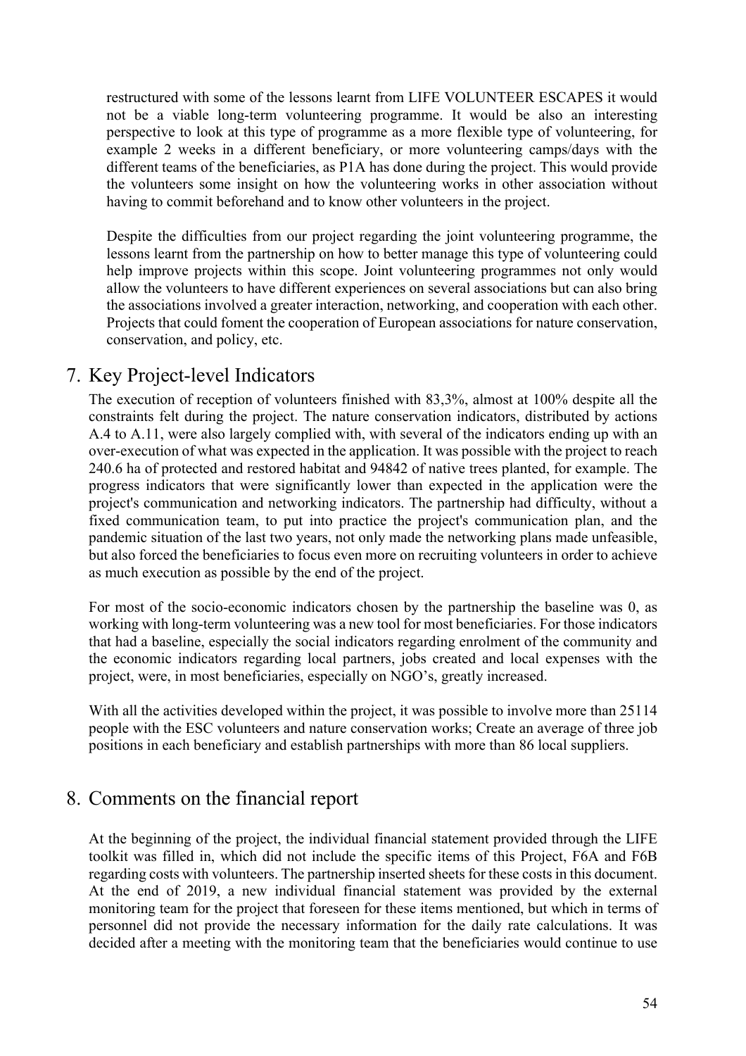restructured with some of the lessons learnt from LIFE VOLUNTEER ESCAPES it would not be a viable long-term volunteering programme. It would be also an interesting perspective to look at this type of programme as a more flexible type of volunteering, for example 2 weeks in a different beneficiary, or more volunteering camps/days with the different teams of the beneficiaries, as P1A has done during the project. This would provide the volunteers some insight on how the volunteering works in other association without having to commit beforehand and to know other volunteers in the project.

Despite the difficulties from our project regarding the joint volunteering programme, the lessons learnt from the partnership on how to better manage this type of volunteering could help improve projects within this scope. Joint volunteering programmes not only would allow the volunteers to have different experiences on several associations but can also bring the associations involved a greater interaction, networking, and cooperation with each other. Projects that could foment the cooperation of European associations for nature conservation, conservation, and policy, etc.

## 7. Key Project-level Indicators

The execution of reception of volunteers finished with 83,3%, almost at 100% despite all the constraints felt during the project. The nature conservation indicators, distributed by actions A.4 to A.11, were also largely complied with, with several of the indicators ending up with an over-execution of what was expected in the application. It was possible with the project to reach 240.6 ha of protected and restored habitat and 94842 of native trees planted, for example. The progress indicators that were significantly lower than expected in the application were the project's communication and networking indicators. The partnership had difficulty, without a fixed communication team, to put into practice the project's communication plan, and the pandemic situation of the last two years, not only made the networking plans made unfeasible, but also forced the beneficiaries to focus even more on recruiting volunteers in order to achieve as much execution as possible by the end of the project.

For most of the socio-economic indicators chosen by the partnership the baseline was 0, as working with long-term volunteering was a new tool for most beneficiaries. For those indicators that had a baseline, especially the social indicators regarding enrolment of the community and the economic indicators regarding local partners, jobs created and local expenses with the project, were, in most beneficiaries, especially on NGO's, greatly increased.

With all the activities developed within the project, it was possible to involve more than 25114 people with the ESC volunteers and nature conservation works; Create an average of three job positions in each beneficiary and establish partnerships with more than 86 local suppliers.

## 8. Comments on the financial report

At the beginning of the project, the individual financial statement provided through the LIFE toolkit was filled in, which did not include the specific items of this Project, F6A and F6B regarding costs with volunteers. The partnership inserted sheets for these costs in this document. At the end of 2019, a new individual financial statement was provided by the external monitoring team for the project that foreseen for these items mentioned, but which in terms of personnel did not provide the necessary information for the daily rate calculations. It was decided after a meeting with the monitoring team that the beneficiaries would continue to use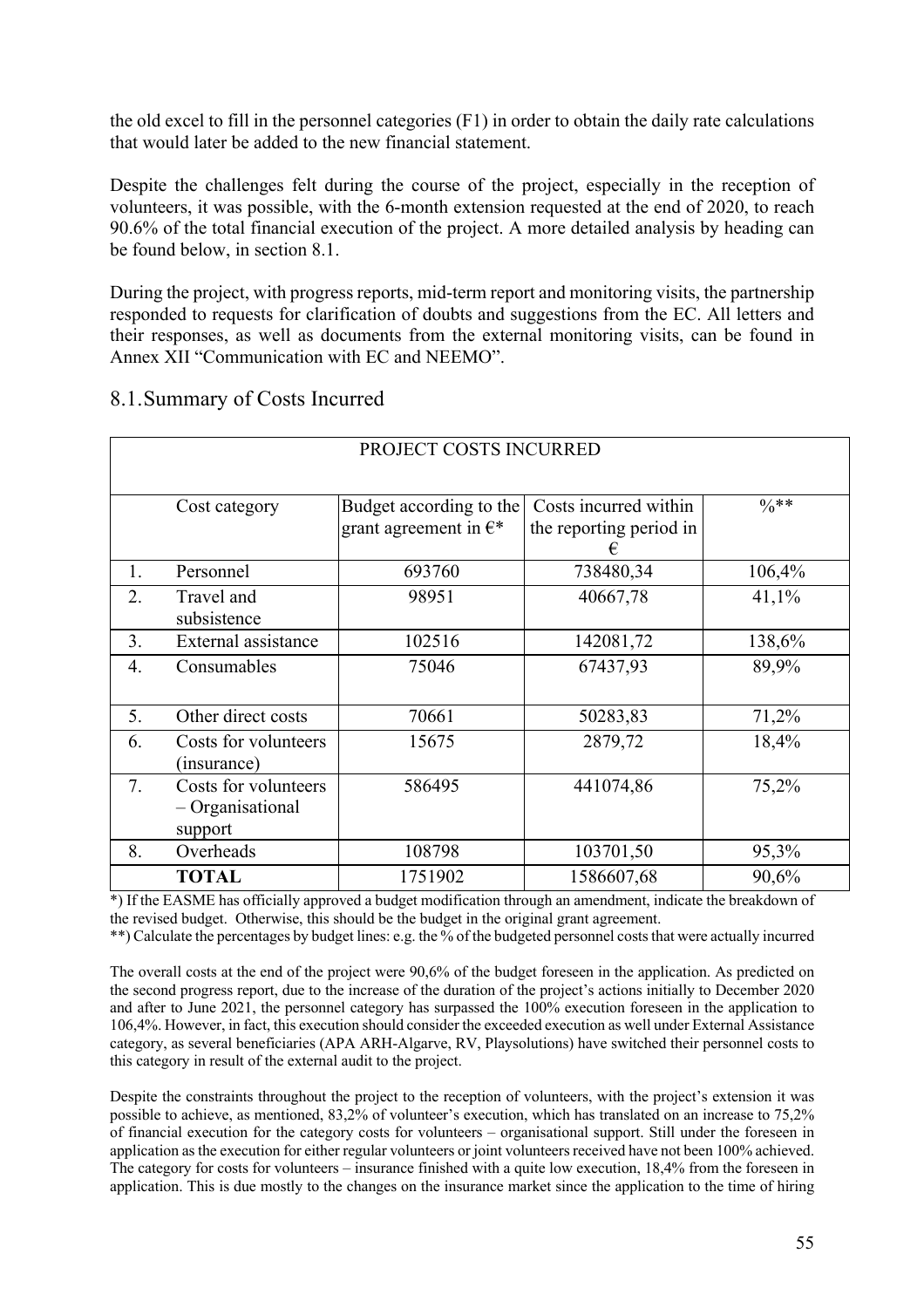the old excel to fill in the personnel categories (F1) in order to obtain the daily rate calculations that would later be added to the new financial statement.

Despite the challenges felt during the course of the project, especially in the reception of volunteers, it was possible, with the 6-month extension requested at the end of 2020, to reach 90.6% of the total financial execution of the project. A more detailed analysis by heading can be found below, in section 8.1.

During the project, with progress reports, mid-term report and monitoring visits, the partnership responded to requests for clarification of doubts and suggestions from the EC. All letters and their responses, as well as documents from the external monitoring visits, can be found in Annex XII "Communication with EC and NEEMO".

## 8.1. Summary of Costs Incurred

| PROJECT COSTS INCURRED | | | | |
|---|---|---|---|---|
| | Cost category | Budget according to the grant agreement in €* | Costs incurred within the reporting period in € | %** |
| 1. | Personnel | 693760 | 738480,34 | 106,4% |
| 2. | Travel and subsistence | 98951 | 40667,78 | 41,1% |
| 3. | External assistance | 102516 | 142081,72 | 138,6% |
| 4. | Consumables | 75046 | 67437,93 | 89,9% |
| 5. | Other direct costs | 70661 | 50283,83 | 71,2% |
| 6. | Costs for volunteers (insurance) | 15675 | 2879,72 | 18,4% |
| 7. | Costs for volunteers – Organisational support | 586495 | 441074,86 | 75,2% |
| 8. | Overheads | 108798 | 103701,50 | 95,3% |
| | **TOTAL** | 1751902 | 1586607,68 | 90,6% |

*) If the EASME has officially approved a budget modification through an amendment, indicate the breakdown of the revised budget. Otherwise, this should be the budget in the original grant agreement.

**) Calculate the percentages by budget lines: e.g. the % of the budgeted personnel costs that were actually incurred

The overall costs at the end of the project were 90,6% of the budget foreseen in the application. As predicted on the second progress report, due to the increase of the duration of the project's actions initially to December 2020 and after to June 2021, the personnel category has surpassed the 100% execution foreseen in the application to 106,4%. However, in fact, this execution should consider the exceeded execution as well under External Assistance category, as several beneficiaries (APA ARH-Algarve, RV, Playsolutions) have switched their personnel costs to this category in result of the external audit to the project.

Despite the constraints throughout the project to the reception of volunteers, with the project's extension it was possible to achieve, as mentioned, 83,2% of volunteer's execution, which has translated on an increase to 75,2% of financial execution for the category costs for volunteers – organisational support. Still under the foreseen in application as the execution for either regular volunteers or joint volunteers received have not been 100% achieved. The category for costs for volunteers – insurance finished with a quite low execution, 18,4% from the foreseen in application. This is due mostly to the changes on the insurance market since the application to the time of hiring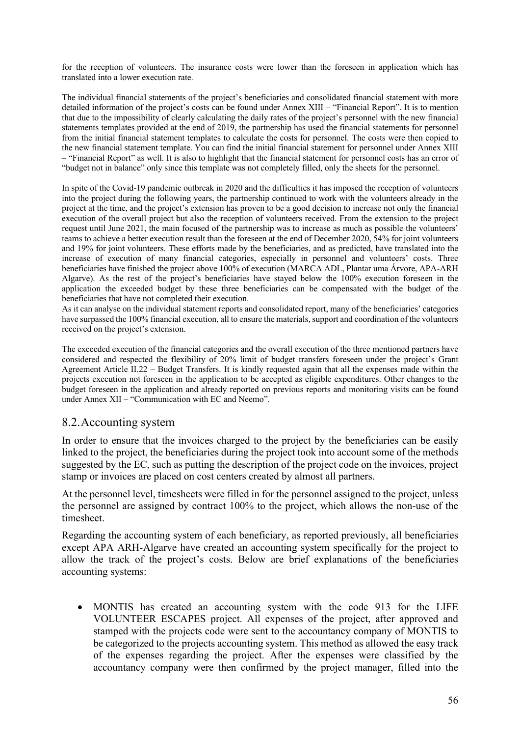for the reception of volunteers. The insurance costs were lower than the foreseen in application which has translated into a lower execution rate.

The individual financial statements of the project's beneficiaries and consolidated financial statement with more detailed information of the project's costs can be found under Annex XIII – "Financial Report". It is to mention that due to the impossibility of clearly calculating the daily rates of the project's personnel with the new financial statements templates provided at the end of 2019, the partnership has used the financial statements for personnel from the initial financial statement templates to calculate the costs for personnel. The costs were then copied to the new financial statement template. You can find the initial financial statement for personnel under Annex XIII – "Financial Report" as well. It is also to highlight that the financial statement for personnel costs has an error of "budget not in balance" only since this template was not completely filled, only the sheets for the personnel.

In spite of the Covid-19 pandemic outbreak in 2020 and the difficulties it has imposed the reception of volunteers into the project during the following years, the partnership continued to work with the volunteers already in the project at the time, and the project's extension has proven to be a good decision to increase not only the financial execution of the overall project but also the reception of volunteers received. From the extension to the project request until June 2021, the main focused of the partnership was to increase as much as possible the volunteers' teams to achieve a better execution result than the foreseen at the end of December 2020, 54% for joint volunteers and 19% for joint volunteers. These efforts made by the beneficiaries, and as predicted, have translated into the increase of execution of many financial categories, especially in personnel and volunteers' costs. Three beneficiaries have finished the project above 100% of execution (MARCA ADL, Plantar uma Árvore, APA-ARH Algarve). As the rest of the project's beneficiaries have stayed below the 100% execution foreseen in the application the exceeded budget by these three beneficiaries can be compensated with the budget of the beneficiaries that have not completed their execution.
As it can analyse on the individual statement reports and consolidated report, many of the beneficiaries' categories have surpassed the 100% financial execution, all to ensure the materials, support and coordination of the volunteers received on the project's extension.

The exceeded execution of the financial categories and the overall execution of the three mentioned partners have considered and respected the flexibility of 20% limit of budget transfers foreseen under the project's Grant Agreement Article II.22 – Budget Transfers. It is kindly requested again that all the expenses made within the projects execution not foreseen in the application to be accepted as eligible expenditures. Other changes to the budget foreseen in the application and already reported on previous reports and monitoring visits can be found under Annex XII – "Communication with EC and Neemo".

## 8.2. Accounting system

In order to ensure that the invoices charged to the project by the beneficiaries can be easily linked to the project, the beneficiaries during the project took into account some of the methods suggested by the EC, such as putting the description of the project code on the invoices, project stamp or invoices are placed on cost centers created by almost all partners.

At the personnel level, timesheets were filled in for the personnel assigned to the project, unless the personnel are assigned by contract 100% to the project, which allows the non-use of the timesheet.

Regarding the accounting system of each beneficiary, as reported previously, all beneficiaries except APA ARH-Algarve have created an accounting system specifically for the project to allow the track of the project's costs. Below are brief explanations of the beneficiaries accounting systems:

- MONTIS has created an accounting system with the code 913 for the LIFE VOLUNTEER ESCAPES project. All expenses of the project, after approved and stamped with the projects code were sent to the accountancy company of MONTIS to be categorized to the projects accounting system. This method as allowed the easy track of the expenses regarding the project. After the expenses were classified by the accountancy company were then confirmed by the project manager, filled into the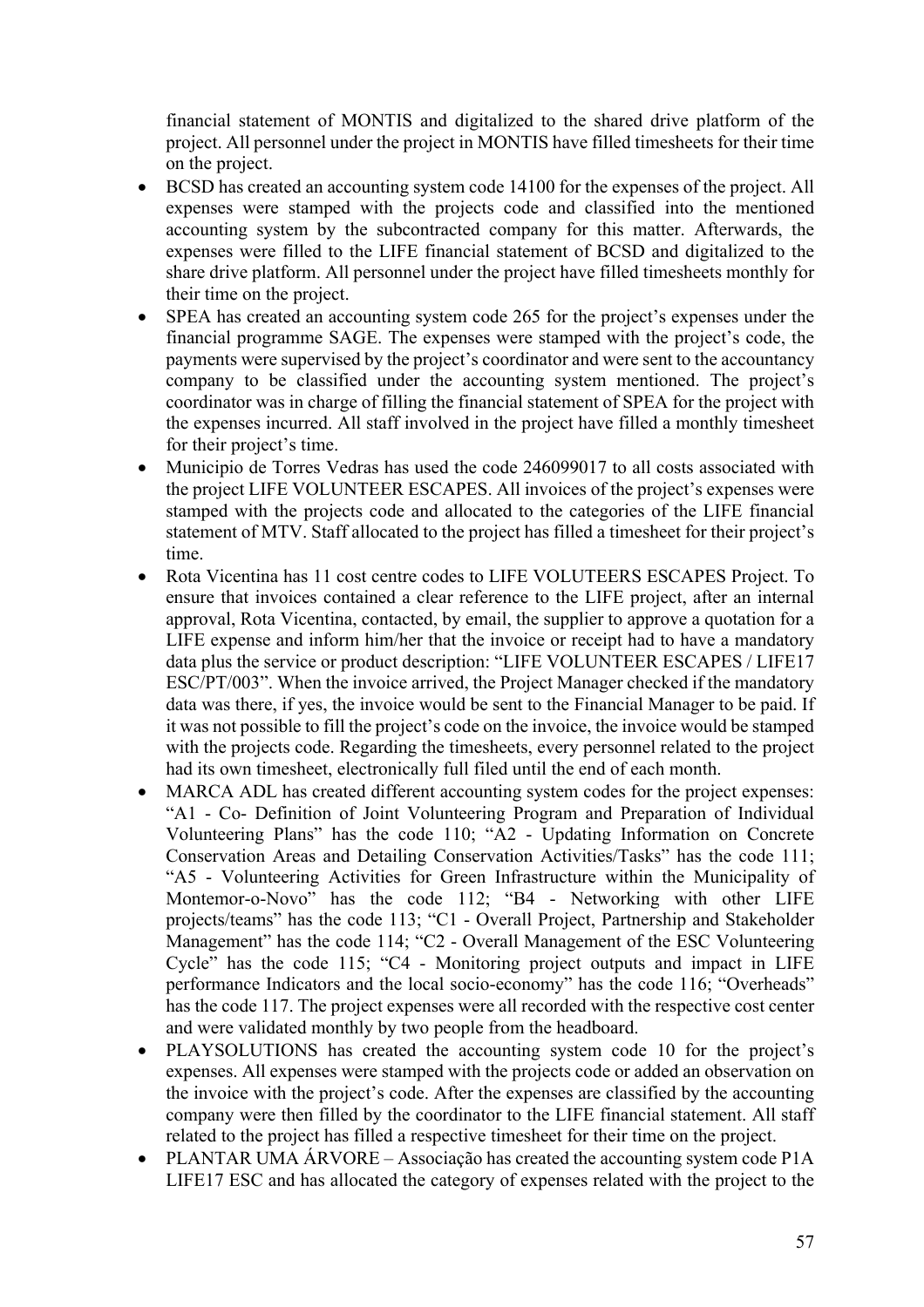financial statement of MONTIS and digitalized to the shared drive platform of the project. All personnel under the project in MONTIS have filled timesheets for their time on the project.

- BCSD has created an accounting system code 14100 for the expenses of the project. All expenses were stamped with the projects code and classified into the mentioned accounting system by the subcontracted company for this matter. Afterwards, the expenses were filled to the LIFE financial statement of BCSD and digitalized to the share drive platform. All personnel under the project have filled timesheets monthly for their time on the project.
- SPEA has created an accounting system code 265 for the project's expenses under the financial programme SAGE. The expenses were stamped with the project's code, the payments were supervised by the project's coordinator and were sent to the accountancy company to be classified under the accounting system mentioned. The project's coordinator was in charge of filling the financial statement of SPEA for the project with the expenses incurred. All staff involved in the project have filled a monthly timesheet for their project's time.
- Municipio de Torres Vedras has used the code 246099017 to all costs associated with the project LIFE VOLUNTEER ESCAPES. All invoices of the project's expenses were stamped with the projects code and allocated to the categories of the LIFE financial statement of MTV. Staff allocated to the project has filled a timesheet for their project's time.
- Rota Vicentina has 11 cost centre codes to LIFE VOLUTEERS ESCAPES Project. To ensure that invoices contained a clear reference to the LIFE project, after an internal approval, Rota Vicentina, contacted, by email, the supplier to approve a quotation for a LIFE expense and inform him/her that the invoice or receipt had to have a mandatory data plus the service or product description: "LIFE VOLUNTEER ESCAPES / LIFE17 ESC/PT/003". When the invoice arrived, the Project Manager checked if the mandatory data was there, if yes, the invoice would be sent to the Financial Manager to be paid. If it was not possible to fill the project's code on the invoice, the invoice would be stamped with the projects code. Regarding the timesheets, every personnel related to the project had its own timesheet, electronically full filed until the end of each month.
- MARCA ADL has created different accounting system codes for the project expenses: "A1 - Co- Definition of Joint Volunteering Program and Preparation of Individual Volunteering Plans" has the code 110; "A2 - Updating Information on Concrete Conservation Areas and Detailing Conservation Activities/Tasks" has the code 111; "A5 - Volunteering Activities for Green Infrastructure within the Municipality of Montemor-o-Novo" has the code 112; "B4 - Networking with other LIFE projects/teams" has the code 113; "C1 - Overall Project, Partnership and Stakeholder Management" has the code 114; "C2 - Overall Management of the ESC Volunteering Cycle" has the code 115; "C4 - Monitoring project outputs and impact in LIFE performance Indicators and the local socio-economy" has the code 116; "Overheads" has the code 117. The project expenses were all recorded with the respective cost center and were validated monthly by two people from the headboard.
- PLAYSOLUTIONS has created the accounting system code 10 for the project's expenses. All expenses were stamped with the projects code or added an observation on the invoice with the project's code. After the expenses are classified by the accounting company were then filled by the coordinator to the LIFE financial statement. All staff related to the project has filled a respective timesheet for their time on the project.
- PLANTAR UMA ÁRVORE – Associação has created the accounting system code P1A LIFE17 ESC and has allocated the category of expenses related with the project to the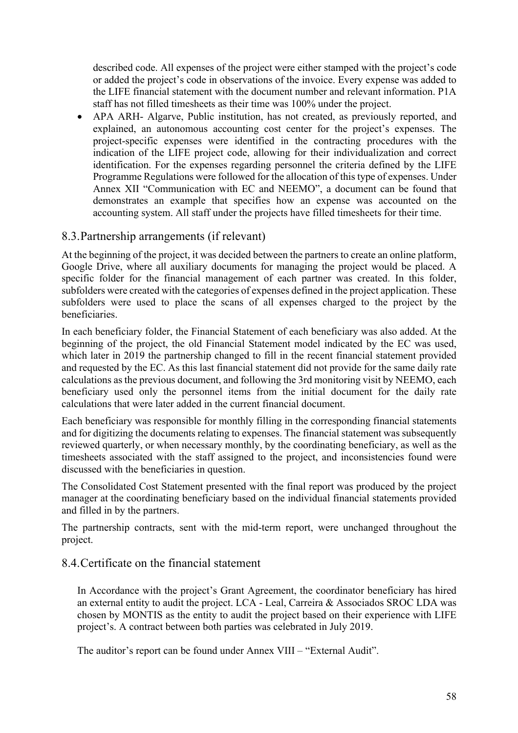described code. All expenses of the project were either stamped with the project's code or added the project's code in observations of the invoice. Every expense was added to the LIFE financial statement with the document number and relevant information. P1A staff has not filled timesheets as their time was 100% under the project.

- APA ARH- Algarve, Public institution, has not created, as previously reported, and explained, an autonomous accounting cost center for the project's expenses. The project-specific expenses were identified in the contracting procedures with the indication of the LIFE project code, allowing for their individualization and correct identification. For the expenses regarding personnel the criteria defined by the LIFE Programme Regulations were followed for the allocation of this type of expenses. Under Annex XII "Communication with EC and NEEMO", a document can be found that demonstrates an example that specifies how an expense was accounted on the accounting system. All staff under the projects have filled timesheets for their time.

## 8.3. Partnership arrangements (if relevant)

At the beginning of the project, it was decided between the partners to create an online platform, Google Drive, where all auxiliary documents for managing the project would be placed. A specific folder for the financial management of each partner was created. In this folder, subfolders were created with the categories of expenses defined in the project application. These subfolders were used to place the scans of all expenses charged to the project by the beneficiaries.

In each beneficiary folder, the Financial Statement of each beneficiary was also added. At the beginning of the project, the old Financial Statement model indicated by the EC was used, which later in 2019 the partnership changed to fill in the recent financial statement provided and requested by the EC. As this last financial statement did not provide for the same daily rate calculations as the previous document, and following the 3rd monitoring visit by NEEMO, each beneficiary used only the personnel items from the initial document for the daily rate calculations that were later added in the current financial document.

Each beneficiary was responsible for monthly filling in the corresponding financial statements and for digitizing the documents relating to expenses. The financial statement was subsequently reviewed quarterly, or when necessary monthly, by the coordinating beneficiary, as well as the timesheets associated with the staff assigned to the project, and inconsistencies found were discussed with the beneficiaries in question.

The Consolidated Cost Statement presented with the final report was produced by the project manager at the coordinating beneficiary based on the individual financial statements provided and filled in by the partners.

The partnership contracts, sent with the mid-term report, were unchanged throughout the project.

## 8.4. Certificate on the financial statement

In Accordance with the project's Grant Agreement, the coordinator beneficiary has hired an external entity to audit the project. LCA - Leal, Carreira & Associados SROC LDA was chosen by MONTIS as the entity to audit the project based on their experience with LIFE project's. A contract between both parties was celebrated in July 2019.

The auditor's report can be found under Annex VIII – "External Audit".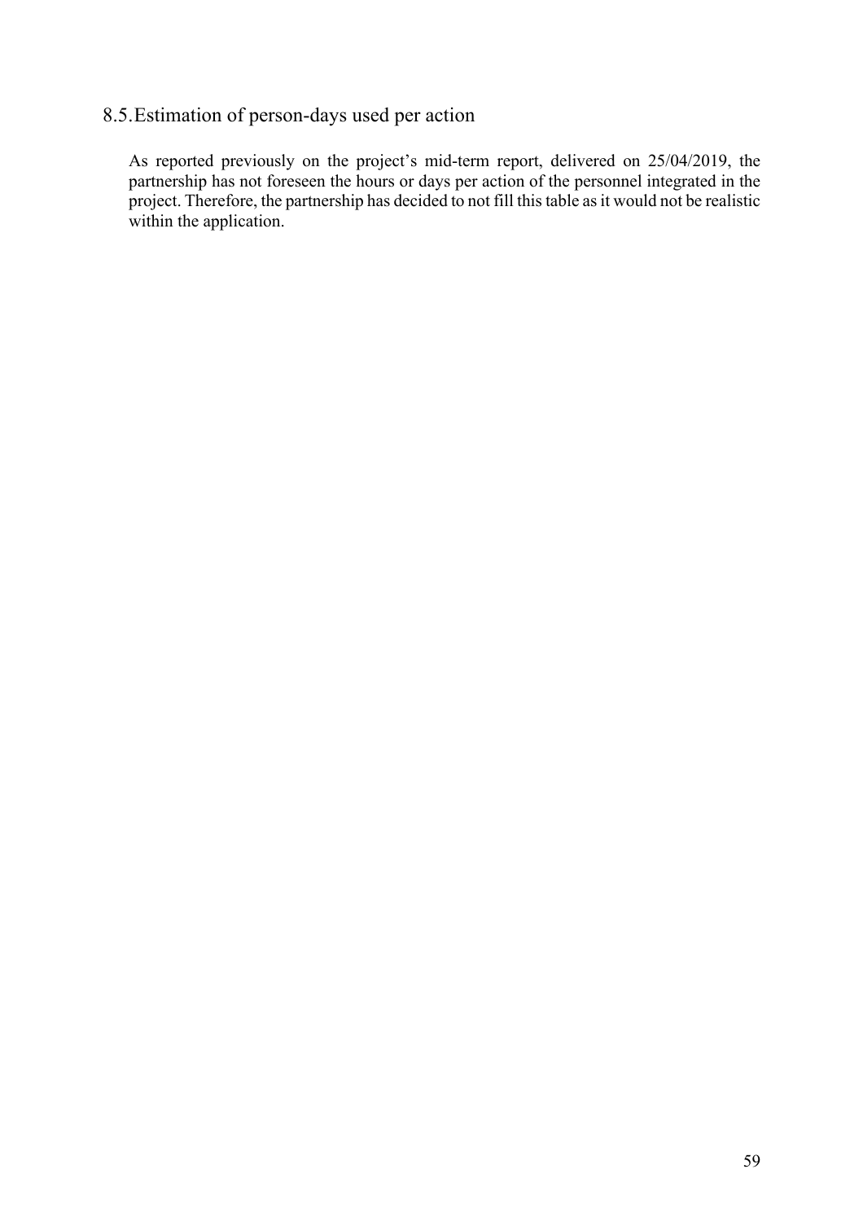## 8.5. Estimation of person-days used per action

As reported previously on the project's mid-term report, delivered on 25/04/2019, the partnership has not foreseen the hours or days per action of the personnel integrated in the project. Therefore, the partnership has decided to not fill this table as it would not be realistic within the application.